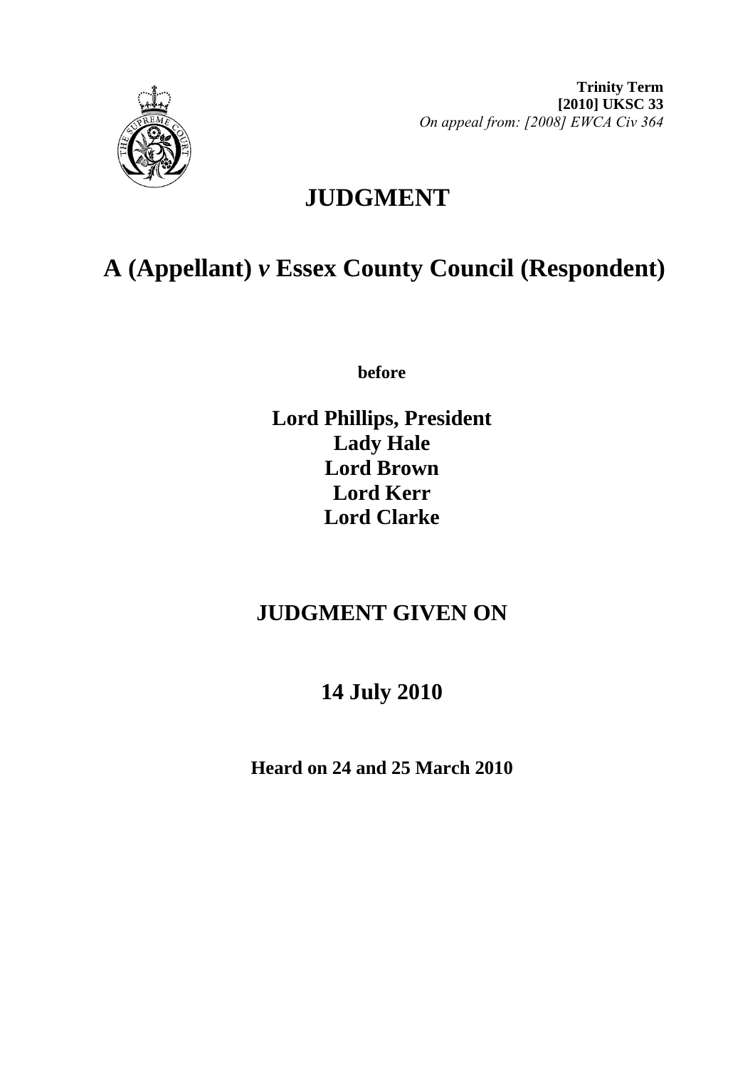**Trinity Term**
**[2010] UKSC 33**
*On appeal from: [2008] EWCA Civ 364*

# JUDGMENT

# A (Appellant) *v* Essex County Council (Respondent)

**before**

**Lord Phillips, President**
**Lady Hale**
**Lord Brown**
**Lord Kerr**
**Lord Clarke**

## JUDGMENT GIVEN ON

## 14 July 2010

**Heard on 24 and 25 March 2010**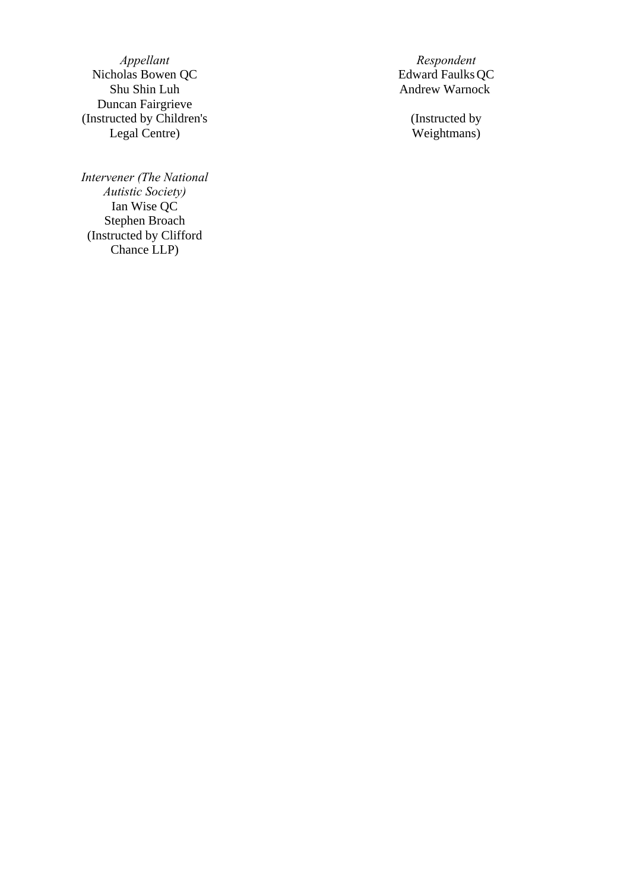| *Appellant* | *Respondent* |
| --- | --- |
| Nicholas Bowen QC | Edward Faulks QC |
| Shu Shin Luh | Andrew Warnock |
| Duncan Fairgrieve | |
| (Instructed by Children's Legal Centre) | (Instructed by Weightmans) |

*Intervener (The National Autistic Society)*
Ian Wise QC
Stephen Broach
(Instructed by Clifford Chance LLP)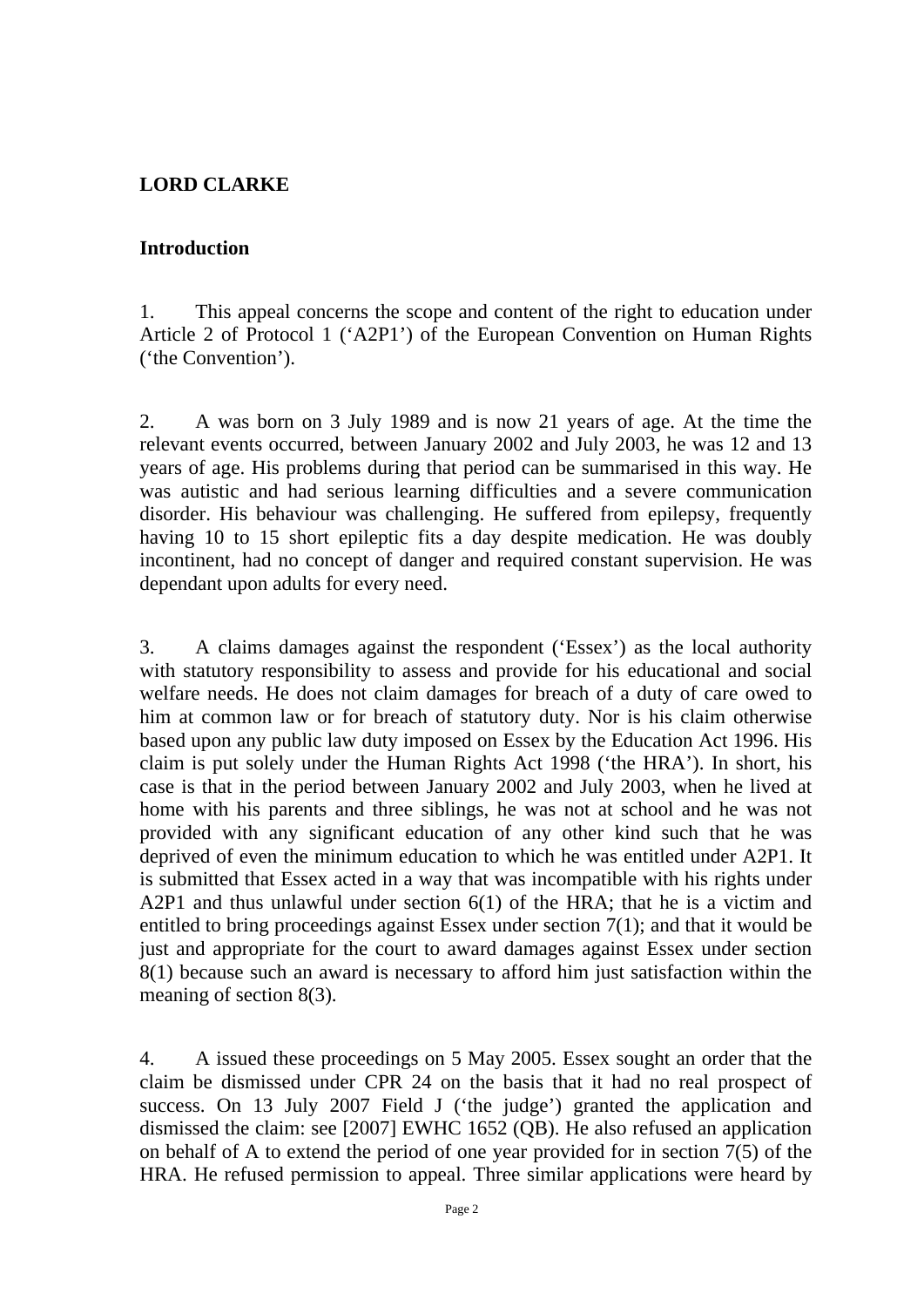## LORD CLARKE

### Introduction

1. This appeal concerns the scope and content of the right to education under Article 2 of Protocol 1 ('A2P1') of the European Convention on Human Rights ('the Convention').

2. A was born on 3 July 1989 and is now 21 years of age. At the time the relevant events occurred, between January 2002 and July 2003, he was 12 and 13 years of age. His problems during that period can be summarised in this way. He was autistic and had serious learning difficulties and a severe communication disorder. His behaviour was challenging. He suffered from epilepsy, frequently having 10 to 15 short epileptic fits a day despite medication. He was doubly incontinent, had no concept of danger and required constant supervision. He was dependant upon adults for every need.

3. A claims damages against the respondent ('Essex') as the local authority with statutory responsibility to assess and provide for his educational and social welfare needs. He does not claim damages for breach of a duty of care owed to him at common law or for breach of statutory duty. Nor is his claim otherwise based upon any public law duty imposed on Essex by the Education Act 1996. His claim is put solely under the Human Rights Act 1998 ('the HRA'). In short, his case is that in the period between January 2002 and July 2003, when he lived at home with his parents and three siblings, he was not at school and he was not provided with any significant education of any other kind such that he was deprived of even the minimum education to which he was entitled under A2P1. It is submitted that Essex acted in a way that was incompatible with his rights under A2P1 and thus unlawful under section 6(1) of the HRA; that he is a victim and entitled to bring proceedings against Essex under section 7(1); and that it would be just and appropriate for the court to award damages against Essex under section 8(1) because such an award is necessary to afford him just satisfaction within the meaning of section 8(3).

4. A issued these proceedings on 5 May 2005. Essex sought an order that the claim be dismissed under CPR 24 on the basis that it had no real prospect of success. On 13 July 2007 Field J ('the judge') granted the application and dismissed the claim: see [2007] EWHC 1652 (QB). He also refused an application on behalf of A to extend the period of one year provided for in section 7(5) of the HRA. He refused permission to appeal. Three similar applications were heard by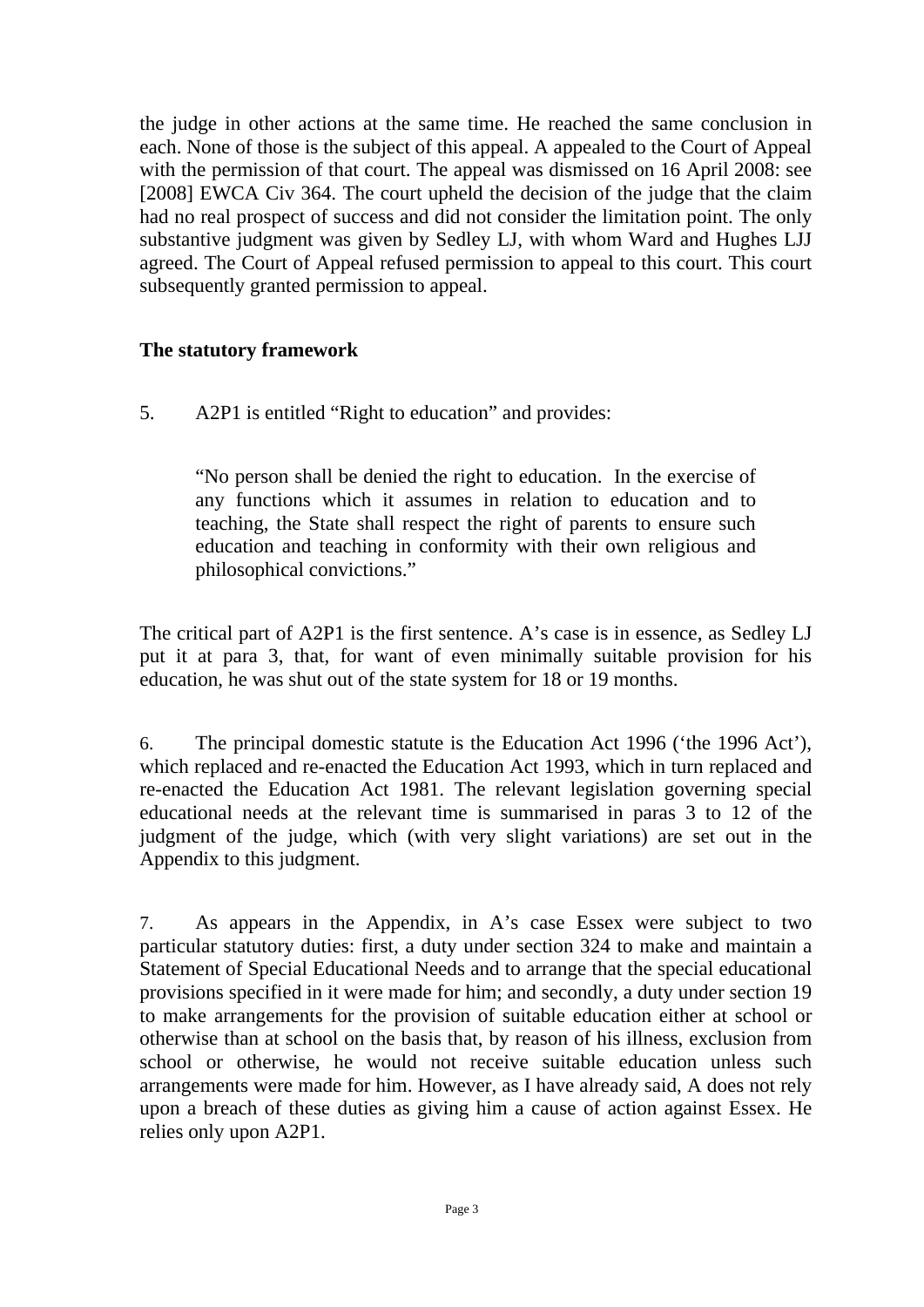the judge in other actions at the same time. He reached the same conclusion in each. None of those is the subject of this appeal. A appealed to the Court of Appeal with the permission of that court. The appeal was dismissed on 16 April 2008: see [2008] EWCA Civ 364. The court upheld the decision of the judge that the claim had no real prospect of success and did not consider the limitation point. The only substantive judgment was given by Sedley LJ, with whom Ward and Hughes LJJ agreed. The Court of Appeal refused permission to appeal to this court. This court subsequently granted permission to appeal.

**The statutory framework**

5. A2P1 is entitled "Right to education" and provides:

> "No person shall be denied the right to education. In the exercise of any functions which it assumes in relation to education and to teaching, the State shall respect the right of parents to ensure such education and teaching in conformity with their own religious and philosophical convictions."

The critical part of A2P1 is the first sentence. A's case is in essence, as Sedley LJ put it at para 3, that, for want of even minimally suitable provision for his education, he was shut out of the state system for 18 or 19 months.

6. The principal domestic statute is the Education Act 1996 ('the 1996 Act'), which replaced and re-enacted the Education Act 1993, which in turn replaced and re-enacted the Education Act 1981. The relevant legislation governing special educational needs at the relevant time is summarised in paras 3 to 12 of the judgment of the judge, which (with very slight variations) are set out in the Appendix to this judgment.

7. As appears in the Appendix, in A's case Essex were subject to two particular statutory duties: first, a duty under section 324 to make and maintain a Statement of Special Educational Needs and to arrange that the special educational provisions specified in it were made for him; and secondly, a duty under section 19 to make arrangements for the provision of suitable education either at school or otherwise than at school on the basis that, by reason of his illness, exclusion from school or otherwise, he would not receive suitable education unless such arrangements were made for him. However, as I have already said, A does not rely upon a breach of these duties as giving him a cause of action against Essex. He relies only upon A2P1.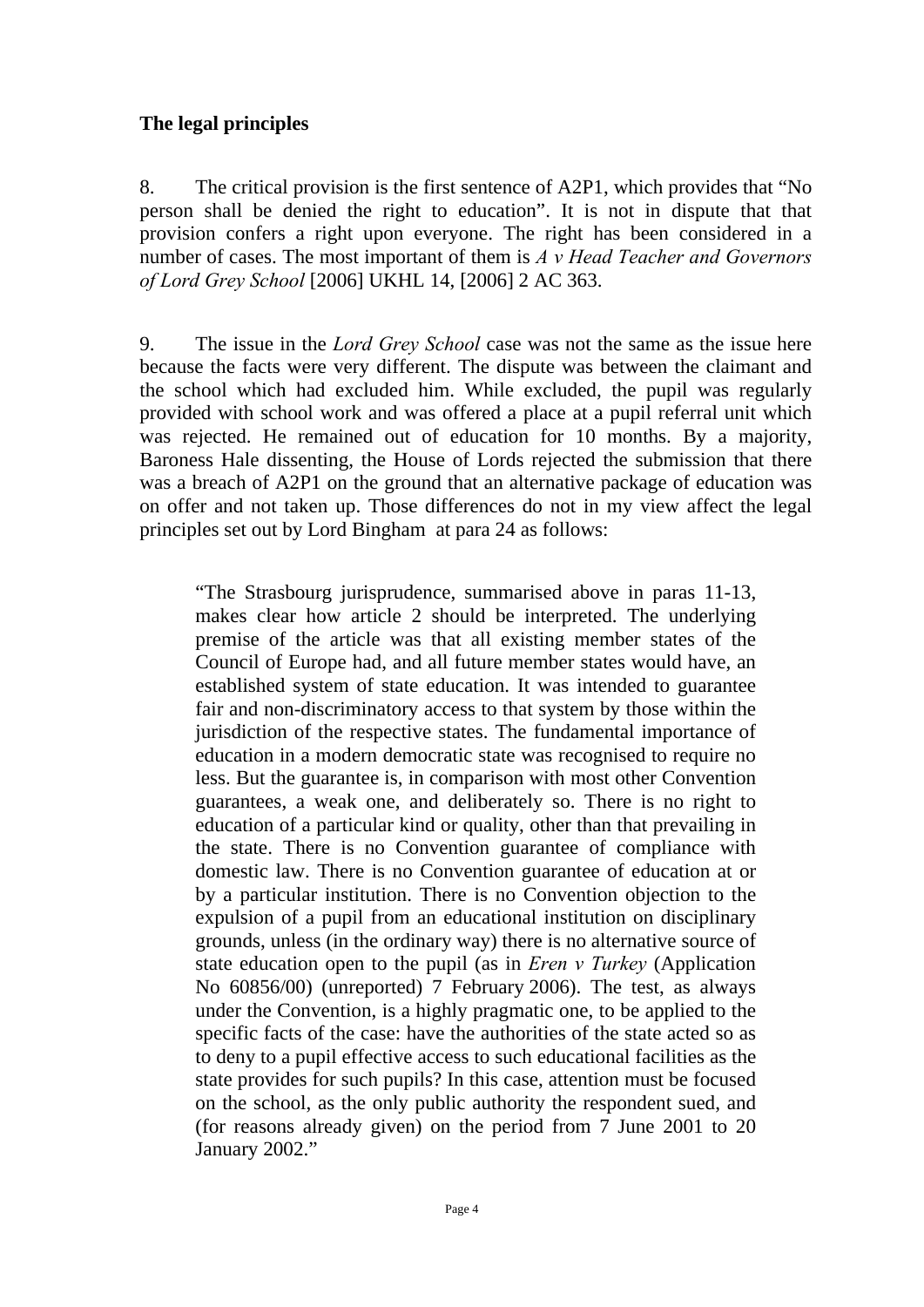## The legal principles

8. The critical provision is the first sentence of A2P1, which provides that "No person shall be denied the right to education". It is not in dispute that that provision confers a right upon everyone. The right has been considered in a number of cases. The most important of them is *A v Head Teacher and Governors of Lord Grey School* [2006] UKHL 14, [2006] 2 AC 363.

9. The issue in the *Lord Grey School* case was not the same as the issue here because the facts were very different. The dispute was between the claimant and the school which had excluded him. While excluded, the pupil was regularly provided with school work and was offered a place at a pupil referral unit which was rejected. He remained out of education for 10 months. By a majority, Baroness Hale dissenting, the House of Lords rejected the submission that there was a breach of A2P1 on the ground that an alternative package of education was on offer and not taken up. Those differences do not in my view affect the legal principles set out by Lord Bingham at para 24 as follows:

> "The Strasbourg jurisprudence, summarised above in paras 11-13, makes clear how article 2 should be interpreted. The underlying premise of the article was that all existing member states of the Council of Europe had, and all future member states would have, an established system of state education. It was intended to guarantee fair and non-discriminatory access to that system by those within the jurisdiction of the respective states. The fundamental importance of education in a modern democratic state was recognised to require no less. But the guarantee is, in comparison with most other Convention guarantees, a weak one, and deliberately so. There is no right to education of a particular kind or quality, other than that prevailing in the state. There is no Convention guarantee of compliance with domestic law. There is no Convention guarantee of education at or by a particular institution. There is no Convention objection to the expulsion of a pupil from an educational institution on disciplinary grounds, unless (in the ordinary way) there is no alternative source of state education open to the pupil (as in *Eren v Turkey* (Application No 60856/00) (unreported) 7 February 2006). The test, as always under the Convention, is a highly pragmatic one, to be applied to the specific facts of the case: have the authorities of the state acted so as to deny to a pupil effective access to such educational facilities as the state provides for such pupils? In this case, attention must be focused on the school, as the only public authority the respondent sued, and (for reasons already given) on the period from 7 June 2001 to 20 January 2002."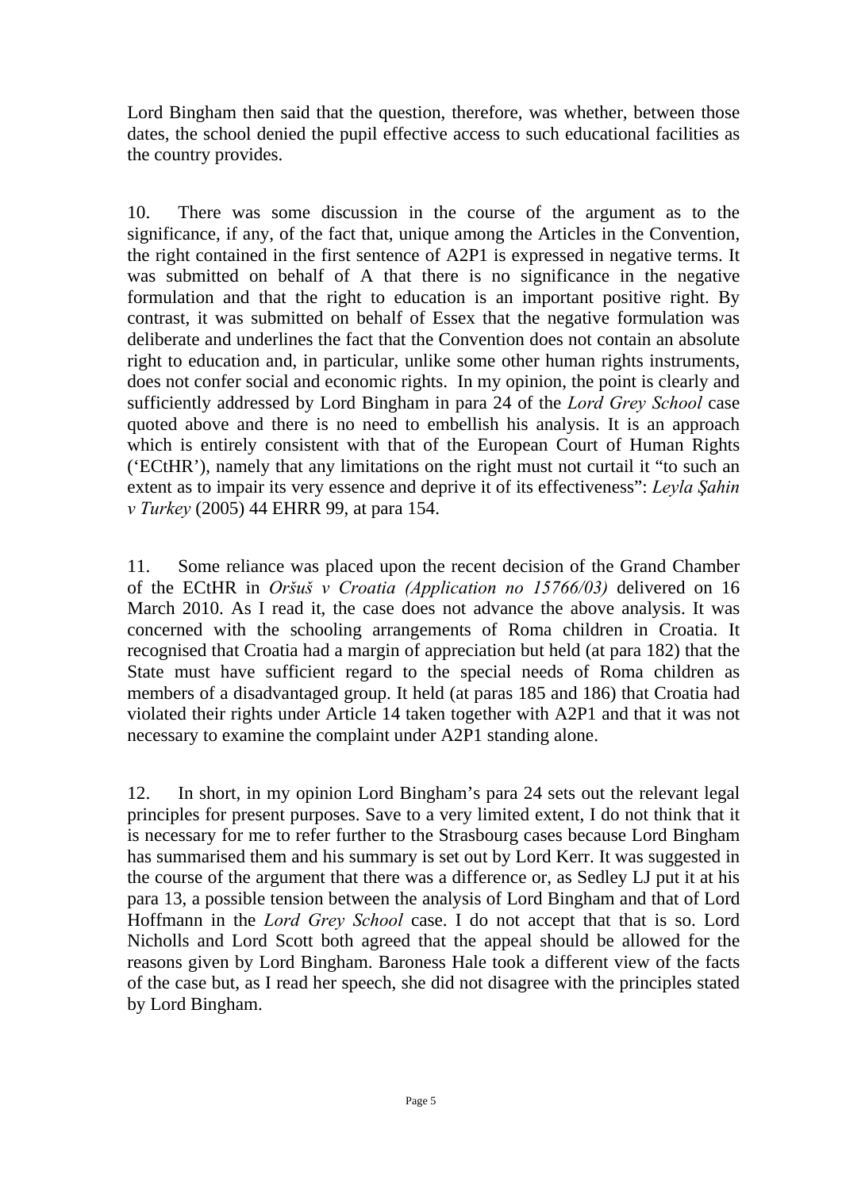Lord Bingham then said that the question, therefore, was whether, between those dates, the school denied the pupil effective access to such educational facilities as the country provides.

10. There was some discussion in the course of the argument as to the significance, if any, of the fact that, unique among the Articles in the Convention, the right contained in the first sentence of A2P1 is expressed in negative terms. It was submitted on behalf of A that there is no significance in the negative formulation and that the right to education is an important positive right. By contrast, it was submitted on behalf of Essex that the negative formulation was deliberate and underlines the fact that the Convention does not contain an absolute right to education and, in particular, unlike some other human rights instruments, does not confer social and economic rights. In my opinion, the point is clearly and sufficiently addressed by Lord Bingham in para 24 of the *Lord Grey School* case quoted above and there is no need to embellish his analysis. It is an approach which is entirely consistent with that of the European Court of Human Rights ('ECtHR'), namely that any limitations on the right must not curtail it "to such an extent as to impair its very essence and deprive it of its effectiveness": *Leyla Şahin v Turkey* (2005) 44 EHRR 99, at para 154.

11. Some reliance was placed upon the recent decision of the Grand Chamber of the ECtHR in *Oršuš v Croatia (Application no 15766/03)* delivered on 16 March 2010. As I read it, the case does not advance the above analysis. It was concerned with the schooling arrangements of Roma children in Croatia. It recognised that Croatia had a margin of appreciation but held (at para 182) that the State must have sufficient regard to the special needs of Roma children as members of a disadvantaged group. It held (at paras 185 and 186) that Croatia had violated their rights under Article 14 taken together with A2P1 and that it was not necessary to examine the complaint under A2P1 standing alone.

12. In short, in my opinion Lord Bingham's para 24 sets out the relevant legal principles for present purposes. Save to a very limited extent, I do not think that it is necessary for me to refer further to the Strasbourg cases because Lord Bingham has summarised them and his summary is set out by Lord Kerr. It was suggested in the course of the argument that there was a difference or, as Sedley LJ put it at his para 13, a possible tension between the analysis of Lord Bingham and that of Lord Hoffmann in the *Lord Grey School* case. I do not accept that that is so. Lord Nicholls and Lord Scott both agreed that the appeal should be allowed for the reasons given by Lord Bingham. Baroness Hale took a different view of the facts of the case but, as I read her speech, she did not disagree with the principles stated by Lord Bingham.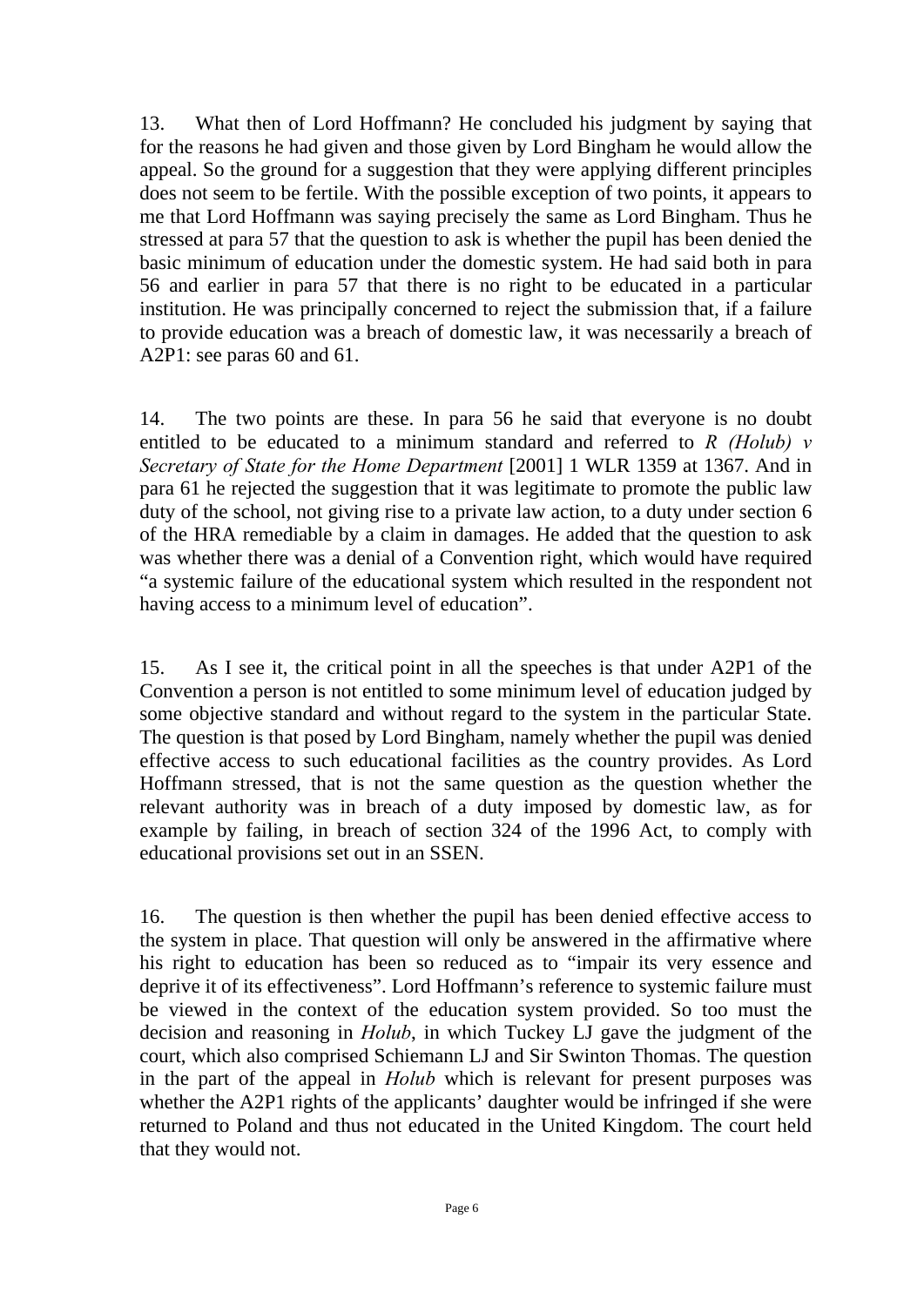13. What then of Lord Hoffmann? He concluded his judgment by saying that for the reasons he had given and those given by Lord Bingham he would allow the appeal. So the ground for a suggestion that they were applying different principles does not seem to be fertile. With the possible exception of two points, it appears to me that Lord Hoffmann was saying precisely the same as Lord Bingham. Thus he stressed at para 57 that the question to ask is whether the pupil has been denied the basic minimum of education under the domestic system. He had said both in para 56 and earlier in para 57 that there is no right to be educated in a particular institution. He was principally concerned to reject the submission that, if a failure to provide education was a breach of domestic law, it was necessarily a breach of A2P1: see paras 60 and 61.

14. The two points are these. In para 56 he said that everyone is no doubt entitled to be educated to a minimum standard and referred to *R (Holub) v Secretary of State for the Home Department* [2001] 1 WLR 1359 at 1367. And in para 61 he rejected the suggestion that it was legitimate to promote the public law duty of the school, not giving rise to a private law action, to a duty under section 6 of the HRA remediable by a claim in damages. He added that the question to ask was whether there was a denial of a Convention right, which would have required "a systemic failure of the educational system which resulted in the respondent not having access to a minimum level of education".

15. As I see it, the critical point in all the speeches is that under A2P1 of the Convention a person is not entitled to some minimum level of education judged by some objective standard and without regard to the system in the particular State. The question is that posed by Lord Bingham, namely whether the pupil was denied effective access to such educational facilities as the country provides. As Lord Hoffmann stressed, that is not the same question as the question whether the relevant authority was in breach of a duty imposed by domestic law, as for example by failing, in breach of section 324 of the 1996 Act, to comply with educational provisions set out in an SSEN.

16. The question is then whether the pupil has been denied effective access to the system in place. That question will only be answered in the affirmative where his right to education has been so reduced as to "impair its very essence and deprive it of its effectiveness". Lord Hoffmann's reference to systemic failure must be viewed in the context of the education system provided. So too must the decision and reasoning in *Holub*, in which Tuckey LJ gave the judgment of the court, which also comprised Schiemann LJ and Sir Swinton Thomas. The question in the part of the appeal in *Holub* which is relevant for present purposes was whether the A2P1 rights of the applicants' daughter would be infringed if she were returned to Poland and thus not educated in the United Kingdom. The court held that they would not.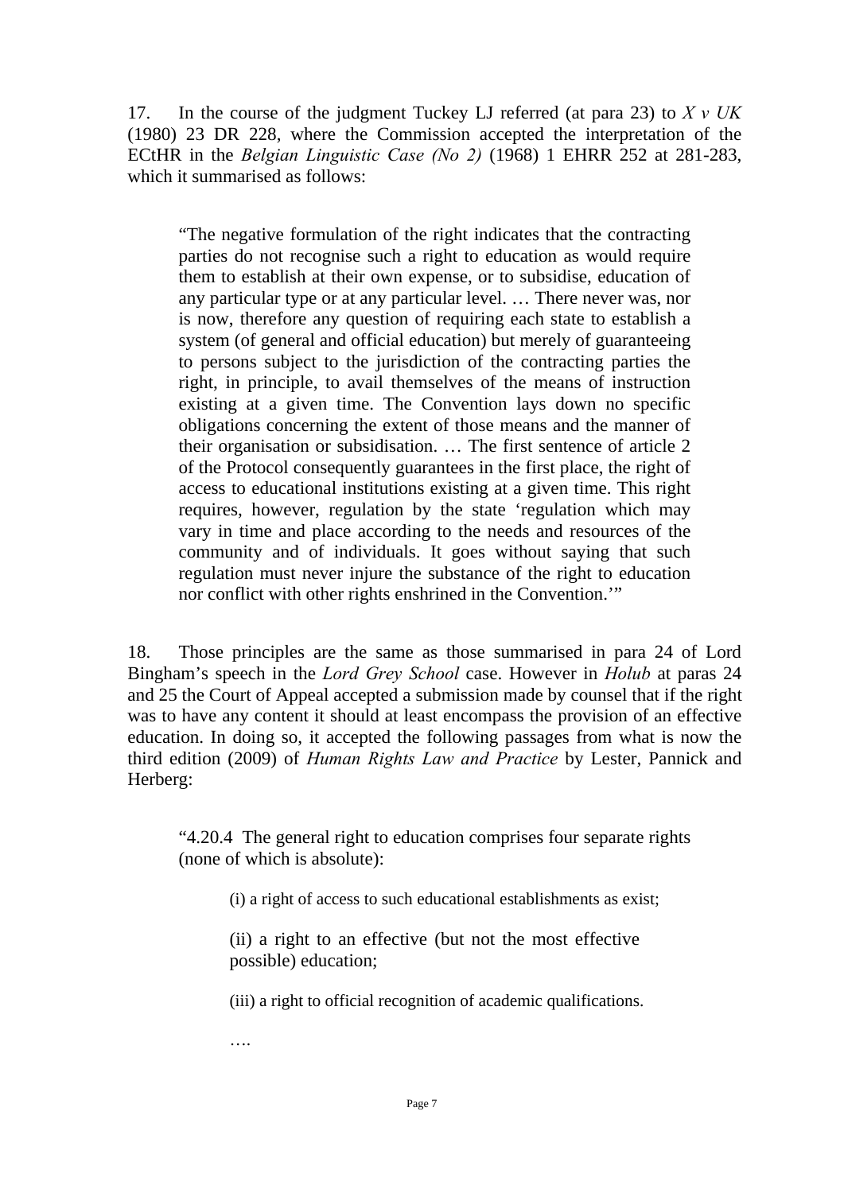17. In the course of the judgment Tuckey LJ referred (at para 23) to *X v UK* (1980) 23 DR 228, where the Commission accepted the interpretation of the ECtHR in the *Belgian Linguistic Case (No 2)* (1968) 1 EHRR 252 at 281-283, which it summarised as follows:

> "The negative formulation of the right indicates that the contracting parties do not recognise such a right to education as would require them to establish at their own expense, or to subsidise, education of any particular type or at any particular level. … There never was, nor is now, therefore any question of requiring each state to establish a system (of general and official education) but merely of guaranteeing to persons subject to the jurisdiction of the contracting parties the right, in principle, to avail themselves of the means of instruction existing at a given time. The Convention lays down no specific obligations concerning the extent of those means and the manner of their organisation or subsidisation. … The first sentence of article 2 of the Protocol consequently guarantees in the first place, the right of access to educational institutions existing at a given time. This right requires, however, regulation by the state 'regulation which may vary in time and place according to the needs and resources of the community and of individuals. It goes without saying that such regulation must never injure the substance of the right to education nor conflict with other rights enshrined in the Convention.'"

18. Those principles are the same as those summarised in para 24 of Lord Bingham's speech in the *Lord Grey School* case. However in *Holub* at paras 24 and 25 the Court of Appeal accepted a submission made by counsel that if the right was to have any content it should at least encompass the provision of an effective education. In doing so, it accepted the following passages from what is now the third edition (2009) of *Human Rights Law and Practice* by Lester, Pannick and Herberg:

> "4.20.4 The general right to education comprises four separate rights (none of which is absolute):
>
> > (i) a right of access to such educational establishments as exist;
> >
> > (ii) a right to an effective (but not the most effective possible) education;
> >
> > (iii) a right to official recognition of academic qualifications.
> >
> > ….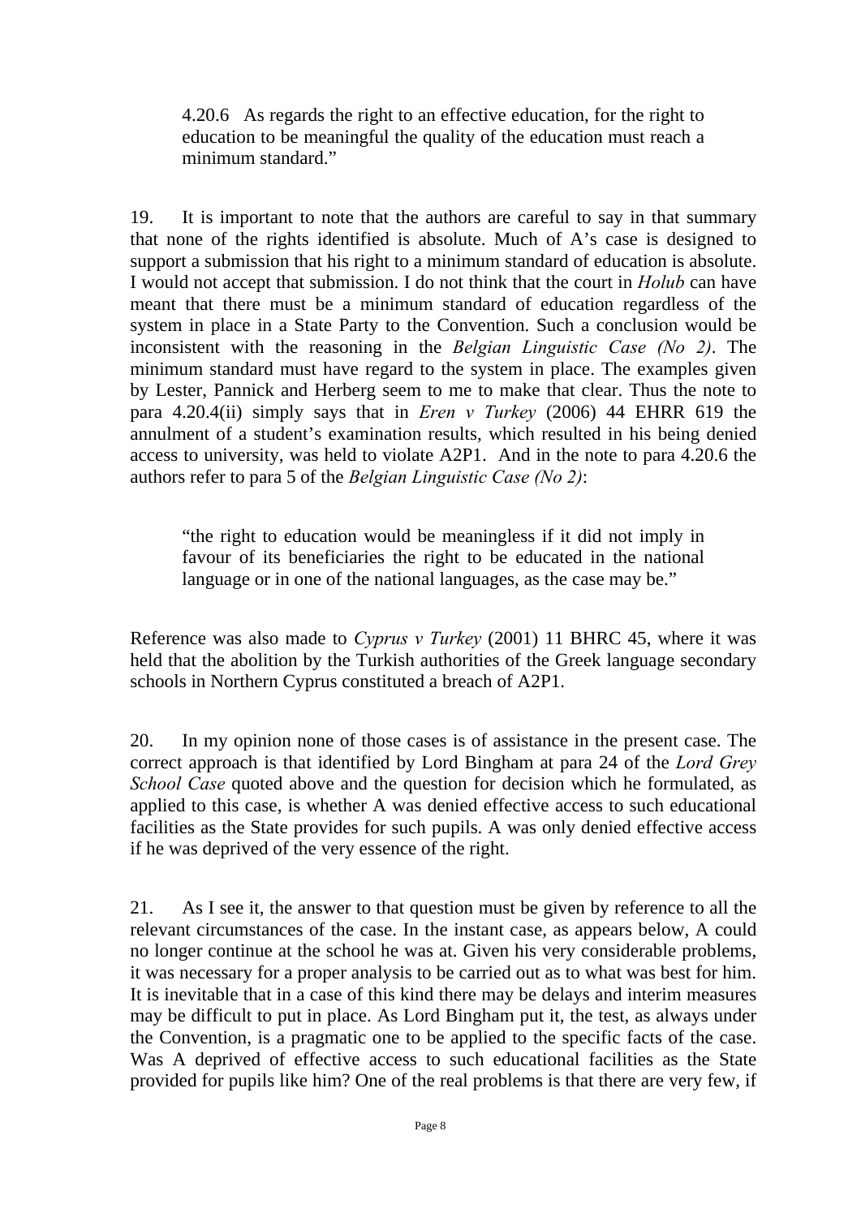> 4.20.6 As regards the right to an effective education, for the right to education to be meaningful the quality of the education must reach a minimum standard."

19. It is important to note that the authors are careful to say in that summary that none of the rights identified is absolute. Much of A's case is designed to support a submission that his right to a minimum standard of education is absolute. I would not accept that submission. I do not think that the court in *Holub* can have meant that there must be a minimum standard of education regardless of the system in place in a State Party to the Convention. Such a conclusion would be inconsistent with the reasoning in the *Belgian Linguistic Case (No 2)*. The minimum standard must have regard to the system in place. The examples given by Lester, Pannick and Herberg seem to me to make that clear. Thus the note to para 4.20.4(ii) simply says that in *Eren v Turkey* (2006) 44 EHRR 619 the annulment of a student's examination results, which resulted in his being denied access to university, was held to violate A2P1. And in the note to para 4.20.6 the authors refer to para 5 of the *Belgian Linguistic Case (No 2)*:

> "the right to education would be meaningless if it did not imply in favour of its beneficiaries the right to be educated in the national language or in one of the national languages, as the case may be."

Reference was also made to *Cyprus v Turkey* (2001) 11 BHRC 45, where it was held that the abolition by the Turkish authorities of the Greek language secondary schools in Northern Cyprus constituted a breach of A2P1.

20. In my opinion none of those cases is of assistance in the present case. The correct approach is that identified by Lord Bingham at para 24 of the *Lord Grey School Case* quoted above and the question for decision which he formulated, as applied to this case, is whether A was denied effective access to such educational facilities as the State provides for such pupils. A was only denied effective access if he was deprived of the very essence of the right.

21. As I see it, the answer to that question must be given by reference to all the relevant circumstances of the case. In the instant case, as appears below, A could no longer continue at the school he was at. Given his very considerable problems, it was necessary for a proper analysis to be carried out as to what was best for him. It is inevitable that in a case of this kind there may be delays and interim measures may be difficult to put in place. As Lord Bingham put it, the test, as always under the Convention, is a pragmatic one to be applied to the specific facts of the case. Was A deprived of effective access to such educational facilities as the State provided for pupils like him? One of the real problems is that there are very few, if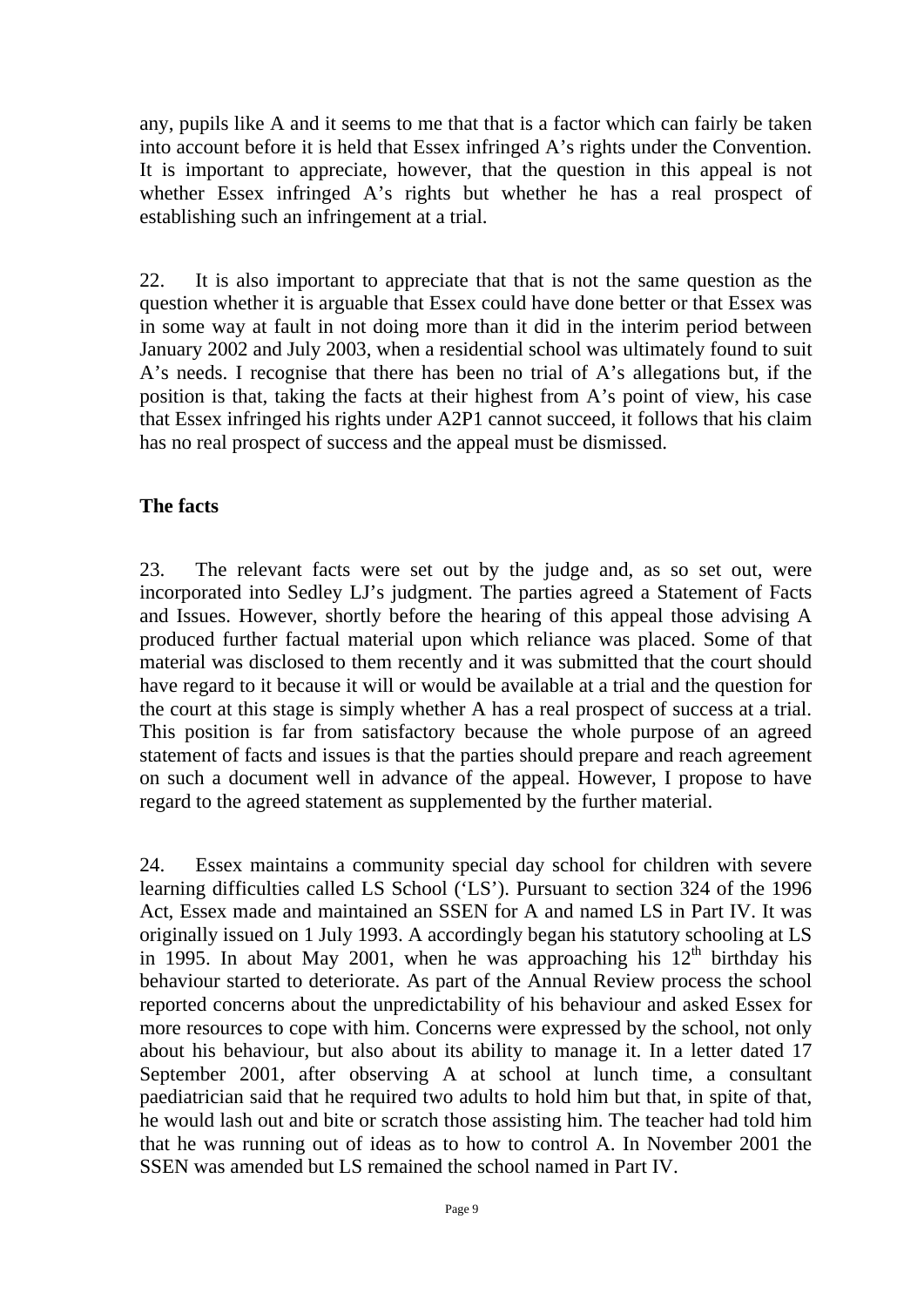any, pupils like A and it seems to me that that is a factor which can fairly be taken into account before it is held that Essex infringed A's rights under the Convention. It is important to appreciate, however, that the question in this appeal is not whether Essex infringed A's rights but whether he has a real prospect of establishing such an infringement at a trial.

22. It is also important to appreciate that that is not the same question as the question whether it is arguable that Essex could have done better or that Essex was in some way at fault in not doing more than it did in the interim period between January 2002 and July 2003, when a residential school was ultimately found to suit A's needs. I recognise that there has been no trial of A's allegations but, if the position is that, taking the facts at their highest from A's point of view, his case that Essex infringed his rights under A2P1 cannot succeed, it follows that his claim has no real prospect of success and the appeal must be dismissed.

**The facts**

23. The relevant facts were set out by the judge and, as so set out, were incorporated into Sedley LJ's judgment. The parties agreed a Statement of Facts and Issues. However, shortly before the hearing of this appeal those advising A produced further factual material upon which reliance was placed. Some of that material was disclosed to them recently and it was submitted that the court should have regard to it because it will or would be available at a trial and the question for the court at this stage is simply whether A has a real prospect of success at a trial. This position is far from satisfactory because the whole purpose of an agreed statement of facts and issues is that the parties should prepare and reach agreement on such a document well in advance of the appeal. However, I propose to have regard to the agreed statement as supplemented by the further material.

24. Essex maintains a community special day school for children with severe learning difficulties called LS School ('LS'). Pursuant to section 324 of the 1996 Act, Essex made and maintained an SSEN for A and named LS in Part IV. It was originally issued on 1 July 1993. A accordingly began his statutory schooling at LS in 1995. In about May 2001, when he was approaching his 12th birthday his behaviour started to deteriorate. As part of the Annual Review process the school reported concerns about the unpredictability of his behaviour and asked Essex for more resources to cope with him. Concerns were expressed by the school, not only about his behaviour, but also about its ability to manage it. In a letter dated 17 September 2001, after observing A at school at lunch time, a consultant paediatrician said that he required two adults to hold him but that, in spite of that, he would lash out and bite or scratch those assisting him. The teacher had told him that he was running out of ideas as to how to control A. In November 2001 the SSEN was amended but LS remained the school named in Part IV.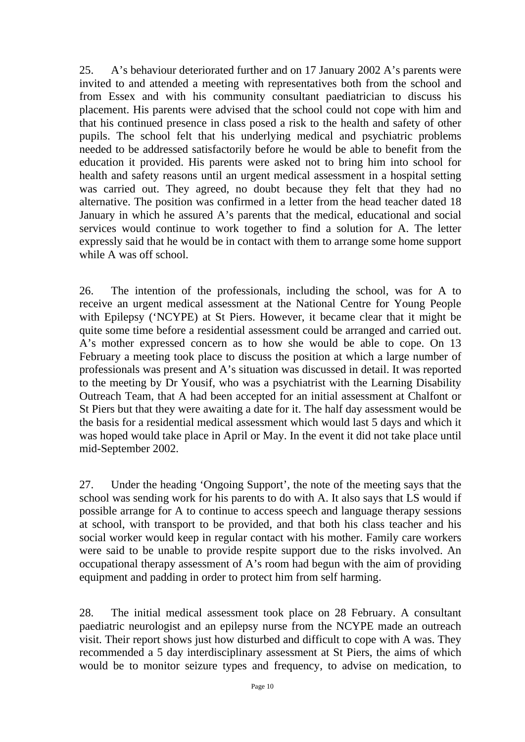25. A's behaviour deteriorated further and on 17 January 2002 A's parents were invited to and attended a meeting with representatives both from the school and from Essex and with his community consultant paediatrician to discuss his placement. His parents were advised that the school could not cope with him and that his continued presence in class posed a risk to the health and safety of other pupils. The school felt that his underlying medical and psychiatric problems needed to be addressed satisfactorily before he would be able to benefit from the education it provided. His parents were asked not to bring him into school for health and safety reasons until an urgent medical assessment in a hospital setting was carried out. They agreed, no doubt because they felt that they had no alternative. The position was confirmed in a letter from the head teacher dated 18 January in which he assured A's parents that the medical, educational and social services would continue to work together to find a solution for A. The letter expressly said that he would be in contact with them to arrange some home support while A was off school.

26. The intention of the professionals, including the school, was for A to receive an urgent medical assessment at the National Centre for Young People with Epilepsy ('NCYPE) at St Piers. However, it became clear that it might be quite some time before a residential assessment could be arranged and carried out. A's mother expressed concern as to how she would be able to cope. On 13 February a meeting took place to discuss the position at which a large number of professionals was present and A's situation was discussed in detail. It was reported to the meeting by Dr Yousif, who was a psychiatrist with the Learning Disability Outreach Team, that A had been accepted for an initial assessment at Chalfont or St Piers but that they were awaiting a date for it. The half day assessment would be the basis for a residential medical assessment which would last 5 days and which it was hoped would take place in April or May. In the event it did not take place until mid-September 2002.

27. Under the heading 'Ongoing Support', the note of the meeting says that the school was sending work for his parents to do with A. It also says that LS would if possible arrange for A to continue to access speech and language therapy sessions at school, with transport to be provided, and that both his class teacher and his social worker would keep in regular contact with his mother. Family care workers were said to be unable to provide respite support due to the risks involved. An occupational therapy assessment of A's room had begun with the aim of providing equipment and padding in order to protect him from self harming.

28. The initial medical assessment took place on 28 February. A consultant paediatric neurologist and an epilepsy nurse from the NCYPE made an outreach visit. Their report shows just how disturbed and difficult to cope with A was. They recommended a 5 day interdisciplinary assessment at St Piers, the aims of which would be to monitor seizure types and frequency, to advise on medication, to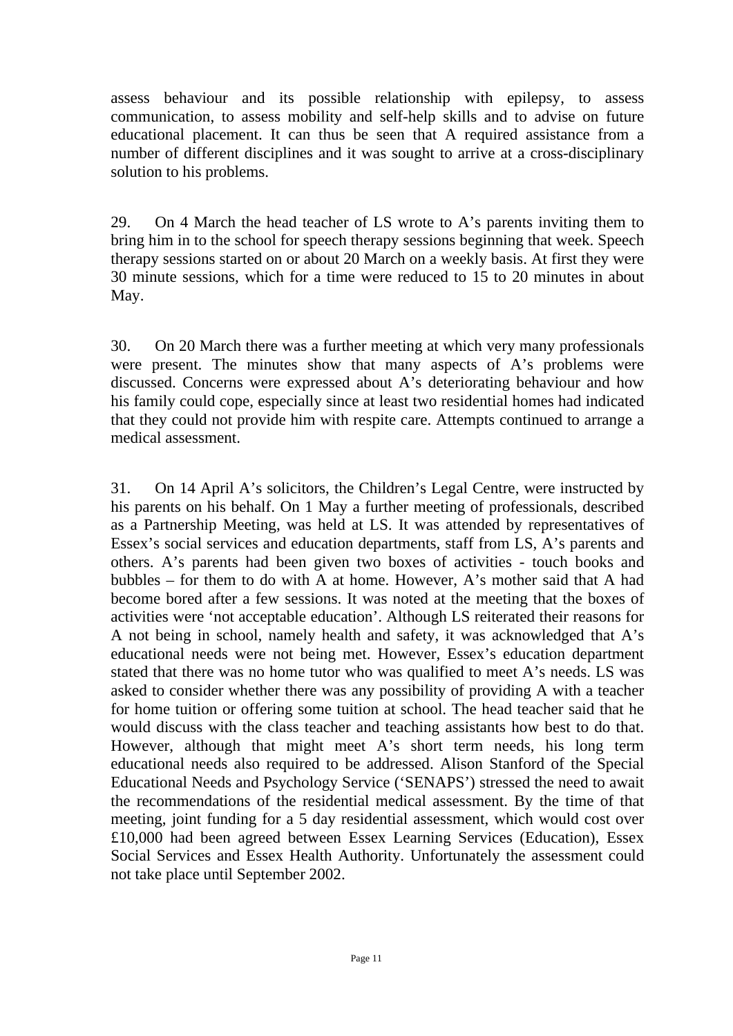assess behaviour and its possible relationship with epilepsy, to assess communication, to assess mobility and self-help skills and to advise on future educational placement. It can thus be seen that A required assistance from a number of different disciplines and it was sought to arrive at a cross-disciplinary solution to his problems.

29. On 4 March the head teacher of LS wrote to A's parents inviting them to bring him in to the school for speech therapy sessions beginning that week. Speech therapy sessions started on or about 20 March on a weekly basis. At first they were 30 minute sessions, which for a time were reduced to 15 to 20 minutes in about May.

30. On 20 March there was a further meeting at which very many professionals were present. The minutes show that many aspects of A's problems were discussed. Concerns were expressed about A's deteriorating behaviour and how his family could cope, especially since at least two residential homes had indicated that they could not provide him with respite care. Attempts continued to arrange a medical assessment.

31. On 14 April A's solicitors, the Children's Legal Centre, were instructed by his parents on his behalf. On 1 May a further meeting of professionals, described as a Partnership Meeting, was held at LS. It was attended by representatives of Essex's social services and education departments, staff from LS, A's parents and others. A's parents had been given two boxes of activities - touch books and bubbles – for them to do with A at home. However, A's mother said that A had become bored after a few sessions. It was noted at the meeting that the boxes of activities were 'not acceptable education'. Although LS reiterated their reasons for A not being in school, namely health and safety, it was acknowledged that A's educational needs were not being met. However, Essex's education department stated that there was no home tutor who was qualified to meet A's needs. LS was asked to consider whether there was any possibility of providing A with a teacher for home tuition or offering some tuition at school. The head teacher said that he would discuss with the class teacher and teaching assistants how best to do that. However, although that might meet A's short term needs, his long term educational needs also required to be addressed. Alison Stanford of the Special Educational Needs and Psychology Service ('SENAPS') stressed the need to await the recommendations of the residential medical assessment. By the time of that meeting, joint funding for a 5 day residential assessment, which would cost over £10,000 had been agreed between Essex Learning Services (Education), Essex Social Services and Essex Health Authority. Unfortunately the assessment could not take place until September 2002.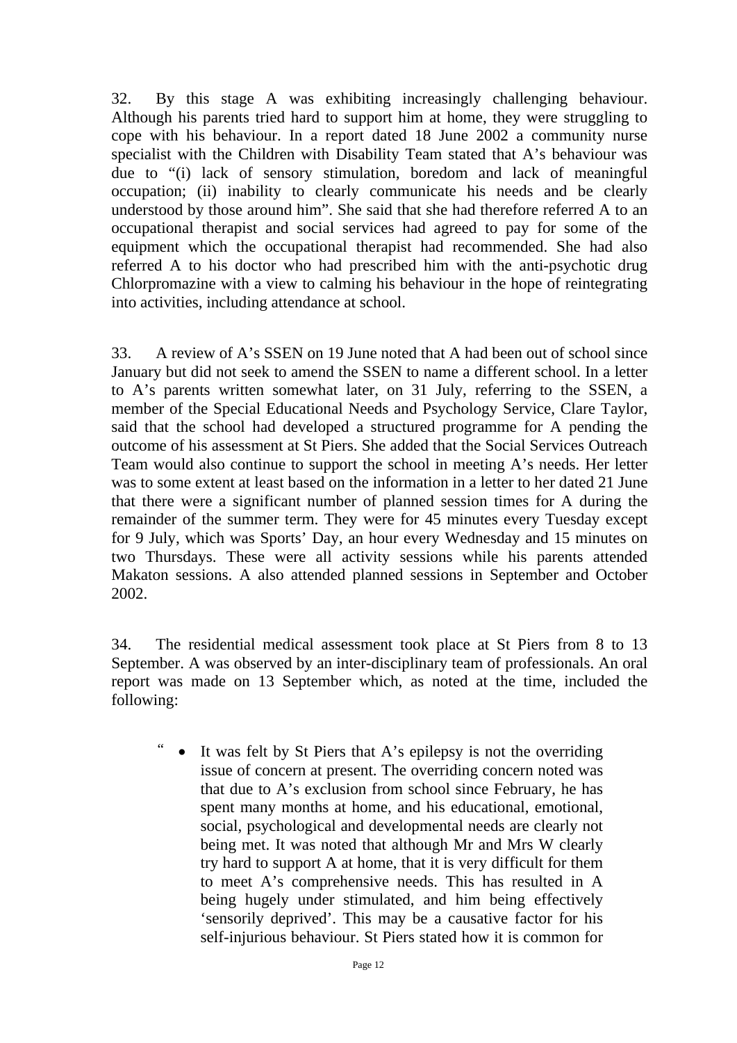32. By this stage A was exhibiting increasingly challenging behaviour. Although his parents tried hard to support him at home, they were struggling to cope with his behaviour. In a report dated 18 June 2002 a community nurse specialist with the Children with Disability Team stated that A's behaviour was due to "(i) lack of sensory stimulation, boredom and lack of meaningful occupation; (ii) inability to clearly communicate his needs and be clearly understood by those around him". She said that she had therefore referred A to an occupational therapist and social services had agreed to pay for some of the equipment which the occupational therapist had recommended. She had also referred A to his doctor who had prescribed him with the anti-psychotic drug Chlorpromazine with a view to calming his behaviour in the hope of reintegrating into activities, including attendance at school.

33. A review of A's SSEN on 19 June noted that A had been out of school since January but did not seek to amend the SSEN to name a different school. In a letter to A's parents written somewhat later, on 31 July, referring to the SSEN, a member of the Special Educational Needs and Psychology Service, Clare Taylor, said that the school had developed a structured programme for A pending the outcome of his assessment at St Piers. She added that the Social Services Outreach Team would also continue to support the school in meeting A's needs. Her letter was to some extent at least based on the information in a letter to her dated 21 June that there were a significant number of planned session times for A during the remainder of the summer term. They were for 45 minutes every Tuesday except for 9 July, which was Sports' Day, an hour every Wednesday and 15 minutes on two Thursdays. These were all activity sessions while his parents attended Makaton sessions. A also attended planned sessions in September and October 2002.

34. The residential medical assessment took place at St Piers from 8 to 13 September. A was observed by an inter-disciplinary team of professionals. An oral report was made on 13 September which, as noted at the time, included the following:

> " • It was felt by St Piers that A's epilepsy is not the overriding issue of concern at present. The overriding concern noted was that due to A's exclusion from school since February, he has spent many months at home, and his educational, emotional, social, psychological and developmental needs are clearly not being met. It was noted that although Mr and Mrs W clearly try hard to support A at home, that it is very difficult for them to meet A's comprehensive needs. This has resulted in A being hugely under stimulated, and him being effectively 'sensorily deprived'. This may be a causative factor for his self-injurious behaviour. St Piers stated how it is common for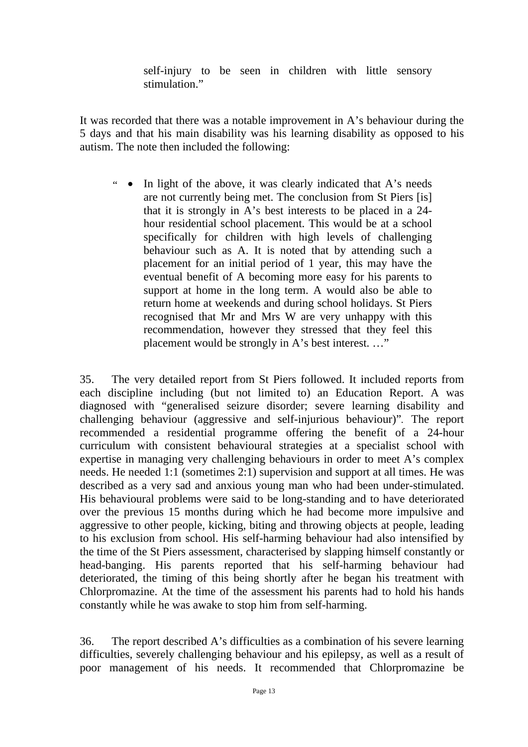> self-injury to be seen in children with little sensory stimulation."

It was recorded that there was a notable improvement in A's behaviour during the 5 days and that his main disability was his learning disability as opposed to his autism. The note then included the following:

> "
> - In light of the above, it was clearly indicated that A's needs are not currently being met. The conclusion from St Piers [is] that it is strongly in A's best interests to be placed in a 24-hour residential school placement. This would be at a school specifically for children with high levels of challenging behaviour such as A. It is noted that by attending such a placement for an initial period of 1 year, this may have the eventual benefit of A becoming more easy for his parents to support at home in the long term. A would also be able to return home at weekends and during school holidays. St Piers recognised that Mr and Mrs W are very unhappy with this recommendation, however they stressed that they feel this placement would be strongly in A's best interest. …"

35. The very detailed report from St Piers followed. It included reports from each discipline including (but not limited to) an Education Report. A was diagnosed with "generalised seizure disorder; severe learning disability and challenging behaviour (aggressive and self-injurious behaviour)". The report recommended a residential programme offering the benefit of a 24-hour curriculum with consistent behavioural strategies at a specialist school with expertise in managing very challenging behaviours in order to meet A's complex needs. He needed 1:1 (sometimes 2:1) supervision and support at all times. He was described as a very sad and anxious young man who had been under-stimulated. His behavioural problems were said to be long-standing and to have deteriorated over the previous 15 months during which he had become more impulsive and aggressive to other people, kicking, biting and throwing objects at people, leading to his exclusion from school. His self-harming behaviour had also intensified by the time of the St Piers assessment, characterised by slapping himself constantly or head-banging. His parents reported that his self-harming behaviour had deteriorated, the timing of this being shortly after he began his treatment with Chlorpromazine. At the time of the assessment his parents had to hold his hands constantly while he was awake to stop him from self-harming.

36. The report described A's difficulties as a combination of his severe learning difficulties, severely challenging behaviour and his epilepsy, as well as a result of poor management of his needs. It recommended that Chlorpromazine be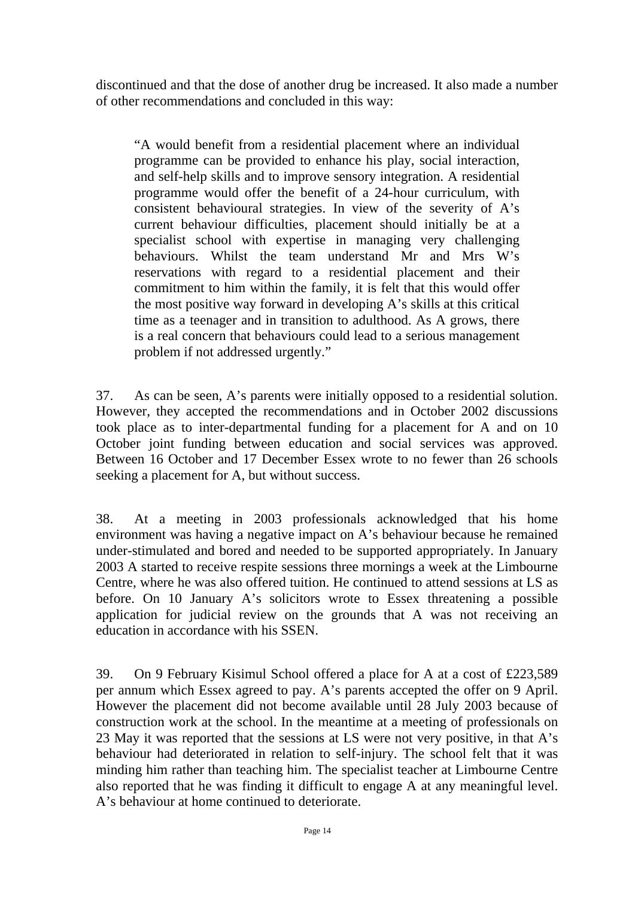discontinued and that the dose of another drug be increased. It also made a number of other recommendations and concluded in this way:

> "A would benefit from a residential placement where an individual programme can be provided to enhance his play, social interaction, and self-help skills and to improve sensory integration. A residential programme would offer the benefit of a 24-hour curriculum, with consistent behavioural strategies. In view of the severity of A's current behaviour difficulties, placement should initially be at a specialist school with expertise in managing very challenging behaviours. Whilst the team understand Mr and Mrs W's reservations with regard to a residential placement and their commitment to him within the family, it is felt that this would offer the most positive way forward in developing A's skills at this critical time as a teenager and in transition to adulthood. As A grows, there is a real concern that behaviours could lead to a serious management problem if not addressed urgently."

37. As can be seen, A's parents were initially opposed to a residential solution. However, they accepted the recommendations and in October 2002 discussions took place as to inter-departmental funding for a placement for A and on 10 October joint funding between education and social services was approved. Between 16 October and 17 December Essex wrote to no fewer than 26 schools seeking a placement for A, but without success.

38. At a meeting in 2003 professionals acknowledged that his home environment was having a negative impact on A's behaviour because he remained under-stimulated and bored and needed to be supported appropriately. In January 2003 A started to receive respite sessions three mornings a week at the Limbourne Centre, where he was also offered tuition. He continued to attend sessions at LS as before. On 10 January A's solicitors wrote to Essex threatening a possible application for judicial review on the grounds that A was not receiving an education in accordance with his SSEN.

39. On 9 February Kisimul School offered a place for A at a cost of £223,589 per annum which Essex agreed to pay. A's parents accepted the offer on 9 April. However the placement did not become available until 28 July 2003 because of construction work at the school. In the meantime at a meeting of professionals on 23 May it was reported that the sessions at LS were not very positive, in that A's behaviour had deteriorated in relation to self-injury. The school felt that it was minding him rather than teaching him. The specialist teacher at Limbourne Centre also reported that he was finding it difficult to engage A at any meaningful level. A's behaviour at home continued to deteriorate.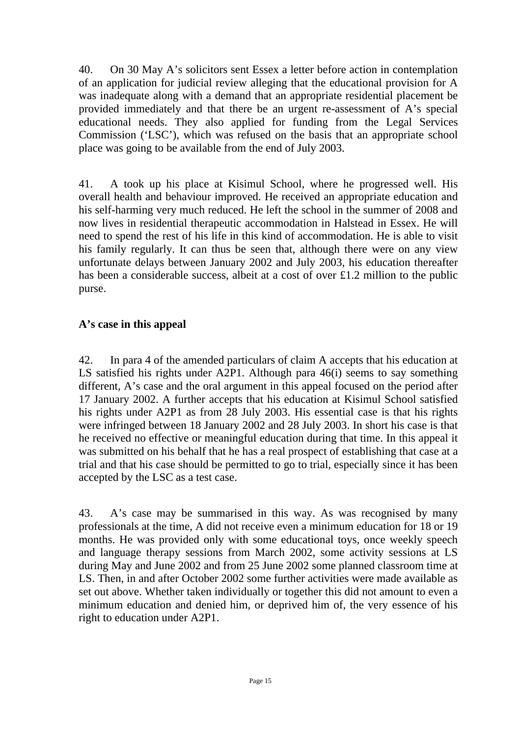40. On 30 May A's solicitors sent Essex a letter before action in contemplation of an application for judicial review alleging that the educational provision for A was inadequate along with a demand that an appropriate residential placement be provided immediately and that there be an urgent re-assessment of A's special educational needs. They also applied for funding from the Legal Services Commission ('LSC'), which was refused on the basis that an appropriate school place was going to be available from the end of July 2003.

41. A took up his place at Kisimul School, where he progressed well. His overall health and behaviour improved. He received an appropriate education and his self-harming very much reduced. He left the school in the summer of 2008 and now lives in residential therapeutic accommodation in Halstead in Essex. He will need to spend the rest of his life in this kind of accommodation. He is able to visit his family regularly. It can thus be seen that, although there were on any view unfortunate delays between January 2002 and July 2003, his education thereafter has been a considerable success, albeit at a cost of over £1.2 million to the public purse.

**A's case in this appeal**

42. In para 4 of the amended particulars of claim A accepts that his education at LS satisfied his rights under A2P1. Although para 46(i) seems to say something different, A's case and the oral argument in this appeal focused on the period after 17 January 2002. A further accepts that his education at Kisimul School satisfied his rights under A2P1 as from 28 July 2003. His essential case is that his rights were infringed between 18 January 2002 and 28 July 2003. In short his case is that he received no effective or meaningful education during that time. In this appeal it was submitted on his behalf that he has a real prospect of establishing that case at a trial and that his case should be permitted to go to trial, especially since it has been accepted by the LSC as a test case.

43. A's case may be summarised in this way. As was recognised by many professionals at the time, A did not receive even a minimum education for 18 or 19 months. He was provided only with some educational toys, once weekly speech and language therapy sessions from March 2002, some activity sessions at LS during May and June 2002 and from 25 June 2002 some planned classroom time at LS. Then, in and after October 2002 some further activities were made available as set out above. Whether taken individually or together this did not amount to even a minimum education and denied him, or deprived him of, the very essence of his right to education under A2P1.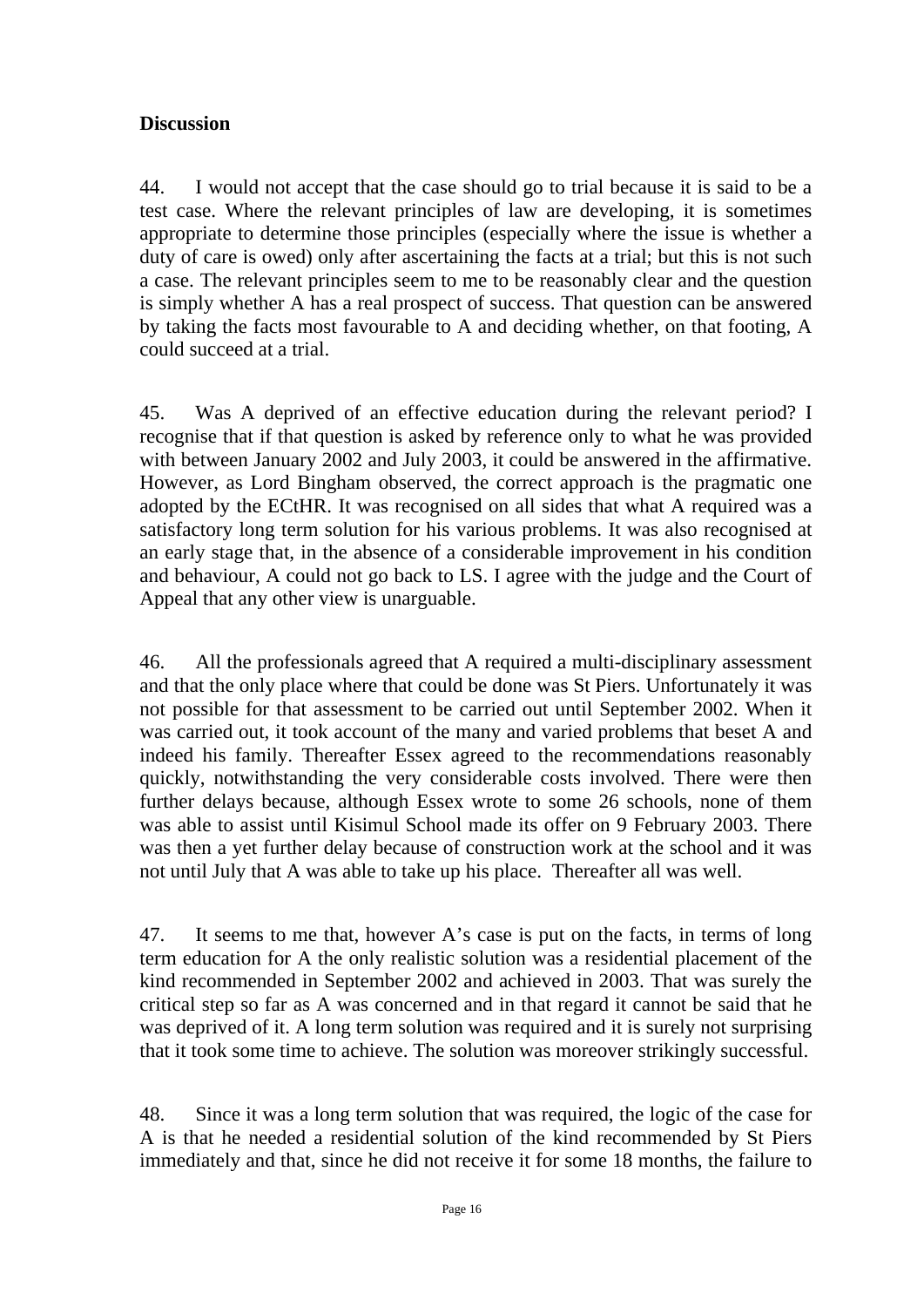## Discussion

44. I would not accept that the case should go to trial because it is said to be a test case. Where the relevant principles of law are developing, it is sometimes appropriate to determine those principles (especially where the issue is whether a duty of care is owed) only after ascertaining the facts at a trial; but this is not such a case. The relevant principles seem to me to be reasonably clear and the question is simply whether A has a real prospect of success. That question can be answered by taking the facts most favourable to A and deciding whether, on that footing, A could succeed at a trial.

45. Was A deprived of an effective education during the relevant period? I recognise that if that question is asked by reference only to what he was provided with between January 2002 and July 2003, it could be answered in the affirmative. However, as Lord Bingham observed, the correct approach is the pragmatic one adopted by the ECtHR. It was recognised on all sides that what A required was a satisfactory long term solution for his various problems. It was also recognised at an early stage that, in the absence of a considerable improvement in his condition and behaviour, A could not go back to LS. I agree with the judge and the Court of Appeal that any other view is unarguable.

46. All the professionals agreed that A required a multi-disciplinary assessment and that the only place where that could be done was St Piers. Unfortunately it was not possible for that assessment to be carried out until September 2002. When it was carried out, it took account of the many and varied problems that beset A and indeed his family. Thereafter Essex agreed to the recommendations reasonably quickly, notwithstanding the very considerable costs involved. There were then further delays because, although Essex wrote to some 26 schools, none of them was able to assist until Kisimul School made its offer on 9 February 2003. There was then a yet further delay because of construction work at the school and it was not until July that A was able to take up his place. Thereafter all was well.

47. It seems to me that, however A's case is put on the facts, in terms of long term education for A the only realistic solution was a residential placement of the kind recommended in September 2002 and achieved in 2003. That was surely the critical step so far as A was concerned and in that regard it cannot be said that he was deprived of it. A long term solution was required and it is surely not surprising that it took some time to achieve. The solution was moreover strikingly successful.

48. Since it was a long term solution that was required, the logic of the case for A is that he needed a residential solution of the kind recommended by St Piers immediately and that, since he did not receive it for some 18 months, the failure to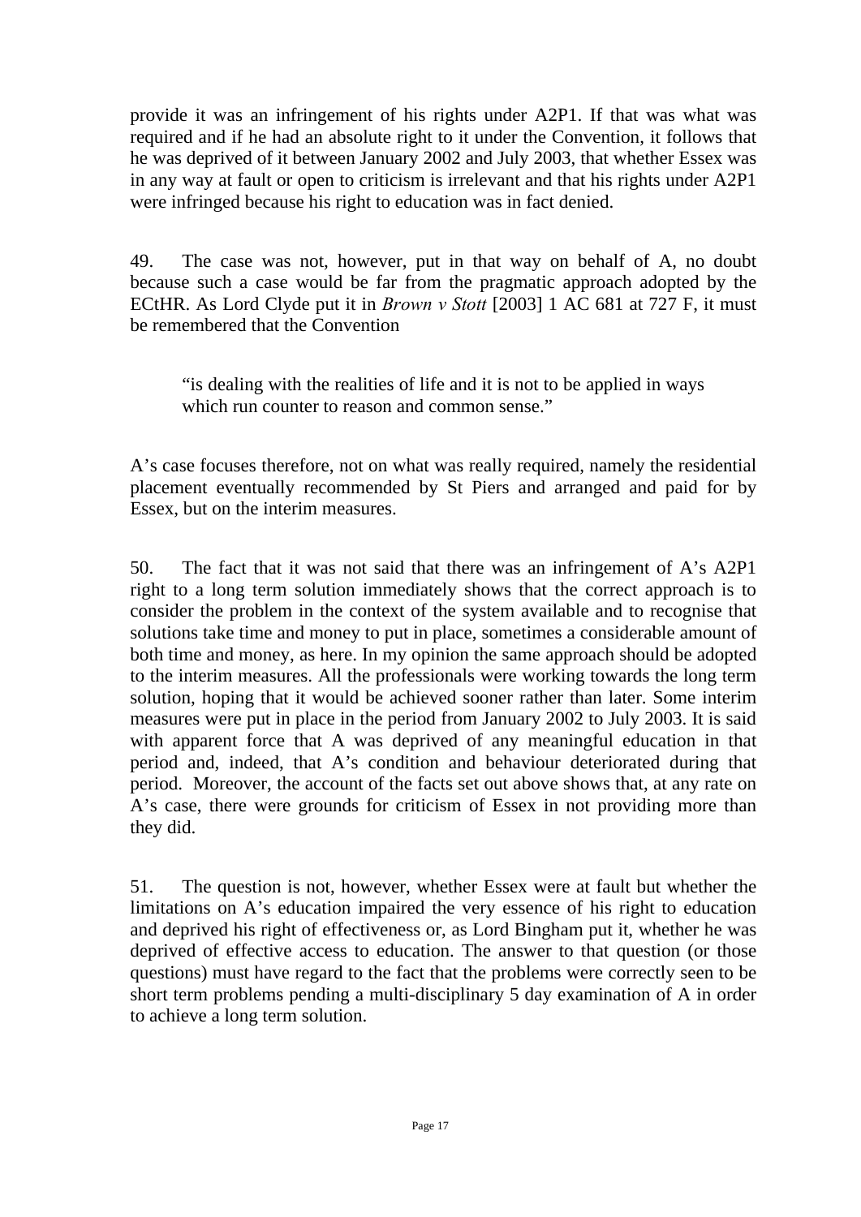provide it was an infringement of his rights under A2P1. If that was what was required and if he had an absolute right to it under the Convention, it follows that he was deprived of it between January 2002 and July 2003, that whether Essex was in any way at fault or open to criticism is irrelevant and that his rights under A2P1 were infringed because his right to education was in fact denied.

49. The case was not, however, put in that way on behalf of A, no doubt because such a case would be far from the pragmatic approach adopted by the ECtHR. As Lord Clyde put it in *Brown v Stott* [2003] 1 AC 681 at 727 F, it must be remembered that the Convention

> "is dealing with the realities of life and it is not to be applied in ways which run counter to reason and common sense."

A's case focuses therefore, not on what was really required, namely the residential placement eventually recommended by St Piers and arranged and paid for by Essex, but on the interim measures.

50. The fact that it was not said that there was an infringement of A's A2P1 right to a long term solution immediately shows that the correct approach is to consider the problem in the context of the system available and to recognise that solutions take time and money to put in place, sometimes a considerable amount of both time and money, as here. In my opinion the same approach should be adopted to the interim measures. All the professionals were working towards the long term solution, hoping that it would be achieved sooner rather than later. Some interim measures were put in place in the period from January 2002 to July 2003. It is said with apparent force that A was deprived of any meaningful education in that period and, indeed, that A's condition and behaviour deteriorated during that period. Moreover, the account of the facts set out above shows that, at any rate on A's case, there were grounds for criticism of Essex in not providing more than they did.

51. The question is not, however, whether Essex were at fault but whether the limitations on A's education impaired the very essence of his right to education and deprived his right of effectiveness or, as Lord Bingham put it, whether he was deprived of effective access to education. The answer to that question (or those questions) must have regard to the fact that the problems were correctly seen to be short term problems pending a multi-disciplinary 5 day examination of A in order to achieve a long term solution.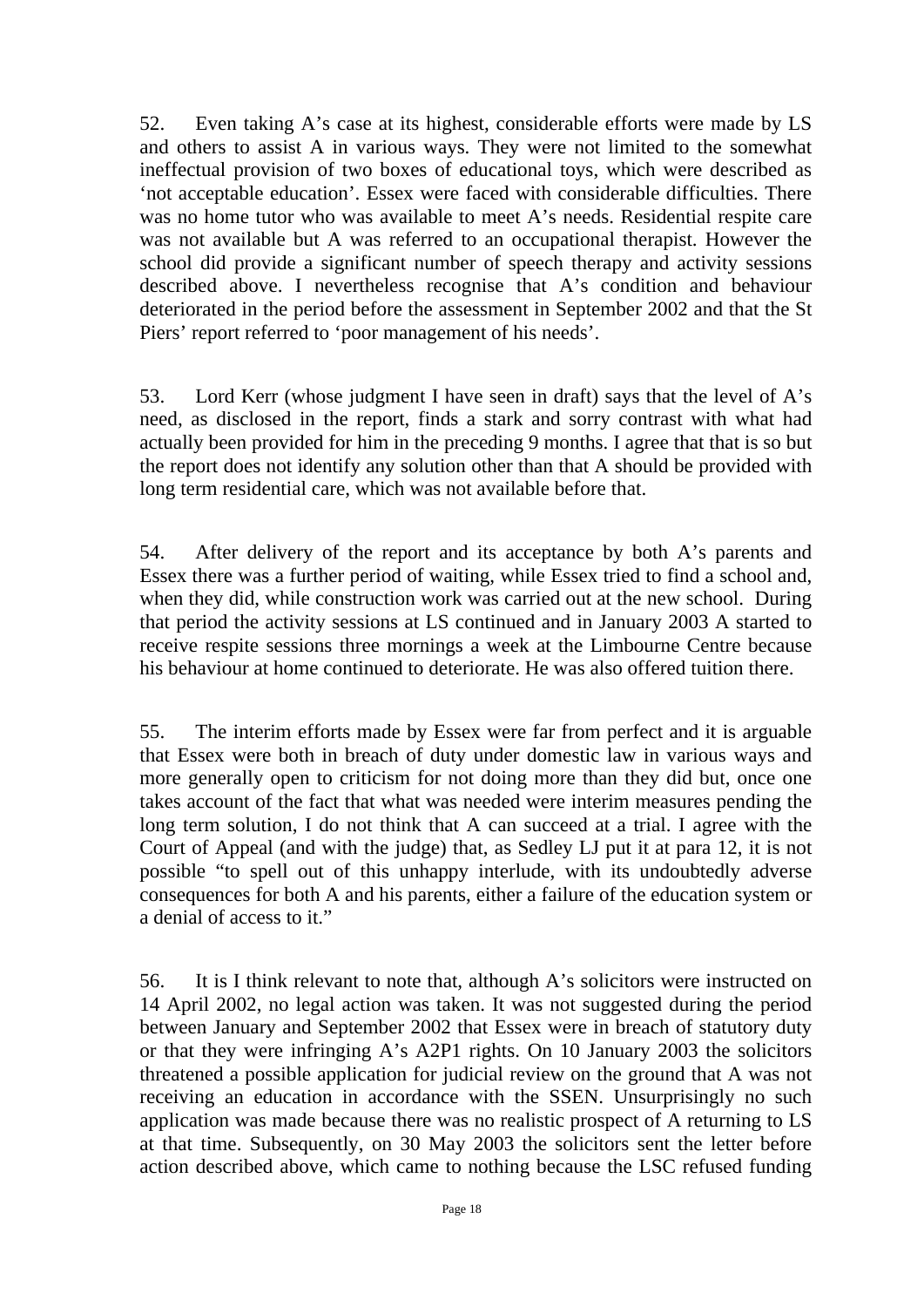52. Even taking A's case at its highest, considerable efforts were made by LS and others to assist A in various ways. They were not limited to the somewhat ineffectual provision of two boxes of educational toys, which were described as 'not acceptable education'. Essex were faced with considerable difficulties. There was no home tutor who was available to meet A's needs. Residential respite care was not available but A was referred to an occupational therapist. However the school did provide a significant number of speech therapy and activity sessions described above. I nevertheless recognise that A's condition and behaviour deteriorated in the period before the assessment in September 2002 and that the St Piers' report referred to 'poor management of his needs'.

53. Lord Kerr (whose judgment I have seen in draft) says that the level of A's need, as disclosed in the report, finds a stark and sorry contrast with what had actually been provided for him in the preceding 9 months. I agree that that is so but the report does not identify any solution other than that A should be provided with long term residential care, which was not available before that.

54. After delivery of the report and its acceptance by both A's parents and Essex there was a further period of waiting, while Essex tried to find a school and, when they did, while construction work was carried out at the new school. During that period the activity sessions at LS continued and in January 2003 A started to receive respite sessions three mornings a week at the Limbourne Centre because his behaviour at home continued to deteriorate. He was also offered tuition there.

55. The interim efforts made by Essex were far from perfect and it is arguable that Essex were both in breach of duty under domestic law in various ways and more generally open to criticism for not doing more than they did but, once one takes account of the fact that what was needed were interim measures pending the long term solution, I do not think that A can succeed at a trial. I agree with the Court of Appeal (and with the judge) that, as Sedley LJ put it at para 12, it is not possible "to spell out of this unhappy interlude, with its undoubtedly adverse consequences for both A and his parents, either a failure of the education system or a denial of access to it."

56. It is I think relevant to note that, although A's solicitors were instructed on 14 April 2002, no legal action was taken. It was not suggested during the period between January and September 2002 that Essex were in breach of statutory duty or that they were infringing A's A2P1 rights. On 10 January 2003 the solicitors threatened a possible application for judicial review on the ground that A was not receiving an education in accordance with the SSEN. Unsurprisingly no such application was made because there was no realistic prospect of A returning to LS at that time. Subsequently, on 30 May 2003 the solicitors sent the letter before action described above, which came to nothing because the LSC refused funding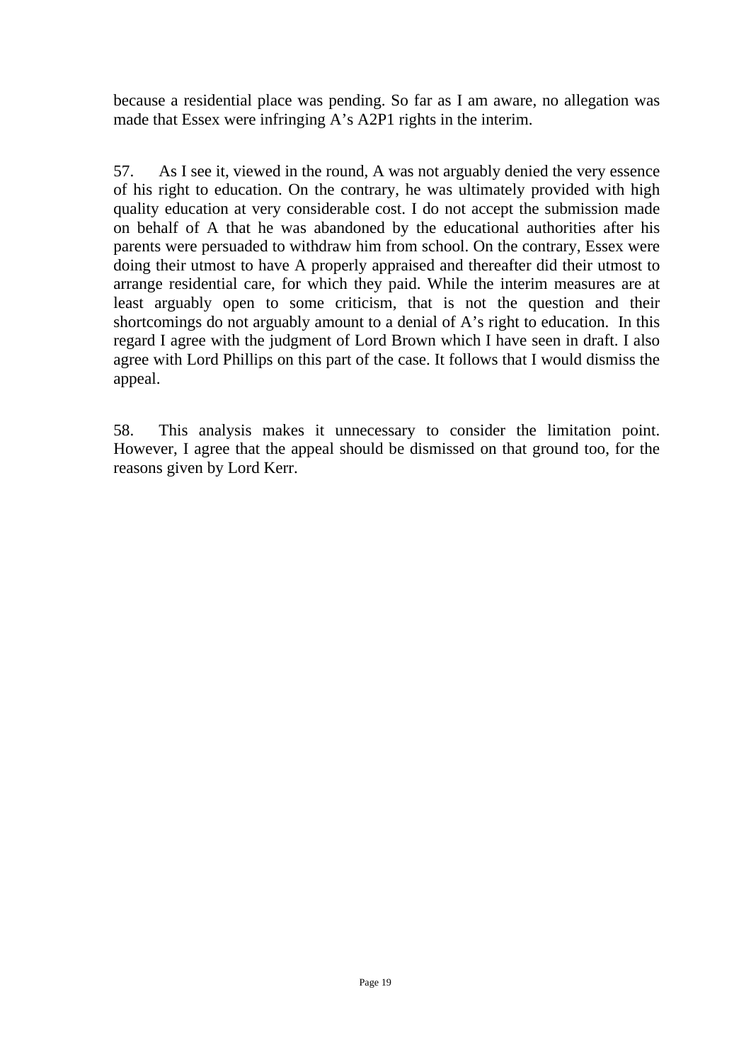because a residential place was pending. So far as I am aware, no allegation was made that Essex were infringing A's A2P1 rights in the interim.

57. As I see it, viewed in the round, A was not arguably denied the very essence of his right to education. On the contrary, he was ultimately provided with high quality education at very considerable cost. I do not accept the submission made on behalf of A that he was abandoned by the educational authorities after his parents were persuaded to withdraw him from school. On the contrary, Essex were doing their utmost to have A properly appraised and thereafter did their utmost to arrange residential care, for which they paid. While the interim measures are at least arguably open to some criticism, that is not the question and their shortcomings do not arguably amount to a denial of A's right to education. In this regard I agree with the judgment of Lord Brown which I have seen in draft. I also agree with Lord Phillips on this part of the case. It follows that I would dismiss the appeal.

58. This analysis makes it unnecessary to consider the limitation point. However, I agree that the appeal should be dismissed on that ground too, for the reasons given by Lord Kerr.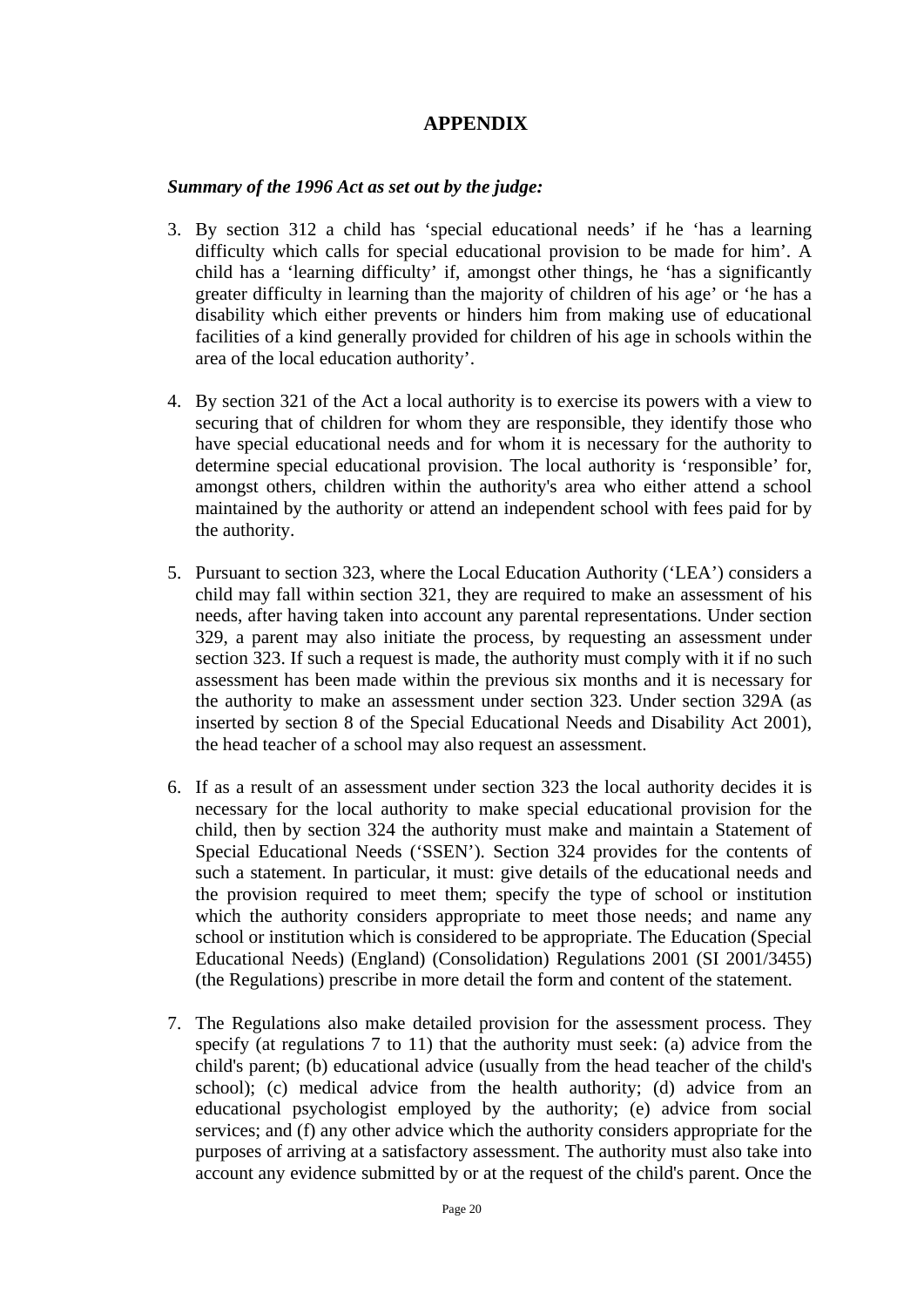## APPENDIX

***Summary of the 1996 Act as set out by the judge:***

3. By section 312 a child has 'special educational needs' if he 'has a learning difficulty which calls for special educational provision to be made for him'. A child has a 'learning difficulty' if, amongst other things, he 'has a significantly greater difficulty in learning than the majority of children of his age' or 'he has a disability which either prevents or hinders him from making use of educational facilities of a kind generally provided for children of his age in schools within the area of the local education authority'.

4. By section 321 of the Act a local authority is to exercise its powers with a view to securing that of children for whom they are responsible, they identify those who have special educational needs and for whom it is necessary for the authority to determine special educational provision. The local authority is 'responsible' for, amongst others, children within the authority's area who either attend a school maintained by the authority or attend an independent school with fees paid for by the authority.

5. Pursuant to section 323, where the Local Education Authority ('LEA') considers a child may fall within section 321, they are required to make an assessment of his needs, after having taken into account any parental representations. Under section 329, a parent may also initiate the process, by requesting an assessment under section 323. If such a request is made, the authority must comply with it if no such assessment has been made within the previous six months and it is necessary for the authority to make an assessment under section 323. Under section 329A (as inserted by section 8 of the Special Educational Needs and Disability Act 2001), the head teacher of a school may also request an assessment.

6. If as a result of an assessment under section 323 the local authority decides it is necessary for the local authority to make special educational provision for the child, then by section 324 the authority must make and maintain a Statement of Special Educational Needs ('SSEN'). Section 324 provides for the contents of such a statement. In particular, it must: give details of the educational needs and the provision required to meet them; specify the type of school or institution which the authority considers appropriate to meet those needs; and name any school or institution which is considered to be appropriate. The Education (Special Educational Needs) (England) (Consolidation) Regulations 2001 (SI 2001/3455) (the Regulations) prescribe in more detail the form and content of the statement.

7. The Regulations also make detailed provision for the assessment process. They specify (at regulations 7 to 11) that the authority must seek: (a) advice from the child's parent; (b) educational advice (usually from the head teacher of the child's school); (c) medical advice from the health authority; (d) advice from an educational psychologist employed by the authority; (e) advice from social services; and (f) any other advice which the authority considers appropriate for the purposes of arriving at a satisfactory assessment. The authority must also take into account any evidence submitted by or at the request of the child's parent. Once the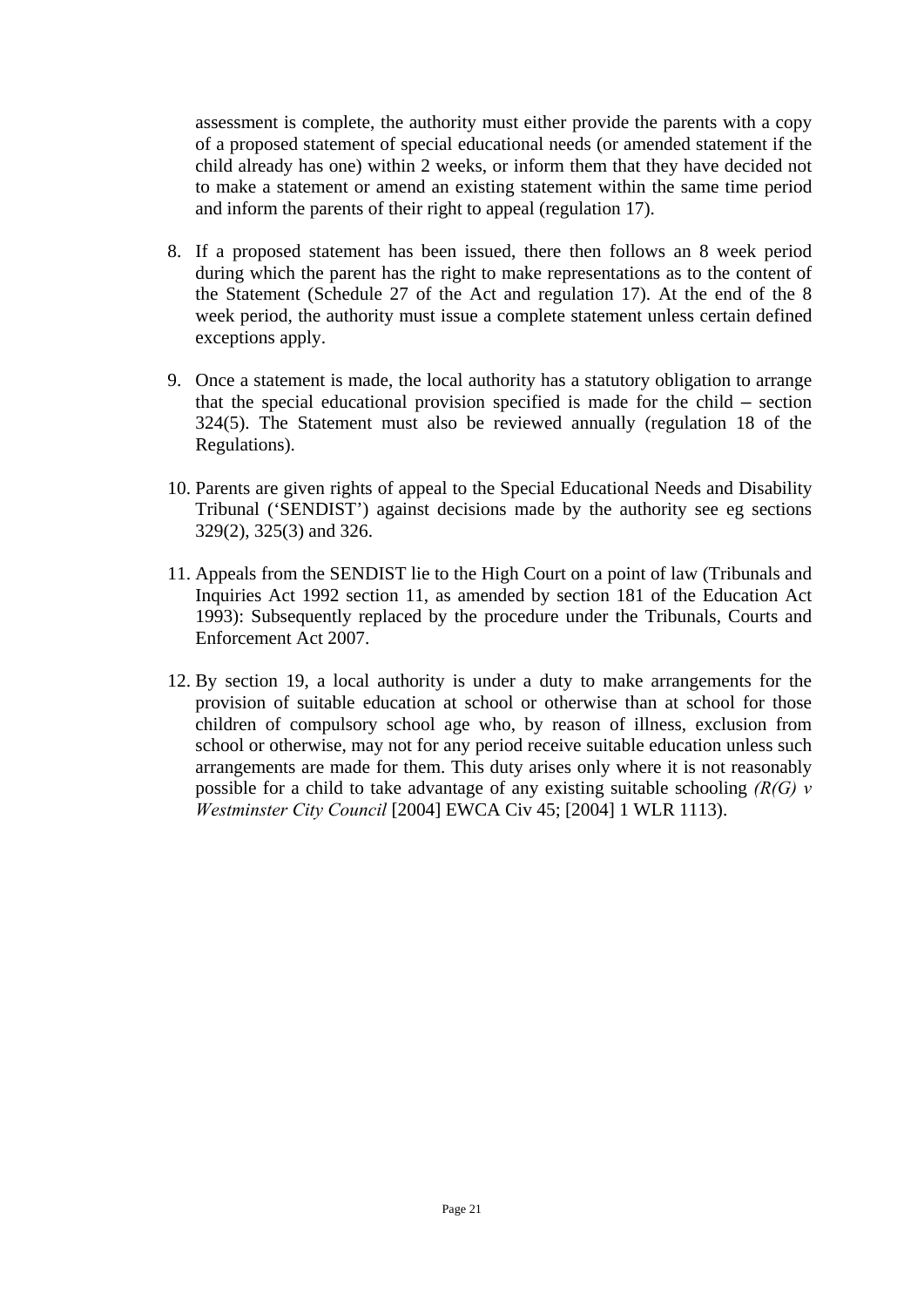assessment is complete, the authority must either provide the parents with a copy of a proposed statement of special educational needs (or amended statement if the child already has one) within 2 weeks, or inform them that they have decided not to make a statement or amend an existing statement within the same time period and inform the parents of their right to appeal (regulation 17).

8. If a proposed statement has been issued, there then follows an 8 week period during which the parent has the right to make representations as to the content of the Statement (Schedule 27 of the Act and regulation 17). At the end of the 8 week period, the authority must issue a complete statement unless certain defined exceptions apply.

9. Once a statement is made, the local authority has a statutory obligation to arrange that the special educational provision specified is made for the child – section 324(5). The Statement must also be reviewed annually (regulation 18 of the Regulations).

10. Parents are given rights of appeal to the Special Educational Needs and Disability Tribunal ('SENDIST') against decisions made by the authority see eg sections 329(2), 325(3) and 326.

11. Appeals from the SENDIST lie to the High Court on a point of law (Tribunals and Inquiries Act 1992 section 11, as amended by section 181 of the Education Act 1993): Subsequently replaced by the procedure under the Tribunals, Courts and Enforcement Act 2007.

12. By section 19, a local authority is under a duty to make arrangements for the provision of suitable education at school or otherwise than at school for those children of compulsory school age who, by reason of illness, exclusion from school or otherwise, may not for any period receive suitable education unless such arrangements are made for them. This duty arises only where it is not reasonably possible for a child to take advantage of any existing suitable schooling *(R(G) v Westminster City Council* [2004] EWCA Civ 45; [2004] 1 WLR 1113).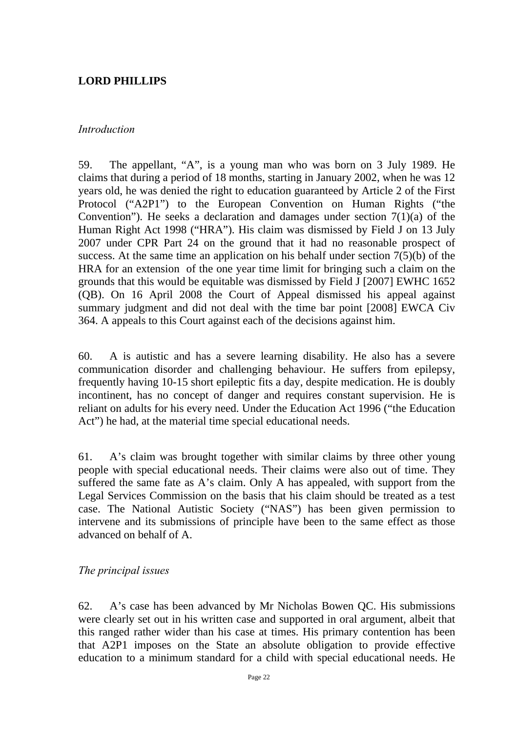**LORD PHILLIPS**

*Introduction*

59. The appellant, "A", is a young man who was born on 3 July 1989. He claims that during a period of 18 months, starting in January 2002, when he was 12 years old, he was denied the right to education guaranteed by Article 2 of the First Protocol ("A2P1") to the European Convention on Human Rights ("the Convention"). He seeks a declaration and damages under section 7(1)(a) of the Human Right Act 1998 ("HRA"). His claim was dismissed by Field J on 13 July 2007 under CPR Part 24 on the ground that it had no reasonable prospect of success. At the same time an application on his behalf under section 7(5)(b) of the HRA for an extension of the one year time limit for bringing such a claim on the grounds that this would be equitable was dismissed by Field J [2007] EWHC 1652 (QB). On 16 April 2008 the Court of Appeal dismissed his appeal against summary judgment and did not deal with the time bar point [2008] EWCA Civ 364. A appeals to this Court against each of the decisions against him.

60. A is autistic and has a severe learning disability. He also has a severe communication disorder and challenging behaviour. He suffers from epilepsy, frequently having 10-15 short epileptic fits a day, despite medication. He is doubly incontinent, has no concept of danger and requires constant supervision. He is reliant on adults for his every need. Under the Education Act 1996 ("the Education Act") he had, at the material time special educational needs.

61. A's claim was brought together with similar claims by three other young people with special educational needs. Their claims were also out of time. They suffered the same fate as A's claim. Only A has appealed, with support from the Legal Services Commission on the basis that his claim should be treated as a test case. The National Autistic Society ("NAS") has been given permission to intervene and its submissions of principle have been to the same effect as those advanced on behalf of A.

*The principal issues*

62. A's case has been advanced by Mr Nicholas Bowen QC. His submissions were clearly set out in his written case and supported in oral argument, albeit that this ranged rather wider than his case at times. His primary contention has been that A2P1 imposes on the State an absolute obligation to provide effective education to a minimum standard for a child with special educational needs. He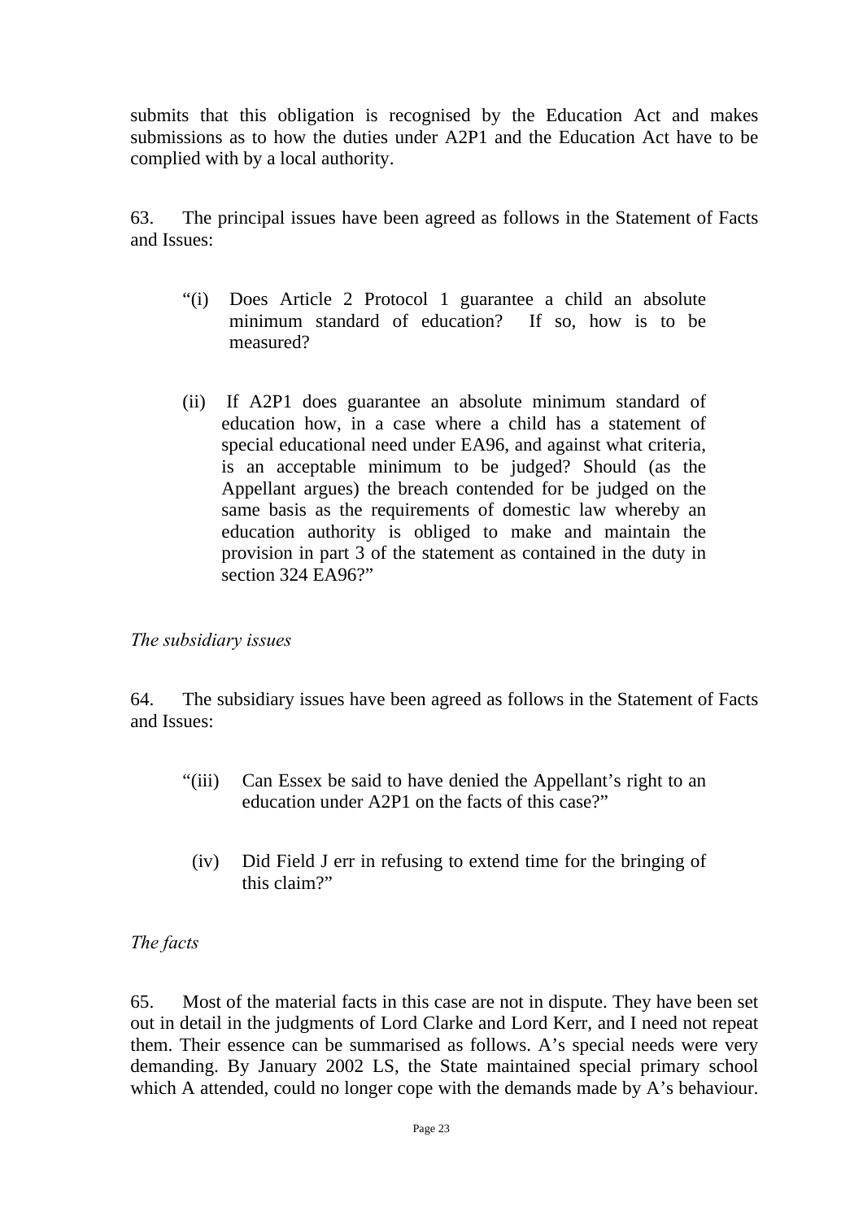submits that this obligation is recognised by the Education Act and makes submissions as to how the duties under A2P1 and the Education Act have to be complied with by a local authority.

63. The principal issues have been agreed as follows in the Statement of Facts and Issues:

> "(i) Does Article 2 Protocol 1 guarantee a child an absolute minimum standard of education? If so, how is to be measured?
>
> (ii) If A2P1 does guarantee an absolute minimum standard of education how, in a case where a child has a statement of special educational need under EA96, and against what criteria, is an acceptable minimum to be judged? Should (as the Appellant argues) the breach contended for be judged on the same basis as the requirements of domestic law whereby an education authority is obliged to make and maintain the provision in part 3 of the statement as contained in the duty in section 324 EA96?"

*The subsidiary issues*

64. The subsidiary issues have been agreed as follows in the Statement of Facts and Issues:

> "(iii) Can Essex be said to have denied the Appellant's right to an education under A2P1 on the facts of this case?"
>
> (iv) Did Field J err in refusing to extend time for the bringing of this claim?"

*The facts*

65. Most of the material facts in this case are not in dispute. They have been set out in detail in the judgments of Lord Clarke and Lord Kerr, and I need not repeat them. Their essence can be summarised as follows. A's special needs were very demanding. By January 2002 LS, the State maintained special primary school which A attended, could no longer cope with the demands made by A's behaviour.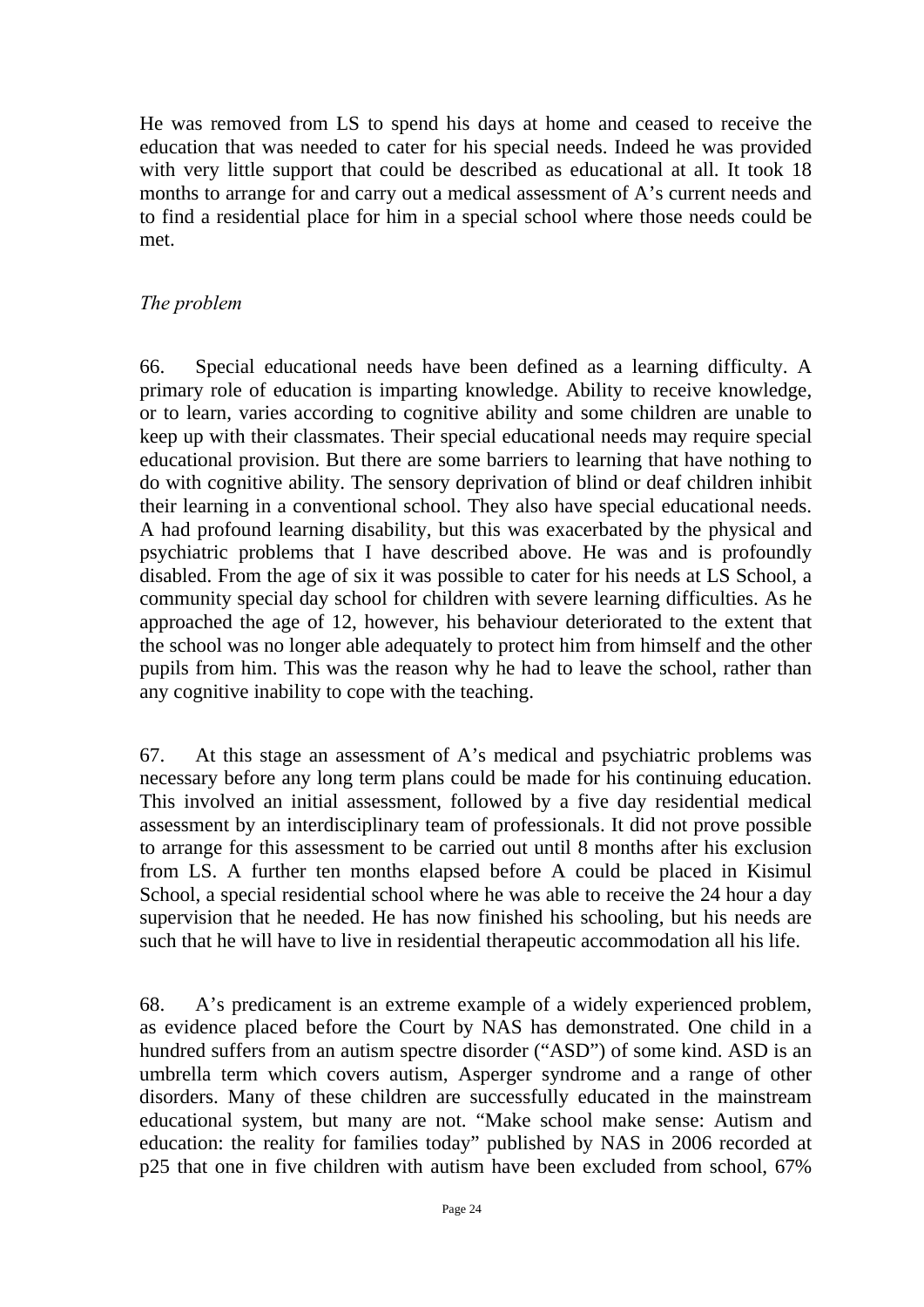He was removed from LS to spend his days at home and ceased to receive the education that was needed to cater for his special needs. Indeed he was provided with very little support that could be described as educational at all. It took 18 months to arrange for and carry out a medical assessment of A's current needs and to find a residential place for him in a special school where those needs could be met.

*The problem*

66. Special educational needs have been defined as a learning difficulty. A primary role of education is imparting knowledge. Ability to receive knowledge, or to learn, varies according to cognitive ability and some children are unable to keep up with their classmates. Their special educational needs may require special educational provision. But there are some barriers to learning that have nothing to do with cognitive ability. The sensory deprivation of blind or deaf children inhibit their learning in a conventional school. They also have special educational needs. A had profound learning disability, but this was exacerbated by the physical and psychiatric problems that I have described above. He was and is profoundly disabled. From the age of six it was possible to cater for his needs at LS School, a community special day school for children with severe learning difficulties. As he approached the age of 12, however, his behaviour deteriorated to the extent that the school was no longer able adequately to protect him from himself and the other pupils from him. This was the reason why he had to leave the school, rather than any cognitive inability to cope with the teaching.

67. At this stage an assessment of A's medical and psychiatric problems was necessary before any long term plans could be made for his continuing education. This involved an initial assessment, followed by a five day residential medical assessment by an interdisciplinary team of professionals. It did not prove possible to arrange for this assessment to be carried out until 8 months after his exclusion from LS. A further ten months elapsed before A could be placed in Kisimul School, a special residential school where he was able to receive the 24 hour a day supervision that he needed. He has now finished his schooling, but his needs are such that he will have to live in residential therapeutic accommodation all his life.

68. A's predicament is an extreme example of a widely experienced problem, as evidence placed before the Court by NAS has demonstrated. One child in a hundred suffers from an autism spectre disorder ("ASD") of some kind. ASD is an umbrella term which covers autism, Asperger syndrome and a range of other disorders. Many of these children are successfully educated in the mainstream educational system, but many are not. "Make school make sense: Autism and education: the reality for families today" published by NAS in 2006 recorded at p25 that one in five children with autism have been excluded from school, 67%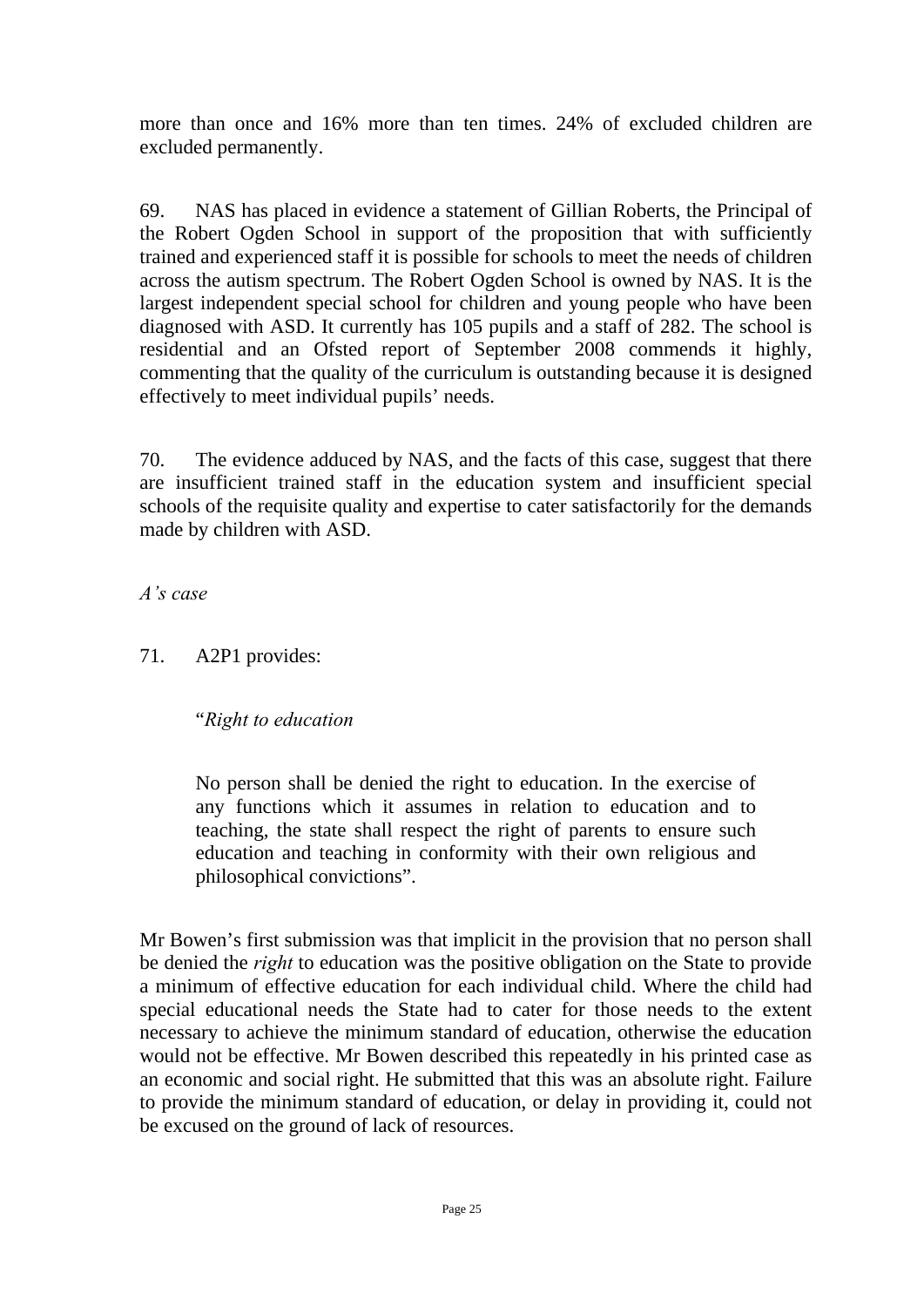more than once and 16% more than ten times. 24% of excluded children are excluded permanently.

69. NAS has placed in evidence a statement of Gillian Roberts, the Principal of the Robert Ogden School in support of the proposition that with sufficiently trained and experienced staff it is possible for schools to meet the needs of children across the autism spectrum. The Robert Ogden School is owned by NAS. It is the largest independent special school for children and young people who have been diagnosed with ASD. It currently has 105 pupils and a staff of 282. The school is residential and an Ofsted report of September 2008 commends it highly, commenting that the quality of the curriculum is outstanding because it is designed effectively to meet individual pupils' needs.

70. The evidence adduced by NAS, and the facts of this case, suggest that there are insufficient trained staff in the education system and insufficient special schools of the requisite quality and expertise to cater satisfactorily for the demands made by children with ASD.

*A's case*

71. A2P1 provides:

> "*Right to education*
>
> No person shall be denied the right to education. In the exercise of any functions which it assumes in relation to education and to teaching, the state shall respect the right of parents to ensure such education and teaching in conformity with their own religious and philosophical convictions".

Mr Bowen's first submission was that implicit in the provision that no person shall be denied the *right* to education was the positive obligation on the State to provide a minimum of effective education for each individual child. Where the child had special educational needs the State had to cater for those needs to the extent necessary to achieve the minimum standard of education, otherwise the education would not be effective. Mr Bowen described this repeatedly in his printed case as an economic and social right. He submitted that this was an absolute right. Failure to provide the minimum standard of education, or delay in providing it, could not be excused on the ground of lack of resources.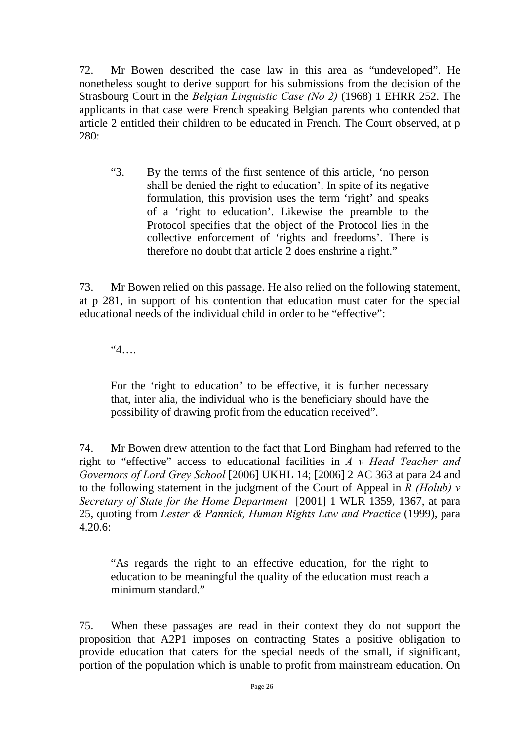72. Mr Bowen described the case law in this area as "undeveloped". He nonetheless sought to derive support for his submissions from the decision of the Strasbourg Court in the *Belgian Linguistic Case (No 2)* (1968) 1 EHRR 252. The applicants in that case were French speaking Belgian parents who contended that article 2 entitled their children to be educated in French. The Court observed, at p 280:

> "3. By the terms of the first sentence of this article, 'no person shall be denied the right to education'. In spite of its negative formulation, this provision uses the term 'right' and speaks of a 'right to education'. Likewise the preamble to the Protocol specifies that the object of the Protocol lies in the collective enforcement of 'rights and freedoms'. There is therefore no doubt that article 2 does enshrine a right."

73. Mr Bowen relied on this passage. He also relied on the following statement, at p 281, in support of his contention that education must cater for the special educational needs of the individual child in order to be "effective":

> "4….
>
> For the 'right to education' to be effective, it is further necessary that, inter alia, the individual who is the beneficiary should have the possibility of drawing profit from the education received".

74. Mr Bowen drew attention to the fact that Lord Bingham had referred to the right to "effective" access to educational facilities in *A v Head Teacher and Governors of Lord Grey School* [2006] UKHL 14; [2006] 2 AC 363 at para 24 and to the following statement in the judgment of the Court of Appeal in *R (Holub) v Secretary of State for the Home Department* [2001] 1 WLR 1359, 1367, at para 25, quoting from *Lester & Pannick, Human Rights Law and Practice* (1999), para 4.20.6:

> "As regards the right to an effective education, for the right to education to be meaningful the quality of the education must reach a minimum standard."

75. When these passages are read in their context they do not support the proposition that A2P1 imposes on contracting States a positive obligation to provide education that caters for the special needs of the small, if significant, portion of the population which is unable to profit from mainstream education. On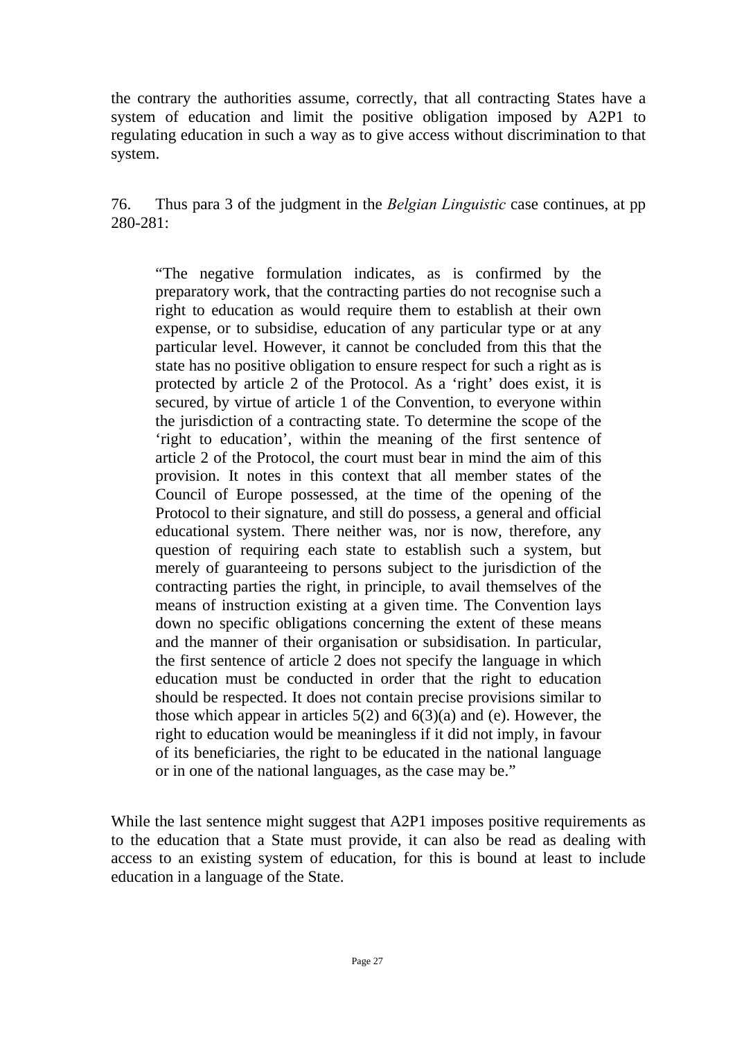the contrary the authorities assume, correctly, that all contracting States have a system of education and limit the positive obligation imposed by A2P1 to regulating education in such a way as to give access without discrimination to that system.

76. Thus para 3 of the judgment in the *Belgian Linguistic* case continues, at pp 280-281:

> "The negative formulation indicates, as is confirmed by the preparatory work, that the contracting parties do not recognise such a right to education as would require them to establish at their own expense, or to subsidise, education of any particular type or at any particular level. However, it cannot be concluded from this that the state has no positive obligation to ensure respect for such a right as is protected by article 2 of the Protocol. As a 'right' does exist, it is secured, by virtue of article 1 of the Convention, to everyone within the jurisdiction of a contracting state. To determine the scope of the 'right to education', within the meaning of the first sentence of article 2 of the Protocol, the court must bear in mind the aim of this provision. It notes in this context that all member states of the Council of Europe possessed, at the time of the opening of the Protocol to their signature, and still do possess, a general and official educational system. There neither was, nor is now, therefore, any question of requiring each state to establish such a system, but merely of guaranteeing to persons subject to the jurisdiction of the contracting parties the right, in principle, to avail themselves of the means of instruction existing at a given time. The Convention lays down no specific obligations concerning the extent of these means and the manner of their organisation or subsidisation. In particular, the first sentence of article 2 does not specify the language in which education must be conducted in order that the right to education should be respected. It does not contain precise provisions similar to those which appear in articles 5(2) and 6(3)(a) and (e). However, the right to education would be meaningless if it did not imply, in favour of its beneficiaries, the right to be educated in the national language or in one of the national languages, as the case may be."

While the last sentence might suggest that A2P1 imposes positive requirements as to the education that a State must provide, it can also be read as dealing with access to an existing system of education, for this is bound at least to include education in a language of the State.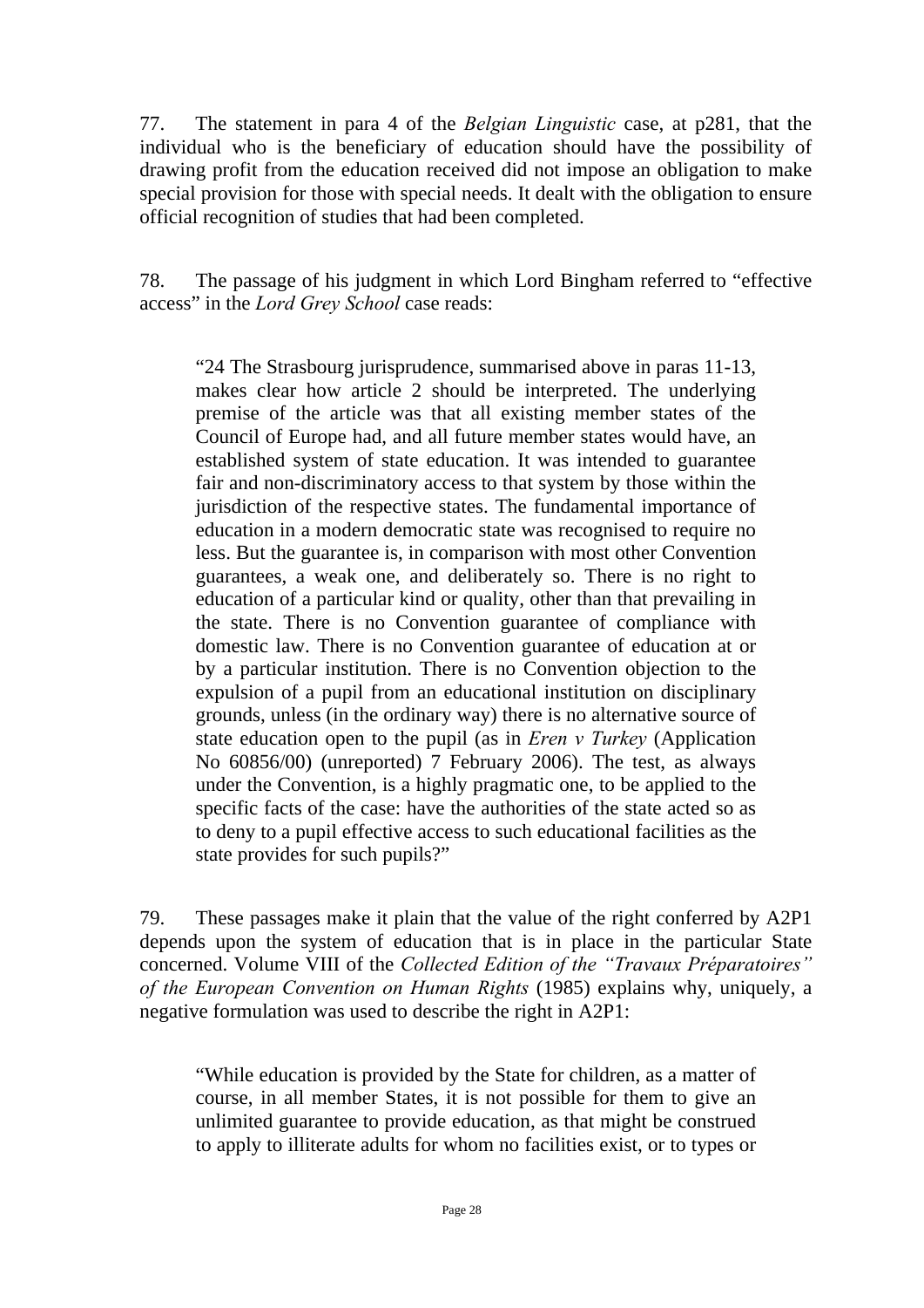77. The statement in para 4 of the *Belgian Linguistic* case, at p281, that the individual who is the beneficiary of education should have the possibility of drawing profit from the education received did not impose an obligation to make special provision for those with special needs. It dealt with the obligation to ensure official recognition of studies that had been completed.

78. The passage of his judgment in which Lord Bingham referred to "effective access" in the *Lord Grey School* case reads:

> "24 The Strasbourg jurisprudence, summarised above in paras 11-13, makes clear how article 2 should be interpreted. The underlying premise of the article was that all existing member states of the Council of Europe had, and all future member states would have, an established system of state education. It was intended to guarantee fair and non-discriminatory access to that system by those within the jurisdiction of the respective states. The fundamental importance of education in a modern democratic state was recognised to require no less. But the guarantee is, in comparison with most other Convention guarantees, a weak one, and deliberately so. There is no right to education of a particular kind or quality, other than that prevailing in the state. There is no Convention guarantee of compliance with domestic law. There is no Convention guarantee of education at or by a particular institution. There is no Convention objection to the expulsion of a pupil from an educational institution on disciplinary grounds, unless (in the ordinary way) there is no alternative source of state education open to the pupil (as in *Eren v Turkey* (Application No 60856/00) (unreported) 7 February 2006). The test, as always under the Convention, is a highly pragmatic one, to be applied to the specific facts of the case: have the authorities of the state acted so as to deny to a pupil effective access to such educational facilities as the state provides for such pupils?"

79. These passages make it plain that the value of the right conferred by A2P1 depends upon the system of education that is in place in the particular State concerned. Volume VIII of the *Collected Edition of the "Travaux Préparatoires" of the European Convention on Human Rights* (1985) explains why, uniquely, a negative formulation was used to describe the right in A2P1:

> "While education is provided by the State for children, as a matter of course, in all member States, it is not possible for them to give an unlimited guarantee to provide education, as that might be construed to apply to illiterate adults for whom no facilities exist, or to types or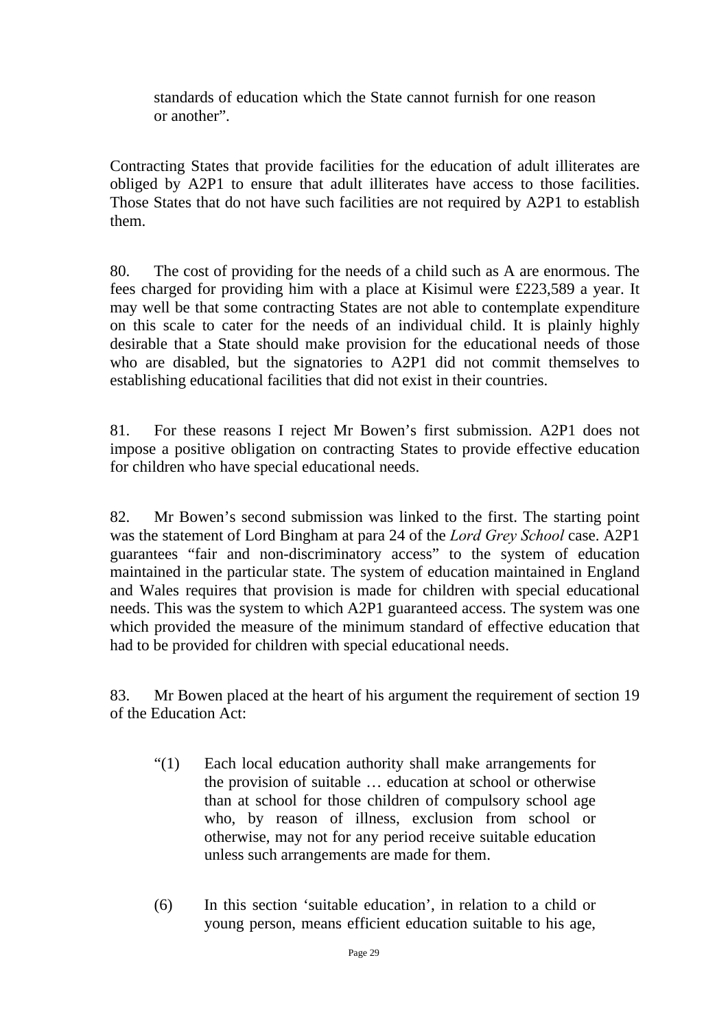> standards of education which the State cannot furnish for one reason or another".

Contracting States that provide facilities for the education of adult illiterates are obliged by A2P1 to ensure that adult illiterates have access to those facilities. Those States that do not have such facilities are not required by A2P1 to establish them.

80. The cost of providing for the needs of a child such as A are enormous. The fees charged for providing him with a place at Kisimul were £223,589 a year. It may well be that some contracting States are not able to contemplate expenditure on this scale to cater for the needs of an individual child. It is plainly highly desirable that a State should make provision for the educational needs of those who are disabled, but the signatories to A2P1 did not commit themselves to establishing educational facilities that did not exist in their countries.

81. For these reasons I reject Mr Bowen's first submission. A2P1 does not impose a positive obligation on contracting States to provide effective education for children who have special educational needs.

82. Mr Bowen's second submission was linked to the first. The starting point was the statement of Lord Bingham at para 24 of the *Lord Grey School* case. A2P1 guarantees "fair and non-discriminatory access" to the system of education maintained in the particular state. The system of education maintained in England and Wales requires that provision is made for children with special educational needs. This was the system to which A2P1 guaranteed access. The system was one which provided the measure of the minimum standard of effective education that had to be provided for children with special educational needs.

83. Mr Bowen placed at the heart of his argument the requirement of section 19 of the Education Act:

> "(1) Each local education authority shall make arrangements for the provision of suitable … education at school or otherwise than at school for those children of compulsory school age who, by reason of illness, exclusion from school or otherwise, may not for any period receive suitable education unless such arrangements are made for them.
>
> (6) In this section 'suitable education', in relation to a child or young person, means efficient education suitable to his age,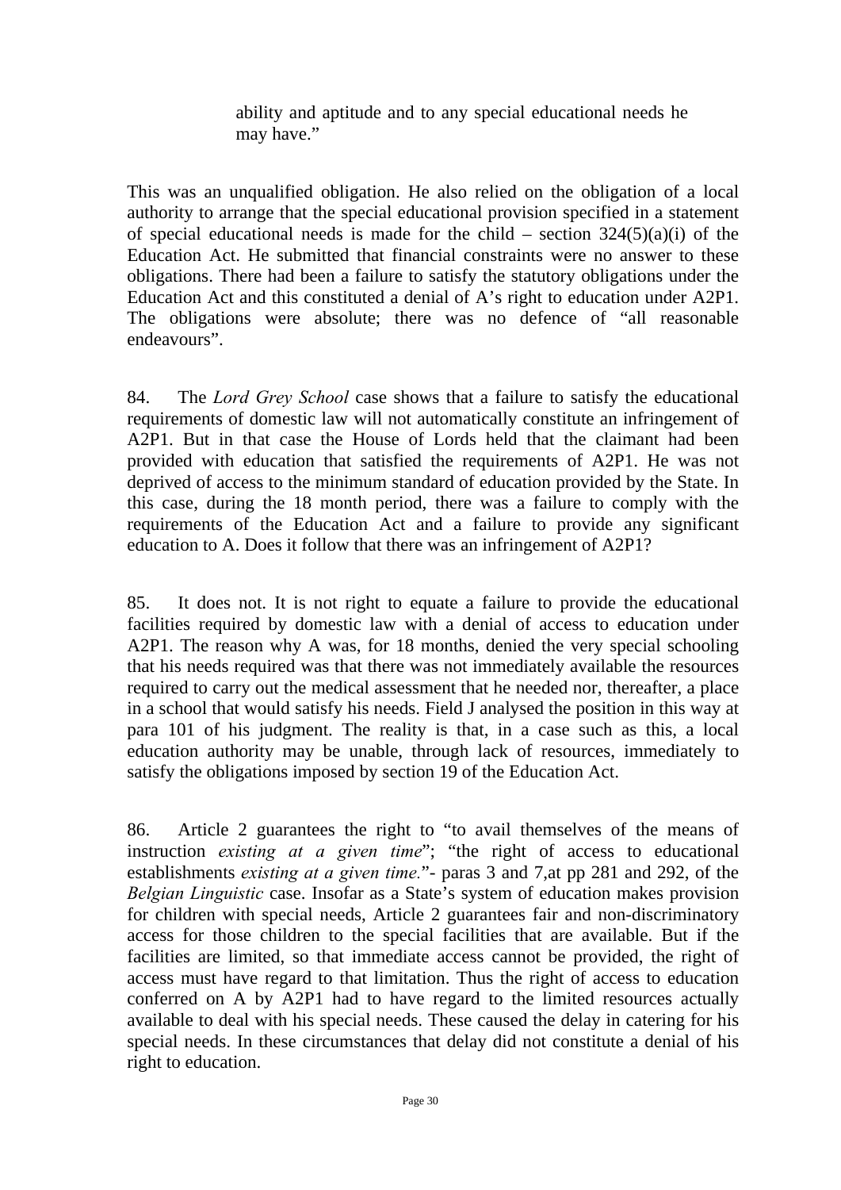> ability and aptitude and to any special educational needs he may have."

This was an unqualified obligation. He also relied on the obligation of a local authority to arrange that the special educational provision specified in a statement of special educational needs is made for the child – section 324(5)(a)(i) of the Education Act. He submitted that financial constraints were no answer to these obligations. There had been a failure to satisfy the statutory obligations under the Education Act and this constituted a denial of A's right to education under A2P1. The obligations were absolute; there was no defence of "all reasonable endeavours".

84. The *Lord Grey School* case shows that a failure to satisfy the educational requirements of domestic law will not automatically constitute an infringement of A2P1. But in that case the House of Lords held that the claimant had been provided with education that satisfied the requirements of A2P1. He was not deprived of access to the minimum standard of education provided by the State. In this case, during the 18 month period, there was a failure to comply with the requirements of the Education Act and a failure to provide any significant education to A. Does it follow that there was an infringement of A2P1?

85. It does not. It is not right to equate a failure to provide the educational facilities required by domestic law with a denial of access to education under A2P1. The reason why A was, for 18 months, denied the very special schooling that his needs required was that there was not immediately available the resources required to carry out the medical assessment that he needed nor, thereafter, a place in a school that would satisfy his needs. Field J analysed the position in this way at para 101 of his judgment. The reality is that, in a case such as this, a local education authority may be unable, through lack of resources, immediately to satisfy the obligations imposed by section 19 of the Education Act.

86. Article 2 guarantees the right to "to avail themselves of the means of instruction *existing at a given time*"; "the right of access to educational establishments *existing at a given time.*"- paras 3 and 7,at pp 281 and 292, of the *Belgian Linguistic* case. Insofar as a State's system of education makes provision for children with special needs, Article 2 guarantees fair and non-discriminatory access for those children to the special facilities that are available. But if the facilities are limited, so that immediate access cannot be provided, the right of access must have regard to that limitation. Thus the right of access to education conferred on A by A2P1 had to have regard to the limited resources actually available to deal with his special needs. These caused the delay in catering for his special needs. In these circumstances that delay did not constitute a denial of his right to education.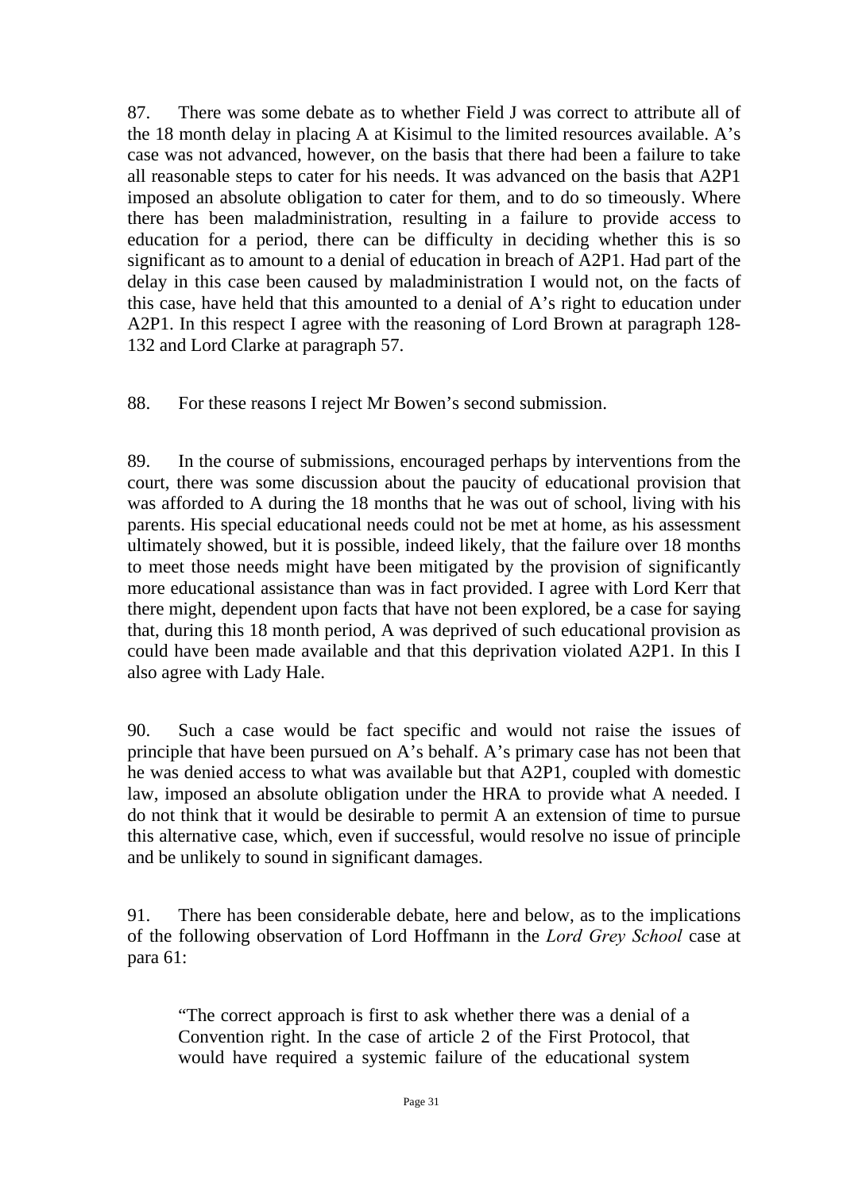87. There was some debate as to whether Field J was correct to attribute all of the 18 month delay in placing A at Kisimul to the limited resources available. A's case was not advanced, however, on the basis that there had been a failure to take all reasonable steps to cater for his needs. It was advanced on the basis that A2P1 imposed an absolute obligation to cater for them, and to do so timeously. Where there has been maladministration, resulting in a failure to provide access to education for a period, there can be difficulty in deciding whether this is so significant as to amount to a denial of education in breach of A2P1. Had part of the delay in this case been caused by maladministration I would not, on the facts of this case, have held that this amounted to a denial of A's right to education under A2P1. In this respect I agree with the reasoning of Lord Brown at paragraph 128-132 and Lord Clarke at paragraph 57.

88. For these reasons I reject Mr Bowen's second submission.

89. In the course of submissions, encouraged perhaps by interventions from the court, there was some discussion about the paucity of educational provision that was afforded to A during the 18 months that he was out of school, living with his parents. His special educational needs could not be met at home, as his assessment ultimately showed, but it is possible, indeed likely, that the failure over 18 months to meet those needs might have been mitigated by the provision of significantly more educational assistance than was in fact provided. I agree with Lord Kerr that there might, dependent upon facts that have not been explored, be a case for saying that, during this 18 month period, A was deprived of such educational provision as could have been made available and that this deprivation violated A2P1. In this I also agree with Lady Hale.

90. Such a case would be fact specific and would not raise the issues of principle that have been pursued on A's behalf. A's primary case has not been that he was denied access to what was available but that A2P1, coupled with domestic law, imposed an absolute obligation under the HRA to provide what A needed. I do not think that it would be desirable to permit A an extension of time to pursue this alternative case, which, even if successful, would resolve no issue of principle and be unlikely to sound in significant damages.

91. There has been considerable debate, here and below, as to the implications of the following observation of Lord Hoffmann in the *Lord Grey School* case at para 61:

> "The correct approach is first to ask whether there was a denial of a Convention right. In the case of article 2 of the First Protocol, that would have required a systemic failure of the educational system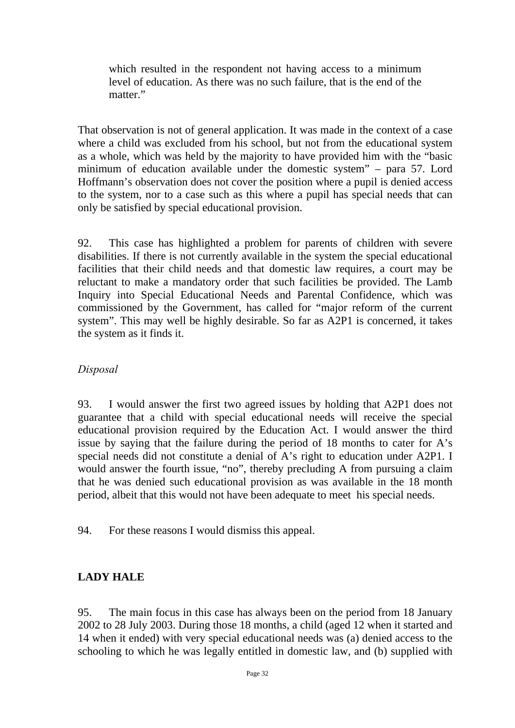> which resulted in the respondent not having access to a minimum level of education. As there was no such failure, that is the end of the matter."

That observation is not of general application. It was made in the context of a case where a child was excluded from his school, but not from the educational system as a whole, which was held by the majority to have provided him with the "basic minimum of education available under the domestic system" – para 57. Lord Hoffmann's observation does not cover the position where a pupil is denied access to the system, nor to a case such as this where a pupil has special needs that can only be satisfied by special educational provision.

92. This case has highlighted a problem for parents of children with severe disabilities. If there is not currently available in the system the special educational facilities that their child needs and that domestic law requires, a court may be reluctant to make a mandatory order that such facilities be provided. The Lamb Inquiry into Special Educational Needs and Parental Confidence, which was commissioned by the Government, has called for "major reform of the current system". This may well be highly desirable. So far as A2P1 is concerned, it takes the system as it finds it.

*Disposal*

93. I would answer the first two agreed issues by holding that A2P1 does not guarantee that a child with special educational needs will receive the special educational provision required by the Education Act. I would answer the third issue by saying that the failure during the period of 18 months to cater for A's special needs did not constitute a denial of A's right to education under A2P1. I would answer the fourth issue, "no", thereby precluding A from pursuing a claim that he was denied such educational provision as was available in the 18 month period, albeit that this would not have been adequate to meet his special needs.

94. For these reasons I would dismiss this appeal.

**LADY HALE**

95. The main focus in this case has always been on the period from 18 January 2002 to 28 July 2003. During those 18 months, a child (aged 12 when it started and 14 when it ended) with very special educational needs was (a) denied access to the schooling to which he was legally entitled in domestic law, and (b) supplied with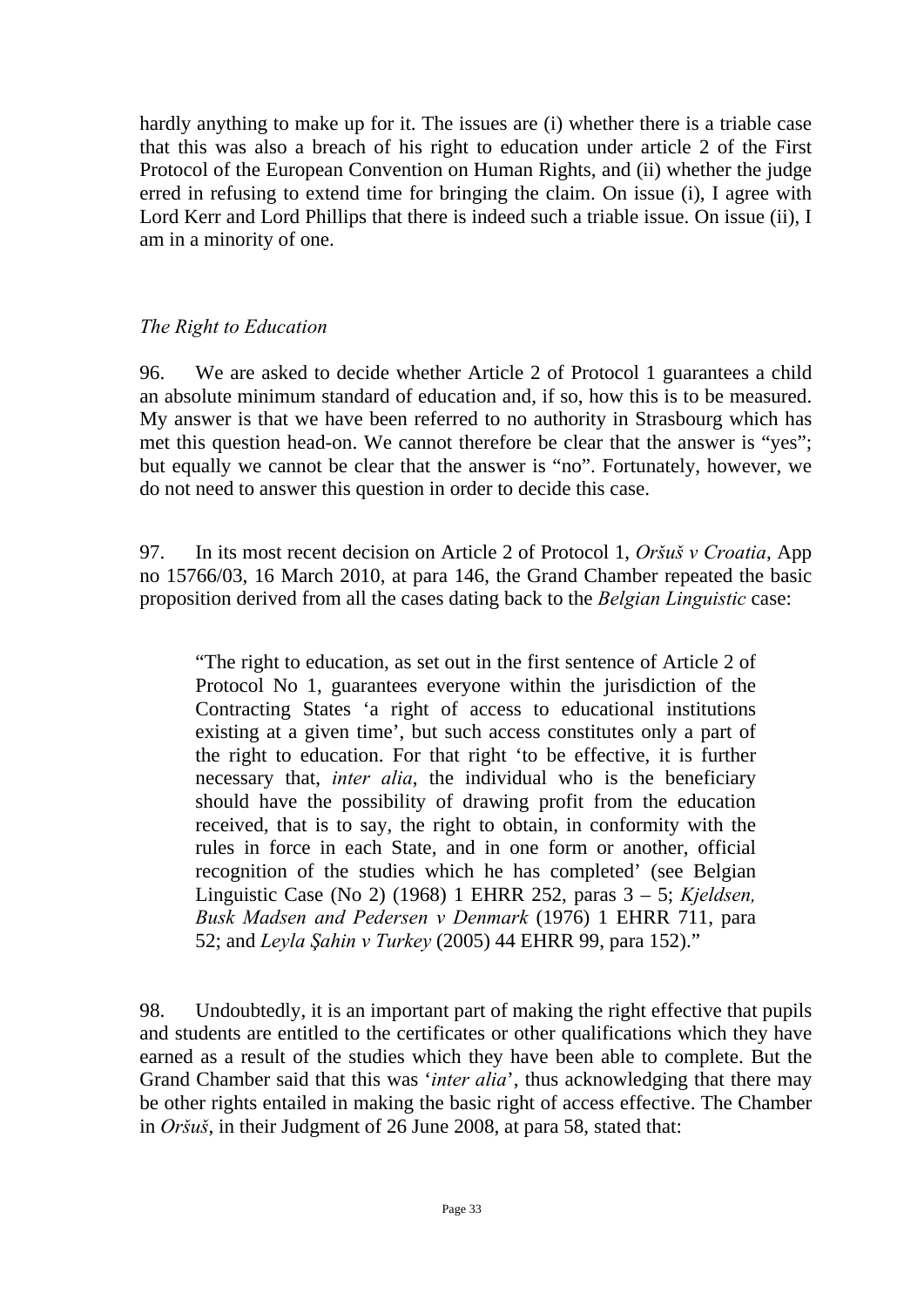hardly anything to make up for it. The issues are (i) whether there is a triable case that this was also a breach of his right to education under article 2 of the First Protocol of the European Convention on Human Rights, and (ii) whether the judge erred in refusing to extend time for bringing the claim. On issue (i), I agree with Lord Kerr and Lord Phillips that there is indeed such a triable issue. On issue (ii), I am in a minority of one.

*The Right to Education*

96. We are asked to decide whether Article 2 of Protocol 1 guarantees a child an absolute minimum standard of education and, if so, how this is to be measured. My answer is that we have been referred to no authority in Strasbourg which has met this question head-on. We cannot therefore be clear that the answer is "yes"; but equally we cannot be clear that the answer is "no". Fortunately, however, we do not need to answer this question in order to decide this case.

97. In its most recent decision on Article 2 of Protocol 1, *Oršuš v Croatia*, App no 15766/03, 16 March 2010, at para 146, the Grand Chamber repeated the basic proposition derived from all the cases dating back to the *Belgian Linguistic* case:

> "The right to education, as set out in the first sentence of Article 2 of Protocol No 1, guarantees everyone within the jurisdiction of the Contracting States 'a right of access to educational institutions existing at a given time', but such access constitutes only a part of the right to education. For that right 'to be effective, it is further necessary that, *inter alia*, the individual who is the beneficiary should have the possibility of drawing profit from the education received, that is to say, the right to obtain, in conformity with the rules in force in each State, and in one form or another, official recognition of the studies which he has completed' (see Belgian Linguistic Case (No 2) (1968) 1 EHRR 252, paras 3 – 5; *Kjeldsen, Busk Madsen and Pedersen v Denmark* (1976) 1 EHRR 711, para 52; and *Leyla Şahin v Turkey* (2005) 44 EHRR 99, para 152)."

98. Undoubtedly, it is an important part of making the right effective that pupils and students are entitled to the certificates or other qualifications which they have earned as a result of the studies which they have been able to complete. But the Grand Chamber said that this was '*inter alia*', thus acknowledging that there may be other rights entailed in making the basic right of access effective. The Chamber in *Oršuš*, in their Judgment of 26 June 2008, at para 58, stated that: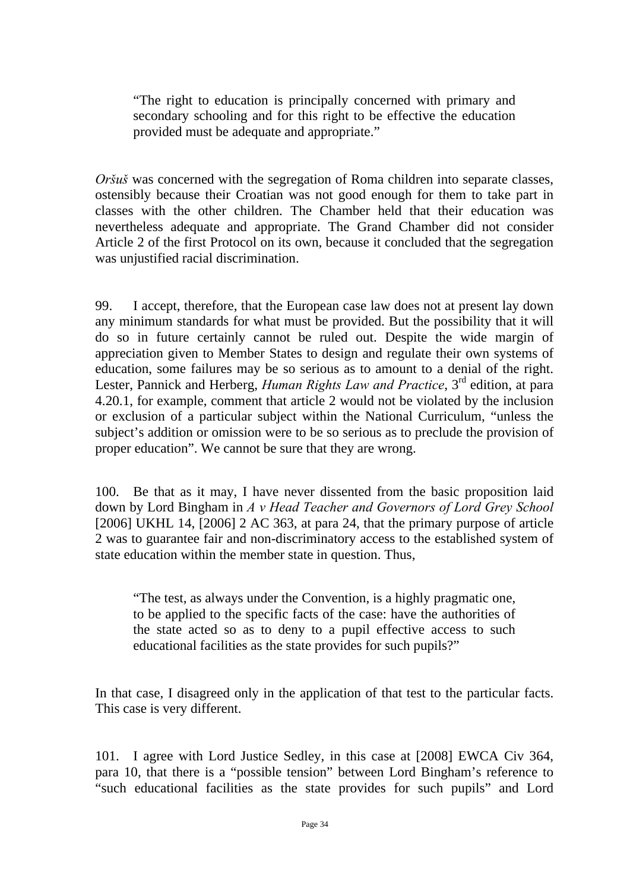> "The right to education is principally concerned with primary and secondary schooling and for this right to be effective the education provided must be adequate and appropriate."

*Oršuš* was concerned with the segregation of Roma children into separate classes, ostensibly because their Croatian was not good enough for them to take part in classes with the other children. The Chamber held that their education was nevertheless adequate and appropriate. The Grand Chamber did not consider Article 2 of the first Protocol on its own, because it concluded that the segregation was unjustified racial discrimination.

99. I accept, therefore, that the European case law does not at present lay down any minimum standards for what must be provided. But the possibility that it will do so in future certainly cannot be ruled out. Despite the wide margin of appreciation given to Member States to design and regulate their own systems of education, some failures may be so serious as to amount to a denial of the right. Lester, Pannick and Herberg, *Human Rights Law and Practice*, 3rd edition, at para 4.20.1, for example, comment that article 2 would not be violated by the inclusion or exclusion of a particular subject within the National Curriculum, "unless the subject's addition or omission were to be so serious as to preclude the provision of proper education". We cannot be sure that they are wrong.

100. Be that as it may, I have never dissented from the basic proposition laid down by Lord Bingham in *A v Head Teacher and Governors of Lord Grey School* [2006] UKHL 14, [2006] 2 AC 363, at para 24, that the primary purpose of article 2 was to guarantee fair and non-discriminatory access to the established system of state education within the member state in question. Thus,

> "The test, as always under the Convention, is a highly pragmatic one, to be applied to the specific facts of the case: have the authorities of the state acted so as to deny to a pupil effective access to such educational facilities as the state provides for such pupils?"

In that case, I disagreed only in the application of that test to the particular facts. This case is very different.

101. I agree with Lord Justice Sedley, in this case at [2008] EWCA Civ 364, para 10, that there is a "possible tension" between Lord Bingham's reference to "such educational facilities as the state provides for such pupils" and Lord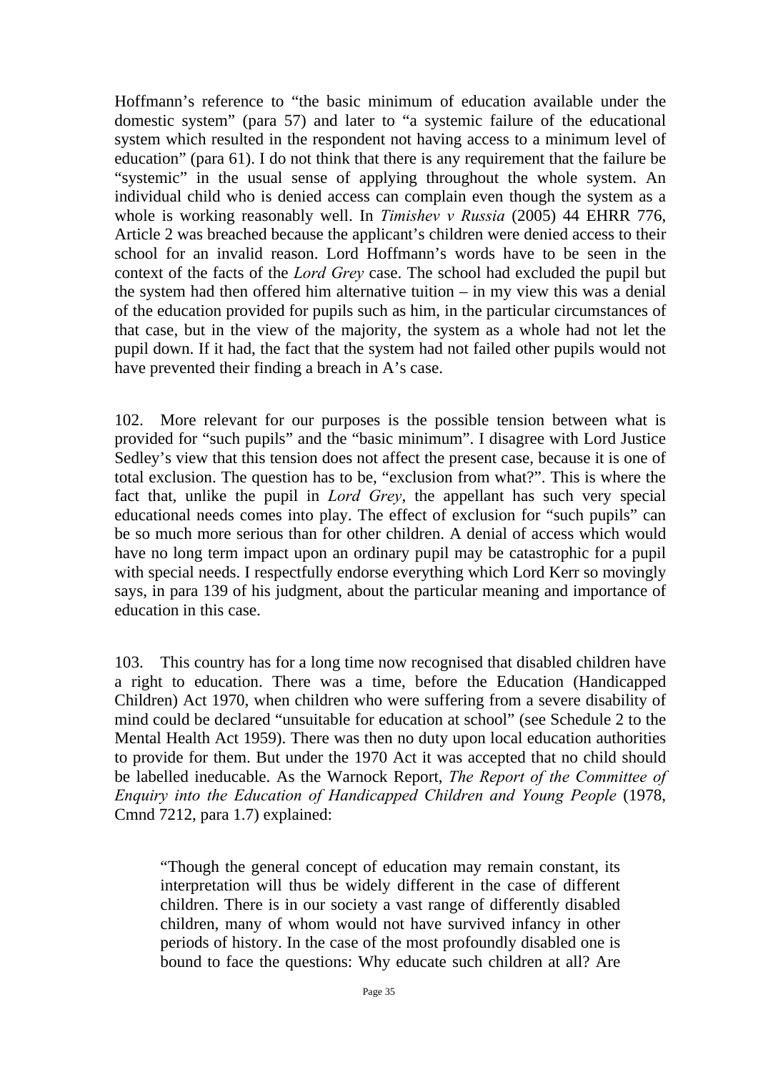Hoffmann's reference to "the basic minimum of education available under the domestic system" (para 57) and later to "a systemic failure of the educational system which resulted in the respondent not having access to a minimum level of education" (para 61). I do not think that there is any requirement that the failure be "systemic" in the usual sense of applying throughout the whole system. An individual child who is denied access can complain even though the system as a whole is working reasonably well. In *Timishev v Russia* (2005) 44 EHRR 776, Article 2 was breached because the applicant's children were denied access to their school for an invalid reason. Lord Hoffmann's words have to be seen in the context of the facts of the *Lord Grey* case. The school had excluded the pupil but the system had then offered him alternative tuition – in my view this was a denial of the education provided for pupils such as him, in the particular circumstances of that case, but in the view of the majority, the system as a whole had not let the pupil down. If it had, the fact that the system had not failed other pupils would not have prevented their finding a breach in A's case.

102. More relevant for our purposes is the possible tension between what is provided for "such pupils" and the "basic minimum". I disagree with Lord Justice Sedley's view that this tension does not affect the present case, because it is one of total exclusion. The question has to be, "exclusion from what?". This is where the fact that, unlike the pupil in *Lord Grey*, the appellant has such very special educational needs comes into play. The effect of exclusion for "such pupils" can be so much more serious than for other children. A denial of access which would have no long term impact upon an ordinary pupil may be catastrophic for a pupil with special needs. I respectfully endorse everything which Lord Kerr so movingly says, in para 139 of his judgment, about the particular meaning and importance of education in this case.

103. This country has for a long time now recognised that disabled children have a right to education. There was a time, before the Education (Handicapped Children) Act 1970, when children who were suffering from a severe disability of mind could be declared "unsuitable for education at school" (see Schedule 2 to the Mental Health Act 1959). There was then no duty upon local education authorities to provide for them. But under the 1970 Act it was accepted that no child should be labelled ineducable. As the Warnock Report, *The Report of the Committee of Enquiry into the Education of Handicapped Children and Young People* (1978, Cmnd 7212, para 1.7) explained:

> "Though the general concept of education may remain constant, its interpretation will thus be widely different in the case of different children. There is in our society a vast range of differently disabled children, many of whom would not have survived infancy in other periods of history. In the case of the most profoundly disabled one is bound to face the questions: Why educate such children at all? Are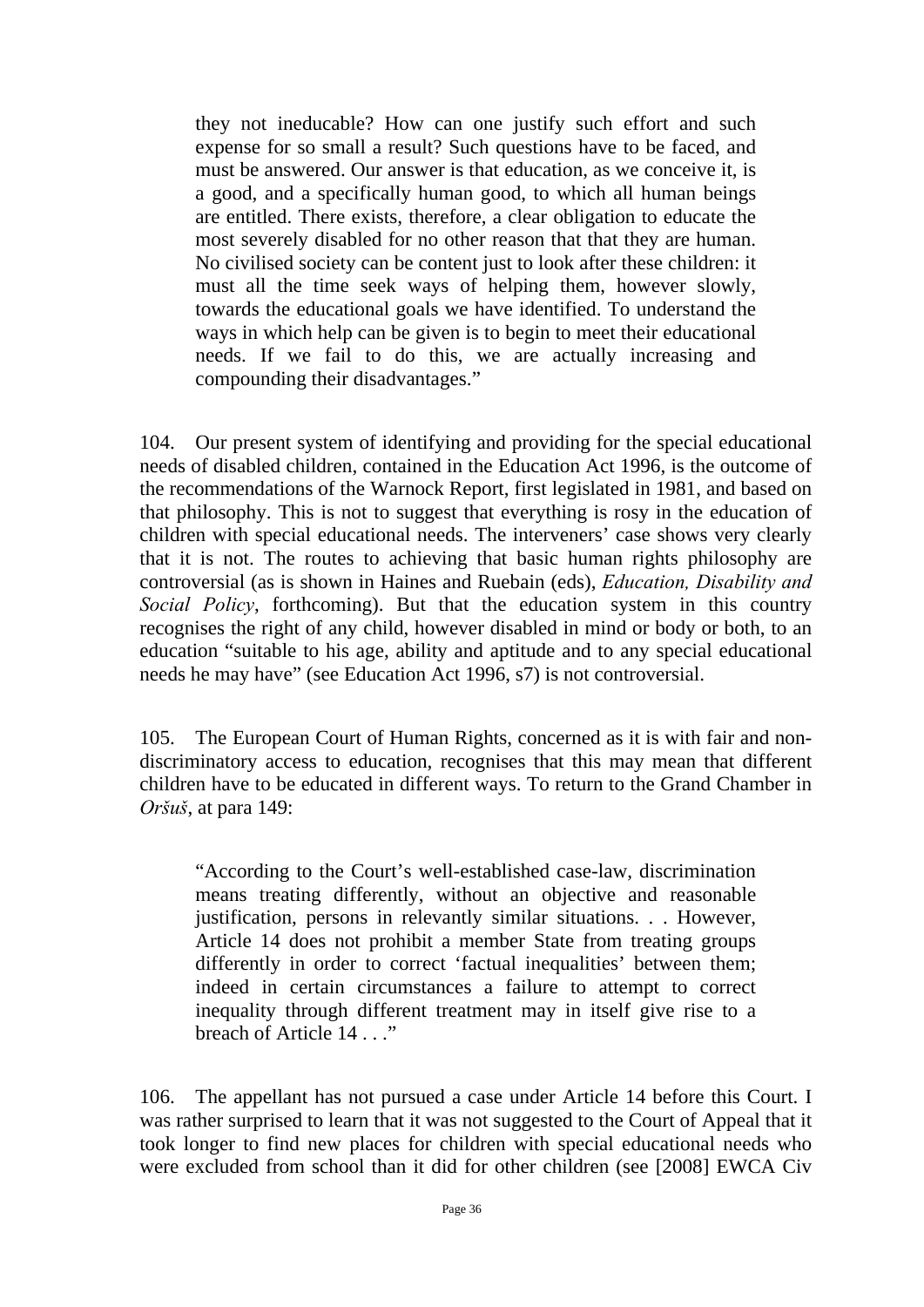> they not ineducable? How can one justify such effort and such expense for so small a result? Such questions have to be faced, and must be answered. Our answer is that education, as we conceive it, is a good, and a specifically human good, to which all human beings are entitled. There exists, therefore, a clear obligation to educate the most severely disabled for no other reason that that they are human. No civilised society can be content just to look after these children: it must all the time seek ways of helping them, however slowly, towards the educational goals we have identified. To understand the ways in which help can be given is to begin to meet their educational needs. If we fail to do this, we are actually increasing and compounding their disadvantages."

104. Our present system of identifying and providing for the special educational needs of disabled children, contained in the Education Act 1996, is the outcome of the recommendations of the Warnock Report, first legislated in 1981, and based on that philosophy. This is not to suggest that everything is rosy in the education of children with special educational needs. The interveners' case shows very clearly that it is not. The routes to achieving that basic human rights philosophy are controversial (as is shown in Haines and Ruebain (eds), *Education, Disability and Social Policy*, forthcoming). But that the education system in this country recognises the right of any child, however disabled in mind or body or both, to an education "suitable to his age, ability and aptitude and to any special educational needs he may have" (see Education Act 1996, s7) is not controversial.

105. The European Court of Human Rights, concerned as it is with fair and non-discriminatory access to education, recognises that this may mean that different children have to be educated in different ways. To return to the Grand Chamber in *Oršuš*, at para 149:

> "According to the Court's well-established case-law, discrimination means treating differently, without an objective and reasonable justification, persons in relevantly similar situations. . . However, Article 14 does not prohibit a member State from treating groups differently in order to correct 'factual inequalities' between them; indeed in certain circumstances a failure to attempt to correct inequality through different treatment may in itself give rise to a breach of Article 14 . . ."

106. The appellant has not pursued a case under Article 14 before this Court. I was rather surprised to learn that it was not suggested to the Court of Appeal that it took longer to find new places for children with special educational needs who were excluded from school than it did for other children (see [2008] EWCA Civ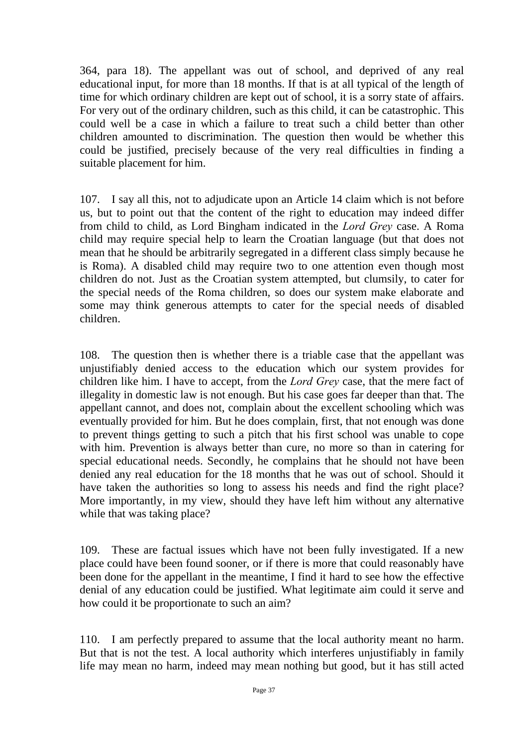364, para 18). The appellant was out of school, and deprived of any real educational input, for more than 18 months. If that is at all typical of the length of time for which ordinary children are kept out of school, it is a sorry state of affairs. For very out of the ordinary children, such as this child, it can be catastrophic. This could well be a case in which a failure to treat such a child better than other children amounted to discrimination. The question then would be whether this could be justified, precisely because of the very real difficulties in finding a suitable placement for him.

107. I say all this, not to adjudicate upon an Article 14 claim which is not before us, but to point out that the content of the right to education may indeed differ from child to child, as Lord Bingham indicated in the *Lord Grey* case. A Roma child may require special help to learn the Croatian language (but that does not mean that he should be arbitrarily segregated in a different class simply because he is Roma). A disabled child may require two to one attention even though most children do not. Just as the Croatian system attempted, but clumsily, to cater for the special needs of the Roma children, so does our system make elaborate and some may think generous attempts to cater for the special needs of disabled children.

108. The question then is whether there is a triable case that the appellant was unjustifiably denied access to the education which our system provides for children like him. I have to accept, from the *Lord Grey* case, that the mere fact of illegality in domestic law is not enough. But his case goes far deeper than that. The appellant cannot, and does not, complain about the excellent schooling which was eventually provided for him. But he does complain, first, that not enough was done to prevent things getting to such a pitch that his first school was unable to cope with him. Prevention is always better than cure, no more so than in catering for special educational needs. Secondly, he complains that he should not have been denied any real education for the 18 months that he was out of school. Should it have taken the authorities so long to assess his needs and find the right place? More importantly, in my view, should they have left him without any alternative while that was taking place?

109. These are factual issues which have not been fully investigated. If a new place could have been found sooner, or if there is more that could reasonably have been done for the appellant in the meantime, I find it hard to see how the effective denial of any education could be justified. What legitimate aim could it serve and how could it be proportionate to such an aim?

110. I am perfectly prepared to assume that the local authority meant no harm. But that is not the test. A local authority which interferes unjustifiably in family life may mean no harm, indeed may mean nothing but good, but it has still acted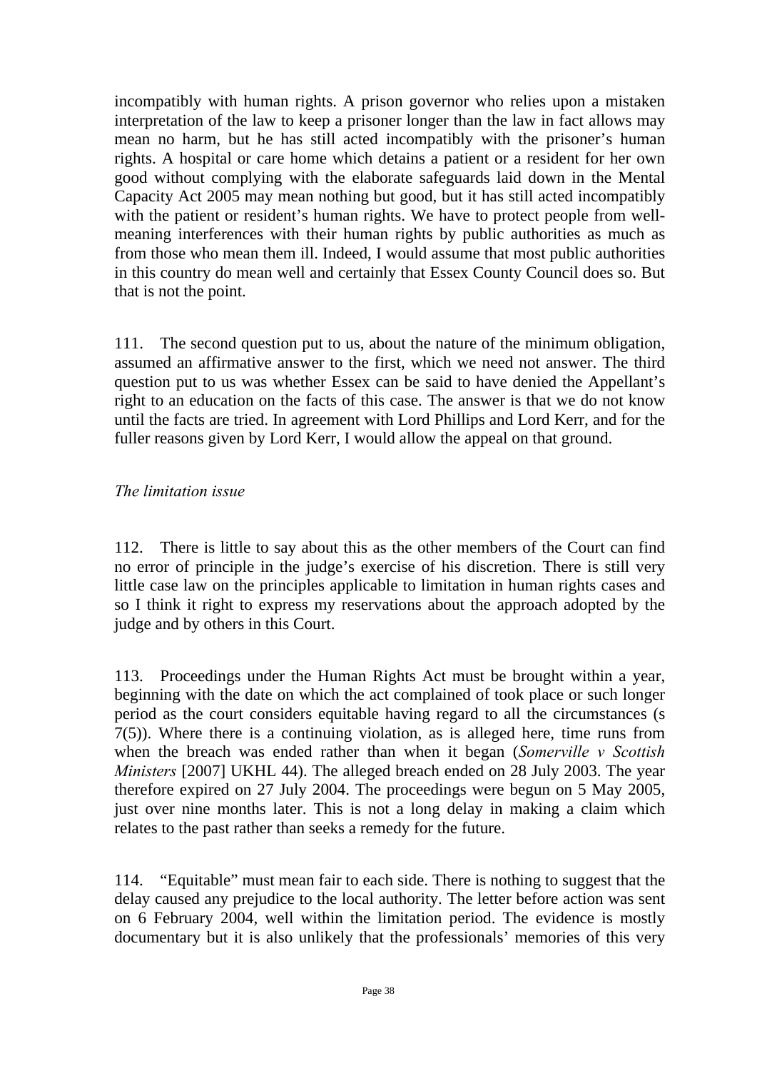incompatibly with human rights. A prison governor who relies upon a mistaken interpretation of the law to keep a prisoner longer than the law in fact allows may mean no harm, but he has still acted incompatibly with the prisoner's human rights. A hospital or care home which detains a patient or a resident for her own good without complying with the elaborate safeguards laid down in the Mental Capacity Act 2005 may mean nothing but good, but it has still acted incompatibly with the patient or resident's human rights. We have to protect people from well-meaning interferences with their human rights by public authorities as much as from those who mean them ill. Indeed, I would assume that most public authorities in this country do mean well and certainly that Essex County Council does so. But that is not the point.

111. The second question put to us, about the nature of the minimum obligation, assumed an affirmative answer to the first, which we need not answer. The third question put to us was whether Essex can be said to have denied the Appellant's right to an education on the facts of this case. The answer is that we do not know until the facts are tried. In agreement with Lord Phillips and Lord Kerr, and for the fuller reasons given by Lord Kerr, I would allow the appeal on that ground.

*The limitation issue*

112. There is little to say about this as the other members of the Court can find no error of principle in the judge's exercise of his discretion. There is still very little case law on the principles applicable to limitation in human rights cases and so I think it right to express my reservations about the approach adopted by the judge and by others in this Court.

113. Proceedings under the Human Rights Act must be brought within a year, beginning with the date on which the act complained of took place or such longer period as the court considers equitable having regard to all the circumstances (s 7(5)). Where there is a continuing violation, as is alleged here, time runs from when the breach was ended rather than when it began (*Somerville v Scottish Ministers* [2007] UKHL 44). The alleged breach ended on 28 July 2003. The year therefore expired on 27 July 2004. The proceedings were begun on 5 May 2005, just over nine months later. This is not a long delay in making a claim which relates to the past rather than seeks a remedy for the future.

114. "Equitable" must mean fair to each side. There is nothing to suggest that the delay caused any prejudice to the local authority. The letter before action was sent on 6 February 2004, well within the limitation period. The evidence is mostly documentary but it is also unlikely that the professionals' memories of this very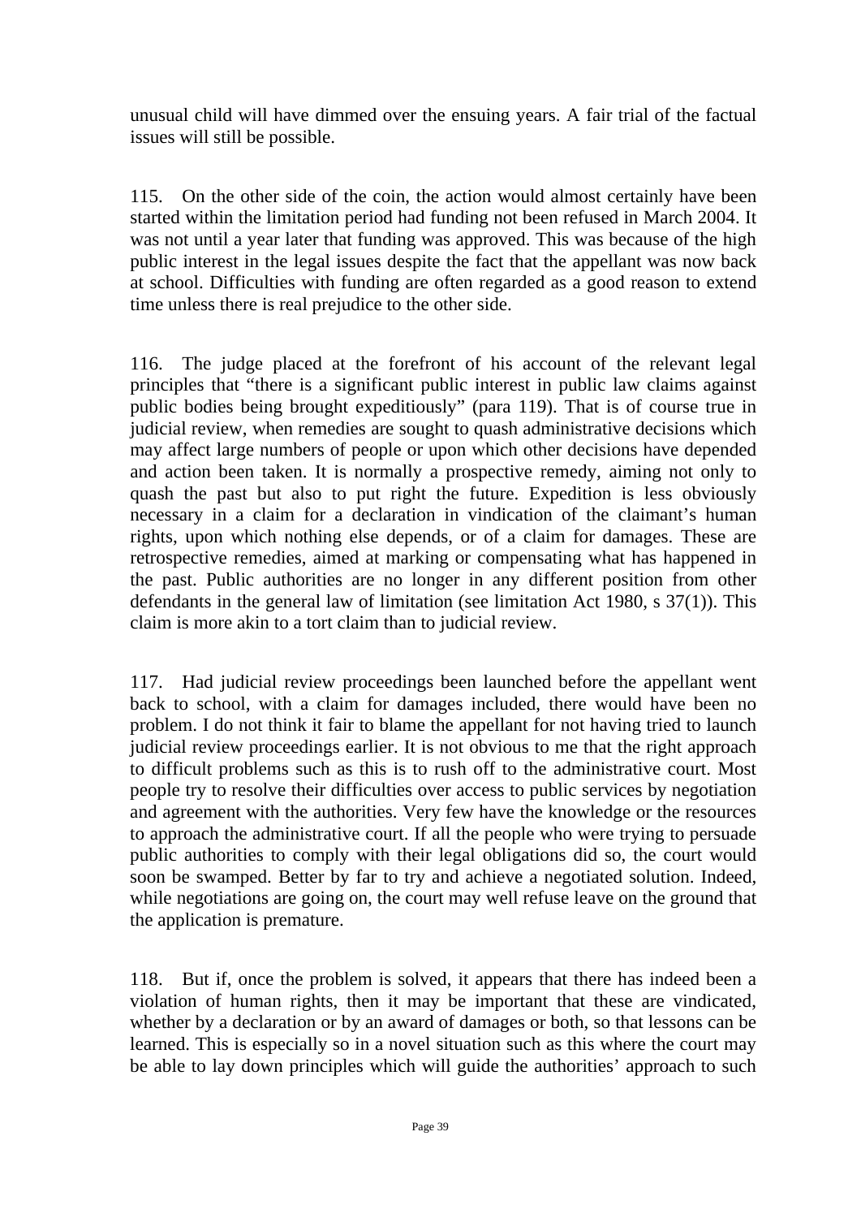unusual child will have dimmed over the ensuing years. A fair trial of the factual issues will still be possible.

115. On the other side of the coin, the action would almost certainly have been started within the limitation period had funding not been refused in March 2004. It was not until a year later that funding was approved. This was because of the high public interest in the legal issues despite the fact that the appellant was now back at school. Difficulties with funding are often regarded as a good reason to extend time unless there is real prejudice to the other side.

116. The judge placed at the forefront of his account of the relevant legal principles that "there is a significant public interest in public law claims against public bodies being brought expeditiously" (para 119). That is of course true in judicial review, when remedies are sought to quash administrative decisions which may affect large numbers of people or upon which other decisions have depended and action been taken. It is normally a prospective remedy, aiming not only to quash the past but also to put right the future. Expedition is less obviously necessary in a claim for a declaration in vindication of the claimant's human rights, upon which nothing else depends, or of a claim for damages. These are retrospective remedies, aimed at marking or compensating what has happened in the past. Public authorities are no longer in any different position from other defendants in the general law of limitation (see limitation Act 1980, s 37(1)). This claim is more akin to a tort claim than to judicial review.

117. Had judicial review proceedings been launched before the appellant went back to school, with a claim for damages included, there would have been no problem. I do not think it fair to blame the appellant for not having tried to launch judicial review proceedings earlier. It is not obvious to me that the right approach to difficult problems such as this is to rush off to the administrative court. Most people try to resolve their difficulties over access to public services by negotiation and agreement with the authorities. Very few have the knowledge or the resources to approach the administrative court. If all the people who were trying to persuade public authorities to comply with their legal obligations did so, the court would soon be swamped. Better by far to try and achieve a negotiated solution. Indeed, while negotiations are going on, the court may well refuse leave on the ground that the application is premature.

118. But if, once the problem is solved, it appears that there has indeed been a violation of human rights, then it may be important that these are vindicated, whether by a declaration or by an award of damages or both, so that lessons can be learned. This is especially so in a novel situation such as this where the court may be able to lay down principles which will guide the authorities' approach to such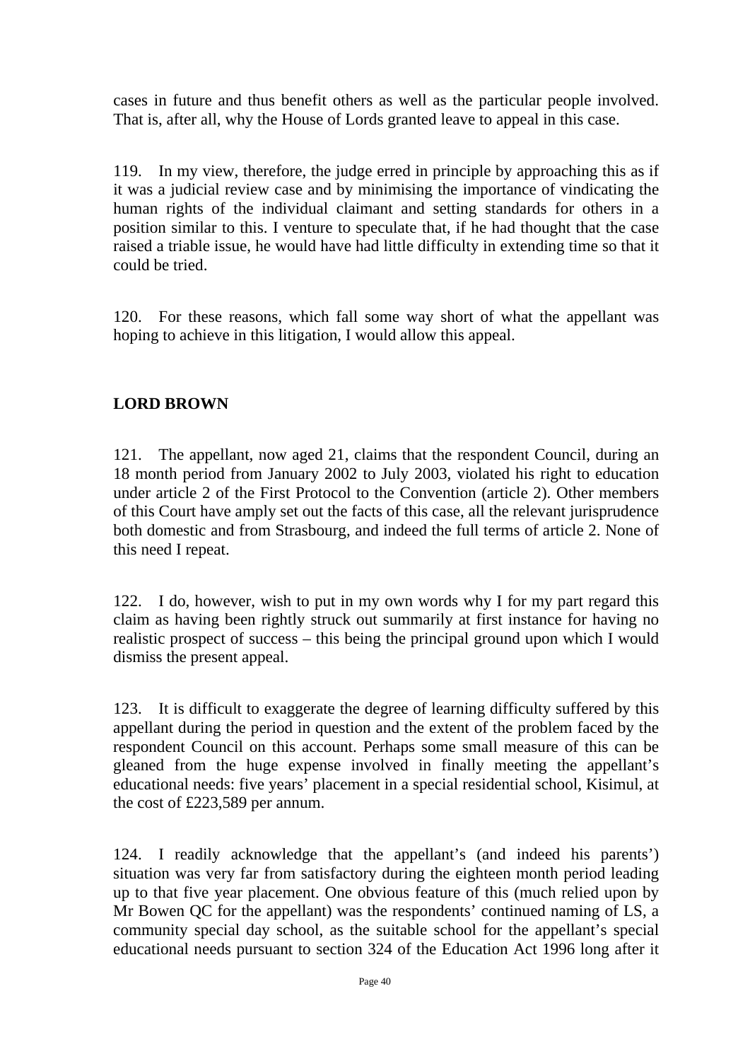cases in future and thus benefit others as well as the particular people involved. That is, after all, why the House of Lords granted leave to appeal in this case.

119. In my view, therefore, the judge erred in principle by approaching this as if it was a judicial review case and by minimising the importance of vindicating the human rights of the individual claimant and setting standards for others in a position similar to this. I venture to speculate that, if he had thought that the case raised a triable issue, he would have had little difficulty in extending time so that it could be tried.

120. For these reasons, which fall some way short of what the appellant was hoping to achieve in this litigation, I would allow this appeal.

**LORD BROWN**

121. The appellant, now aged 21, claims that the respondent Council, during an 18 month period from January 2002 to July 2003, violated his right to education under article 2 of the First Protocol to the Convention (article 2). Other members of this Court have amply set out the facts of this case, all the relevant jurisprudence both domestic and from Strasbourg, and indeed the full terms of article 2. None of this need I repeat.

122. I do, however, wish to put in my own words why I for my part regard this claim as having been rightly struck out summarily at first instance for having no realistic prospect of success – this being the principal ground upon which I would dismiss the present appeal.

123. It is difficult to exaggerate the degree of learning difficulty suffered by this appellant during the period in question and the extent of the problem faced by the respondent Council on this account. Perhaps some small measure of this can be gleaned from the huge expense involved in finally meeting the appellant's educational needs: five years' placement in a special residential school, Kisimul, at the cost of £223,589 per annum.

124. I readily acknowledge that the appellant's (and indeed his parents') situation was very far from satisfactory during the eighteen month period leading up to that five year placement. One obvious feature of this (much relied upon by Mr Bowen QC for the appellant) was the respondents' continued naming of LS, a community special day school, as the suitable school for the appellant's special educational needs pursuant to section 324 of the Education Act 1996 long after it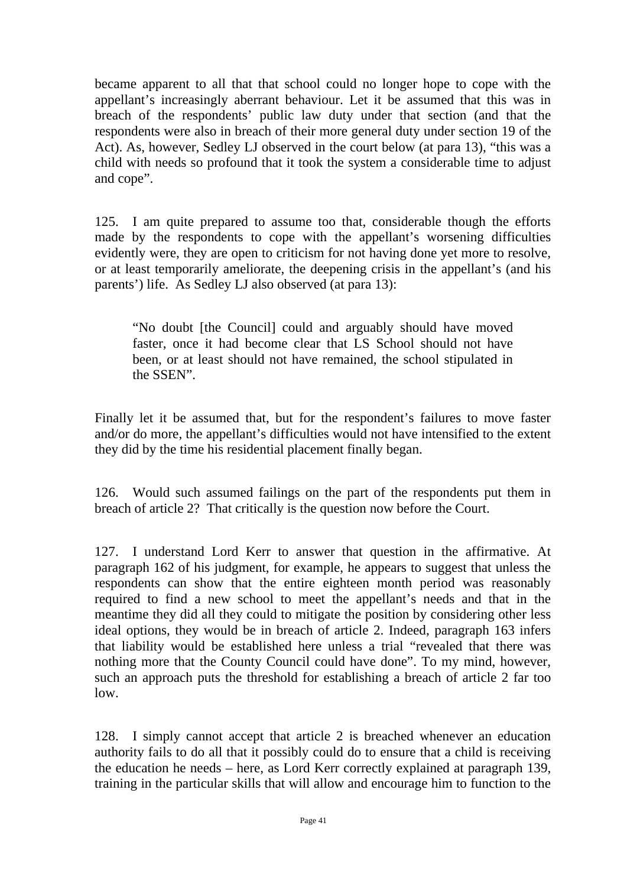became apparent to all that that school could no longer hope to cope with the appellant's increasingly aberrant behaviour. Let it be assumed that this was in breach of the respondents' public law duty under that section (and that the respondents were also in breach of their more general duty under section 19 of the Act). As, however, Sedley LJ observed in the court below (at para 13), "this was a child with needs so profound that it took the system a considerable time to adjust and cope".

125. I am quite prepared to assume too that, considerable though the efforts made by the respondents to cope with the appellant's worsening difficulties evidently were, they are open to criticism for not having done yet more to resolve, or at least temporarily ameliorate, the deepening crisis in the appellant's (and his parents') life. As Sedley LJ also observed (at para 13):

> "No doubt [the Council] could and arguably should have moved faster, once it had become clear that LS School should not have been, or at least should not have remained, the school stipulated in the SSEN".

Finally let it be assumed that, but for the respondent's failures to move faster and/or do more, the appellant's difficulties would not have intensified to the extent they did by the time his residential placement finally began.

126. Would such assumed failings on the part of the respondents put them in breach of article 2? That critically is the question now before the Court.

127. I understand Lord Kerr to answer that question in the affirmative. At paragraph 162 of his judgment, for example, he appears to suggest that unless the respondents can show that the entire eighteen month period was reasonably required to find a new school to meet the appellant's needs and that in the meantime they did all they could to mitigate the position by considering other less ideal options, they would be in breach of article 2. Indeed, paragraph 163 infers that liability would be established here unless a trial "revealed that there was nothing more that the County Council could have done". To my mind, however, such an approach puts the threshold for establishing a breach of article 2 far too low.

128. I simply cannot accept that article 2 is breached whenever an education authority fails to do all that it possibly could do to ensure that a child is receiving the education he needs – here, as Lord Kerr correctly explained at paragraph 139, training in the particular skills that will allow and encourage him to function to the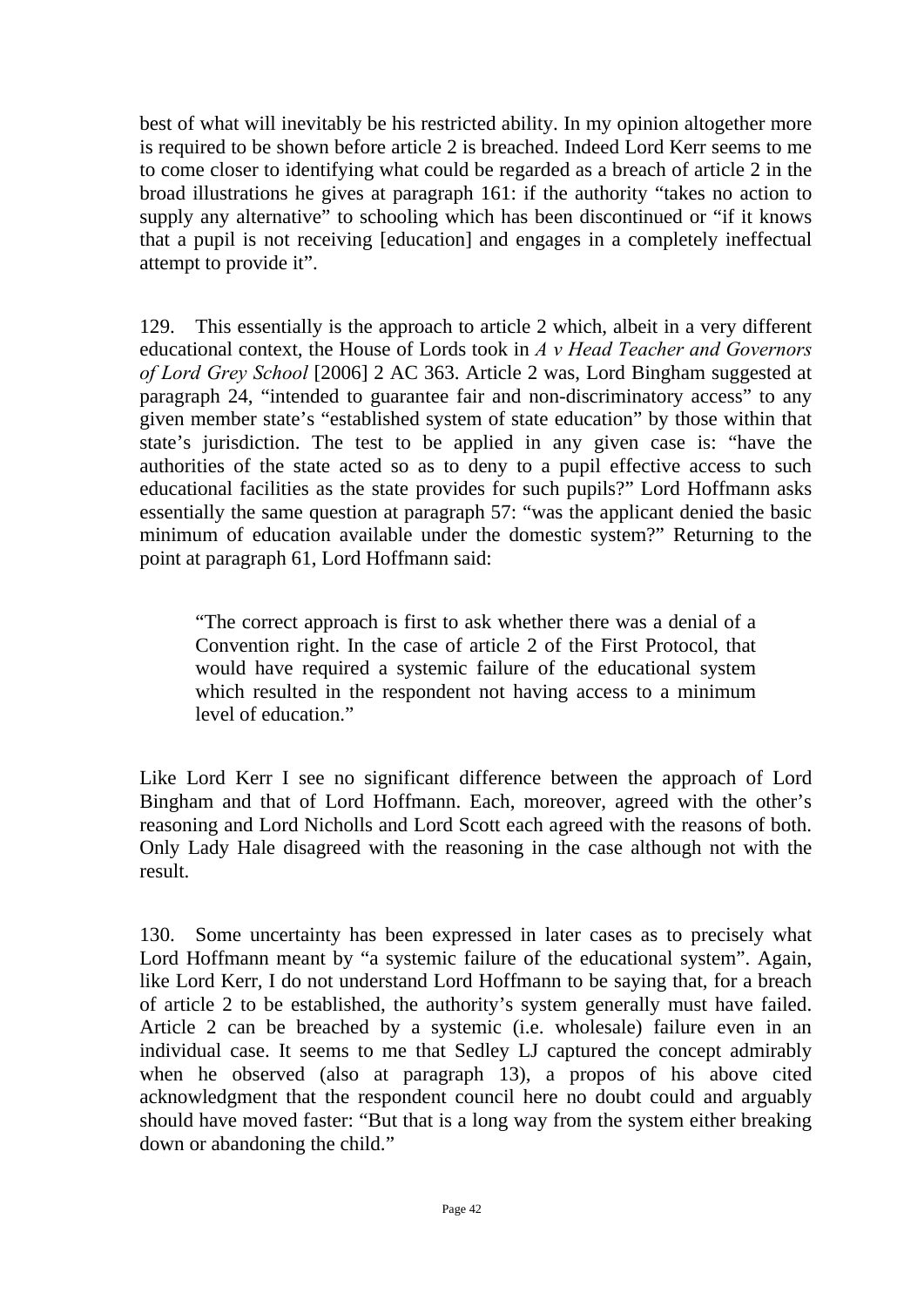best of what will inevitably be his restricted ability. In my opinion altogether more is required to be shown before article 2 is breached. Indeed Lord Kerr seems to me to come closer to identifying what could be regarded as a breach of article 2 in the broad illustrations he gives at paragraph 161: if the authority "takes no action to supply any alternative" to schooling which has been discontinued or "if it knows that a pupil is not receiving [education] and engages in a completely ineffectual attempt to provide it".

129. This essentially is the approach to article 2 which, albeit in a very different educational context, the House of Lords took in *A v Head Teacher and Governors of Lord Grey School* [2006] 2 AC 363. Article 2 was, Lord Bingham suggested at paragraph 24, "intended to guarantee fair and non-discriminatory access" to any given member state's "established system of state education" by those within that state's jurisdiction. The test to be applied in any given case is: "have the authorities of the state acted so as to deny to a pupil effective access to such educational facilities as the state provides for such pupils?" Lord Hoffmann asks essentially the same question at paragraph 57: "was the applicant denied the basic minimum of education available under the domestic system?" Returning to the point at paragraph 61, Lord Hoffmann said:

> "The correct approach is first to ask whether there was a denial of a Convention right. In the case of article 2 of the First Protocol, that would have required a systemic failure of the educational system which resulted in the respondent not having access to a minimum level of education."

Like Lord Kerr I see no significant difference between the approach of Lord Bingham and that of Lord Hoffmann. Each, moreover, agreed with the other's reasoning and Lord Nicholls and Lord Scott each agreed with the reasons of both. Only Lady Hale disagreed with the reasoning in the case although not with the result.

130. Some uncertainty has been expressed in later cases as to precisely what Lord Hoffmann meant by "a systemic failure of the educational system". Again, like Lord Kerr, I do not understand Lord Hoffmann to be saying that, for a breach of article 2 to be established, the authority's system generally must have failed. Article 2 can be breached by a systemic (i.e. wholesale) failure even in an individual case. It seems to me that Sedley LJ captured the concept admirably when he observed (also at paragraph 13), a propos of his above cited acknowledgment that the respondent council here no doubt could and arguably should have moved faster: "But that is a long way from the system either breaking down or abandoning the child."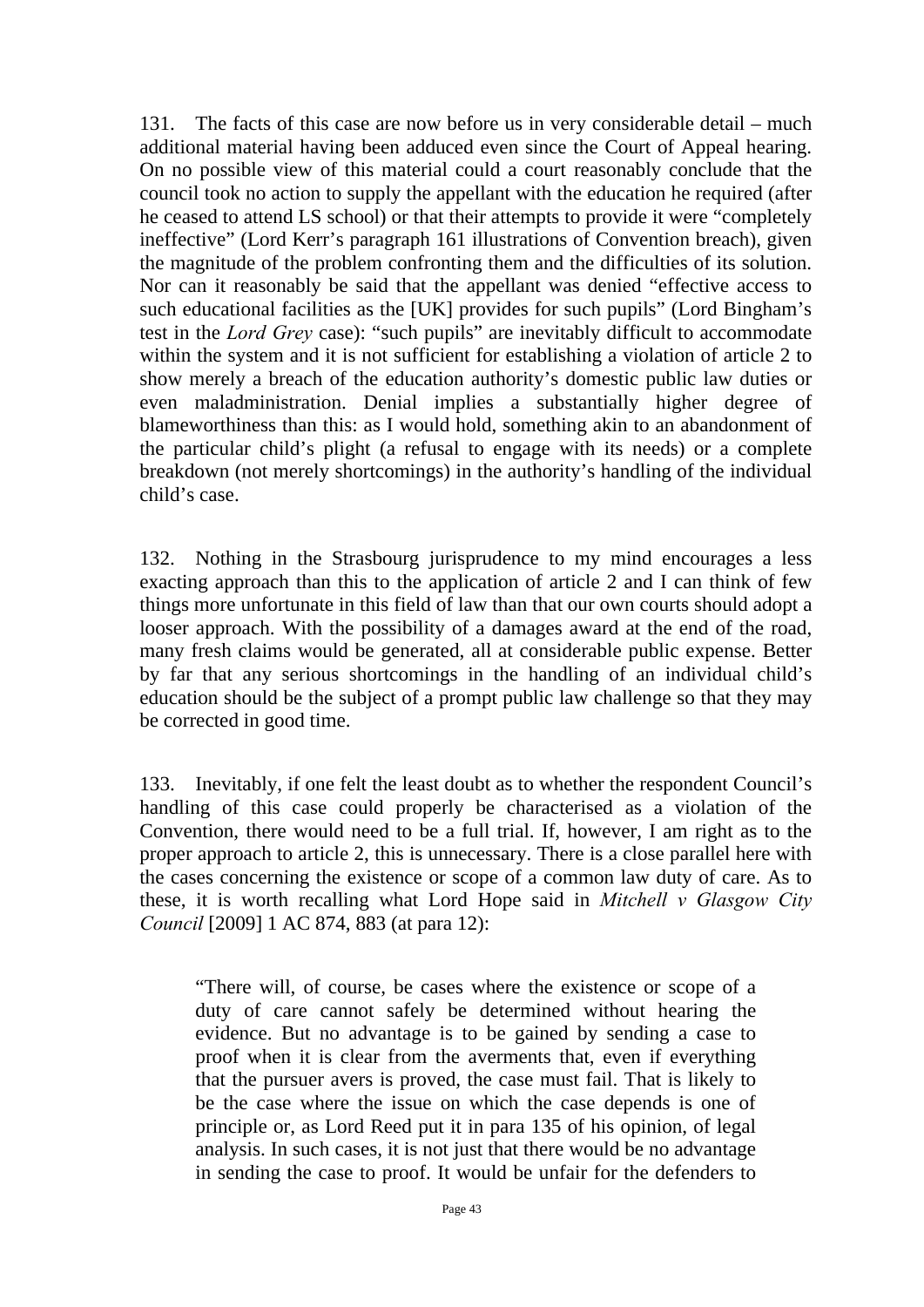131. The facts of this case are now before us in very considerable detail – much additional material having been adduced even since the Court of Appeal hearing. On no possible view of this material could a court reasonably conclude that the council took no action to supply the appellant with the education he required (after he ceased to attend LS school) or that their attempts to provide it were "completely ineffective" (Lord Kerr's paragraph 161 illustrations of Convention breach), given the magnitude of the problem confronting them and the difficulties of its solution. Nor can it reasonably be said that the appellant was denied "effective access to such educational facilities as the [UK] provides for such pupils" (Lord Bingham's test in the *Lord Grey* case): "such pupils" are inevitably difficult to accommodate within the system and it is not sufficient for establishing a violation of article 2 to show merely a breach of the education authority's domestic public law duties or even maladministration. Denial implies a substantially higher degree of blameworthiness than this: as I would hold, something akin to an abandonment of the particular child's plight (a refusal to engage with its needs) or a complete breakdown (not merely shortcomings) in the authority's handling of the individual child's case.

132. Nothing in the Strasbourg jurisprudence to my mind encourages a less exacting approach than this to the application of article 2 and I can think of few things more unfortunate in this field of law than that our own courts should adopt a looser approach. With the possibility of a damages award at the end of the road, many fresh claims would be generated, all at considerable public expense. Better by far that any serious shortcomings in the handling of an individual child's education should be the subject of a prompt public law challenge so that they may be corrected in good time.

133. Inevitably, if one felt the least doubt as to whether the respondent Council's handling of this case could properly be characterised as a violation of the Convention, there would need to be a full trial. If, however, I am right as to the proper approach to article 2, this is unnecessary. There is a close parallel here with the cases concerning the existence or scope of a common law duty of care. As to these, it is worth recalling what Lord Hope said in *Mitchell v Glasgow City Council* [2009] 1 AC 874, 883 (at para 12):

> "There will, of course, be cases where the existence or scope of a duty of care cannot safely be determined without hearing the evidence. But no advantage is to be gained by sending a case to proof when it is clear from the averments that, even if everything that the pursuer avers is proved, the case must fail. That is likely to be the case where the issue on which the case depends is one of principle or, as Lord Reed put it in para 135 of his opinion, of legal analysis. In such cases, it is not just that there would be no advantage in sending the case to proof. It would be unfair for the defenders to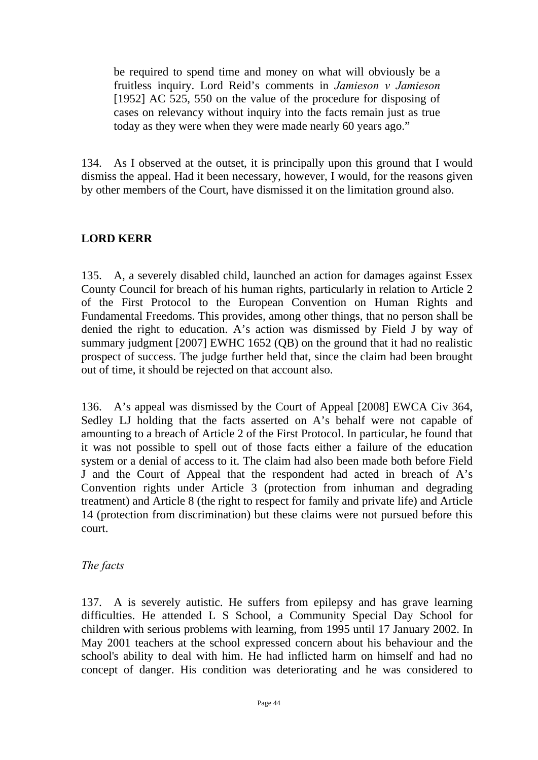> be required to spend time and money on what will obviously be a fruitless inquiry. Lord Reid's comments in *Jamieson v Jamieson* [1952] AC 525, 550 on the value of the procedure for disposing of cases on relevancy without inquiry into the facts remain just as true today as they were when they were made nearly 60 years ago."

134. As I observed at the outset, it is principally upon this ground that I would dismiss the appeal. Had it been necessary, however, I would, for the reasons given by other members of the Court, have dismissed it on the limitation ground also.

## LORD KERR

135. A, a severely disabled child, launched an action for damages against Essex County Council for breach of his human rights, particularly in relation to Article 2 of the First Protocol to the European Convention on Human Rights and Fundamental Freedoms. This provides, among other things, that no person shall be denied the right to education. A's action was dismissed by Field J by way of summary judgment [2007] EWHC 1652 (QB) on the ground that it had no realistic prospect of success. The judge further held that, since the claim had been brought out of time, it should be rejected on that account also.

136. A's appeal was dismissed by the Court of Appeal [2008] EWCA Civ 364, Sedley LJ holding that the facts asserted on A's behalf were not capable of amounting to a breach of Article 2 of the First Protocol. In particular, he found that it was not possible to spell out of those facts either a failure of the education system or a denial of access to it. The claim had also been made both before Field J and the Court of Appeal that the respondent had acted in breach of A's Convention rights under Article 3 (protection from inhuman and degrading treatment) and Article 8 (the right to respect for family and private life) and Article 14 (protection from discrimination) but these claims were not pursued before this court.

*The facts*

137. A is severely autistic. He suffers from epilepsy and has grave learning difficulties. He attended L S School, a Community Special Day School for children with serious problems with learning, from 1995 until 17 January 2002. In May 2001 teachers at the school expressed concern about his behaviour and the school's ability to deal with him. He had inflicted harm on himself and had no concept of danger. His condition was deteriorating and he was considered to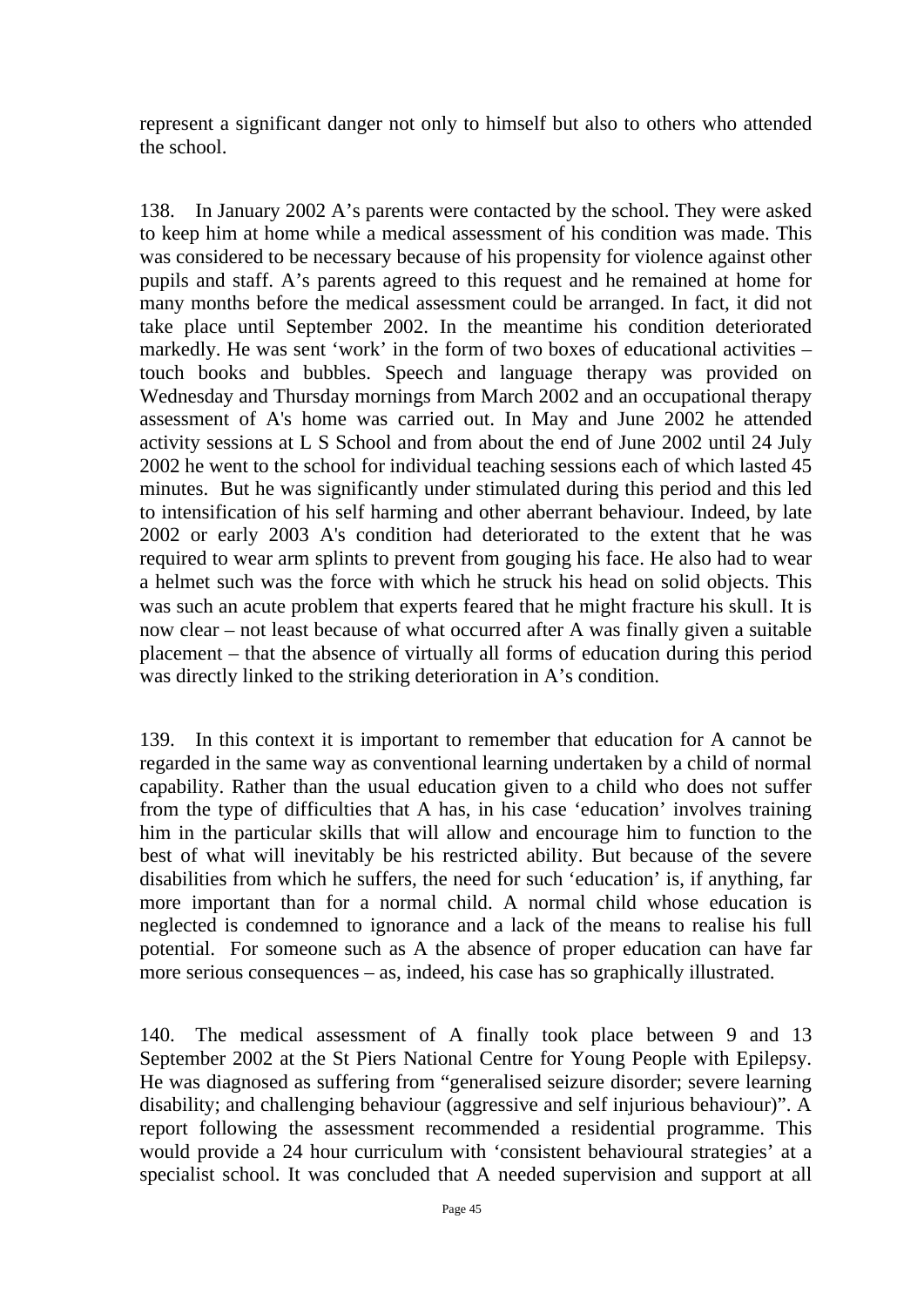represent a significant danger not only to himself but also to others who attended the school.

138. In January 2002 A's parents were contacted by the school. They were asked to keep him at home while a medical assessment of his condition was made. This was considered to be necessary because of his propensity for violence against other pupils and staff. A's parents agreed to this request and he remained at home for many months before the medical assessment could be arranged. In fact, it did not take place until September 2002. In the meantime his condition deteriorated markedly. He was sent 'work' in the form of two boxes of educational activities – touch books and bubbles. Speech and language therapy was provided on Wednesday and Thursday mornings from March 2002 and an occupational therapy assessment of A's home was carried out. In May and June 2002 he attended activity sessions at L S School and from about the end of June 2002 until 24 July 2002 he went to the school for individual teaching sessions each of which lasted 45 minutes. But he was significantly under stimulated during this period and this led to intensification of his self harming and other aberrant behaviour. Indeed, by late 2002 or early 2003 A's condition had deteriorated to the extent that he was required to wear arm splints to prevent from gouging his face. He also had to wear a helmet such was the force with which he struck his head on solid objects. This was such an acute problem that experts feared that he might fracture his skull. It is now clear – not least because of what occurred after A was finally given a suitable placement – that the absence of virtually all forms of education during this period was directly linked to the striking deterioration in A's condition.

139. In this context it is important to remember that education for A cannot be regarded in the same way as conventional learning undertaken by a child of normal capability. Rather than the usual education given to a child who does not suffer from the type of difficulties that A has, in his case 'education' involves training him in the particular skills that will allow and encourage him to function to the best of what will inevitably be his restricted ability. But because of the severe disabilities from which he suffers, the need for such 'education' is, if anything, far more important than for a normal child. A normal child whose education is neglected is condemned to ignorance and a lack of the means to realise his full potential. For someone such as A the absence of proper education can have far more serious consequences – as, indeed, his case has so graphically illustrated.

140. The medical assessment of A finally took place between 9 and 13 September 2002 at the St Piers National Centre for Young People with Epilepsy. He was diagnosed as suffering from "generalised seizure disorder; severe learning disability; and challenging behaviour (aggressive and self injurious behaviour)". A report following the assessment recommended a residential programme. This would provide a 24 hour curriculum with 'consistent behavioural strategies' at a specialist school. It was concluded that A needed supervision and support at all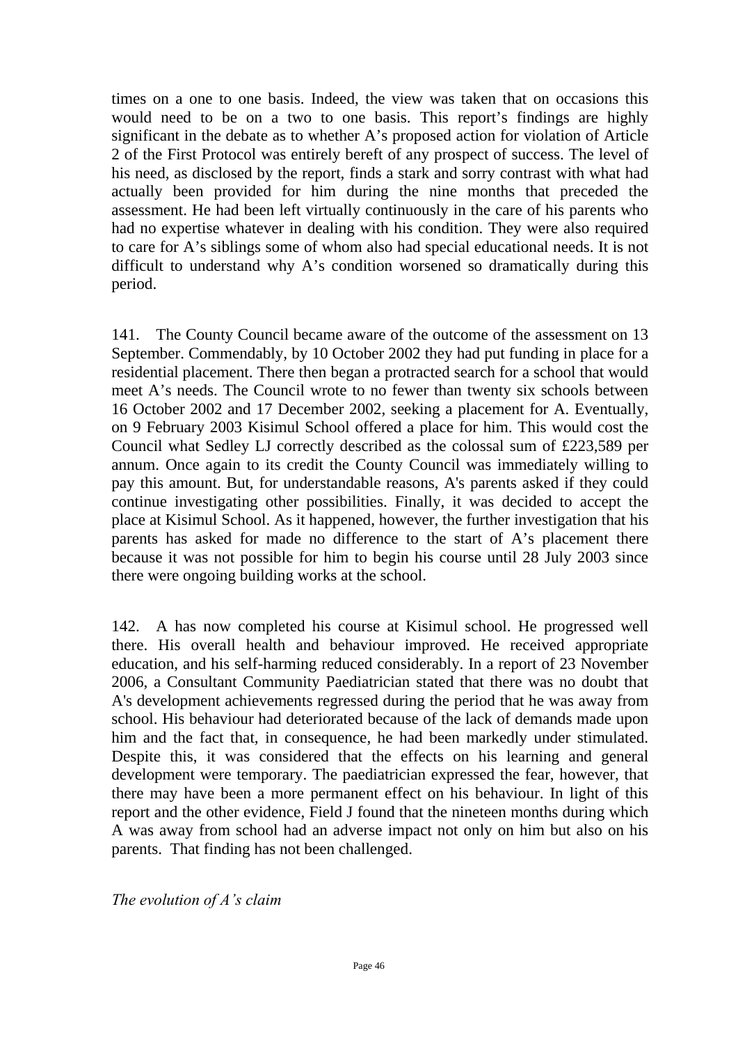times on a one to one basis. Indeed, the view was taken that on occasions this would need to be on a two to one basis. This report's findings are highly significant in the debate as to whether A's proposed action for violation of Article 2 of the First Protocol was entirely bereft of any prospect of success. The level of his need, as disclosed by the report, finds a stark and sorry contrast with what had actually been provided for him during the nine months that preceded the assessment. He had been left virtually continuously in the care of his parents who had no expertise whatever in dealing with his condition. They were also required to care for A's siblings some of whom also had special educational needs. It is not difficult to understand why A's condition worsened so dramatically during this period.

141. The County Council became aware of the outcome of the assessment on 13 September. Commendably, by 10 October 2002 they had put funding in place for a residential placement. There then began a protracted search for a school that would meet A's needs. The Council wrote to no fewer than twenty six schools between 16 October 2002 and 17 December 2002, seeking a placement for A. Eventually, on 9 February 2003 Kisimul School offered a place for him. This would cost the Council what Sedley LJ correctly described as the colossal sum of £223,589 per annum. Once again to its credit the County Council was immediately willing to pay this amount. But, for understandable reasons, A's parents asked if they could continue investigating other possibilities. Finally, it was decided to accept the place at Kisimul School. As it happened, however, the further investigation that his parents has asked for made no difference to the start of A's placement there because it was not possible for him to begin his course until 28 July 2003 since there were ongoing building works at the school.

142. A has now completed his course at Kisimul school. He progressed well there. His overall health and behaviour improved. He received appropriate education, and his self-harming reduced considerably. In a report of 23 November 2006, a Consultant Community Paediatrician stated that there was no doubt that A's development achievements regressed during the period that he was away from school. His behaviour had deteriorated because of the lack of demands made upon him and the fact that, in consequence, he had been markedly under stimulated. Despite this, it was considered that the effects on his learning and general development were temporary. The paediatrician expressed the fear, however, that there may have been a more permanent effect on his behaviour. In light of this report and the other evidence, Field J found that the nineteen months during which A was away from school had an adverse impact not only on him but also on his parents. That finding has not been challenged.

*The evolution of A's claim*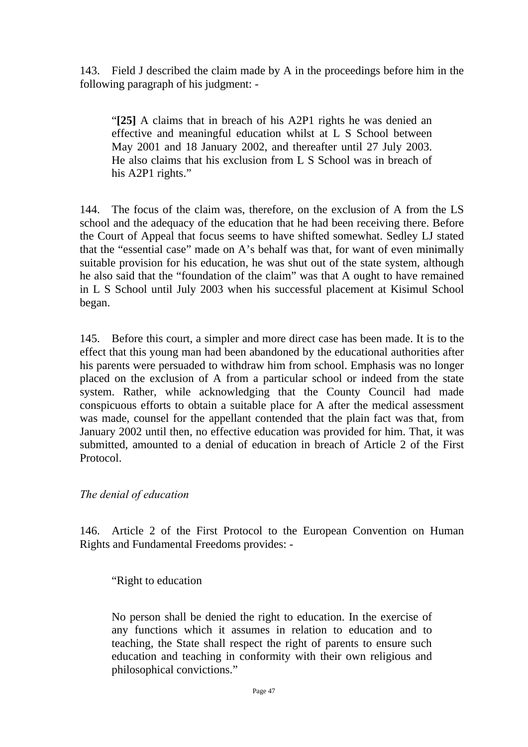143. Field J described the claim made by A in the proceedings before him in the following paragraph of his judgment: -

> "**[25]** A claims that in breach of his A2P1 rights he was denied an effective and meaningful education whilst at L S School between May 2001 and 18 January 2002, and thereafter until 27 July 2003. He also claims that his exclusion from L S School was in breach of his A2P1 rights."

144. The focus of the claim was, therefore, on the exclusion of A from the LS school and the adequacy of the education that he had been receiving there. Before the Court of Appeal that focus seems to have shifted somewhat. Sedley LJ stated that the "essential case" made on A's behalf was that, for want of even minimally suitable provision for his education, he was shut out of the state system, although he also said that the "foundation of the claim" was that A ought to have remained in L S School until July 2003 when his successful placement at Kisimul School began.

145. Before this court, a simpler and more direct case has been made. It is to the effect that this young man had been abandoned by the educational authorities after his parents were persuaded to withdraw him from school. Emphasis was no longer placed on the exclusion of A from a particular school or indeed from the state system. Rather, while acknowledging that the County Council had made conspicuous efforts to obtain a suitable place for A after the medical assessment was made, counsel for the appellant contended that the plain fact was that, from January 2002 until then, no effective education was provided for him. That, it was submitted, amounted to a denial of education in breach of Article 2 of the First Protocol.

*The denial of education*

146. Article 2 of the First Protocol to the European Convention on Human Rights and Fundamental Freedoms provides: -

> "Right to education
>
> No person shall be denied the right to education. In the exercise of any functions which it assumes in relation to education and to teaching, the State shall respect the right of parents to ensure such education and teaching in conformity with their own religious and philosophical convictions."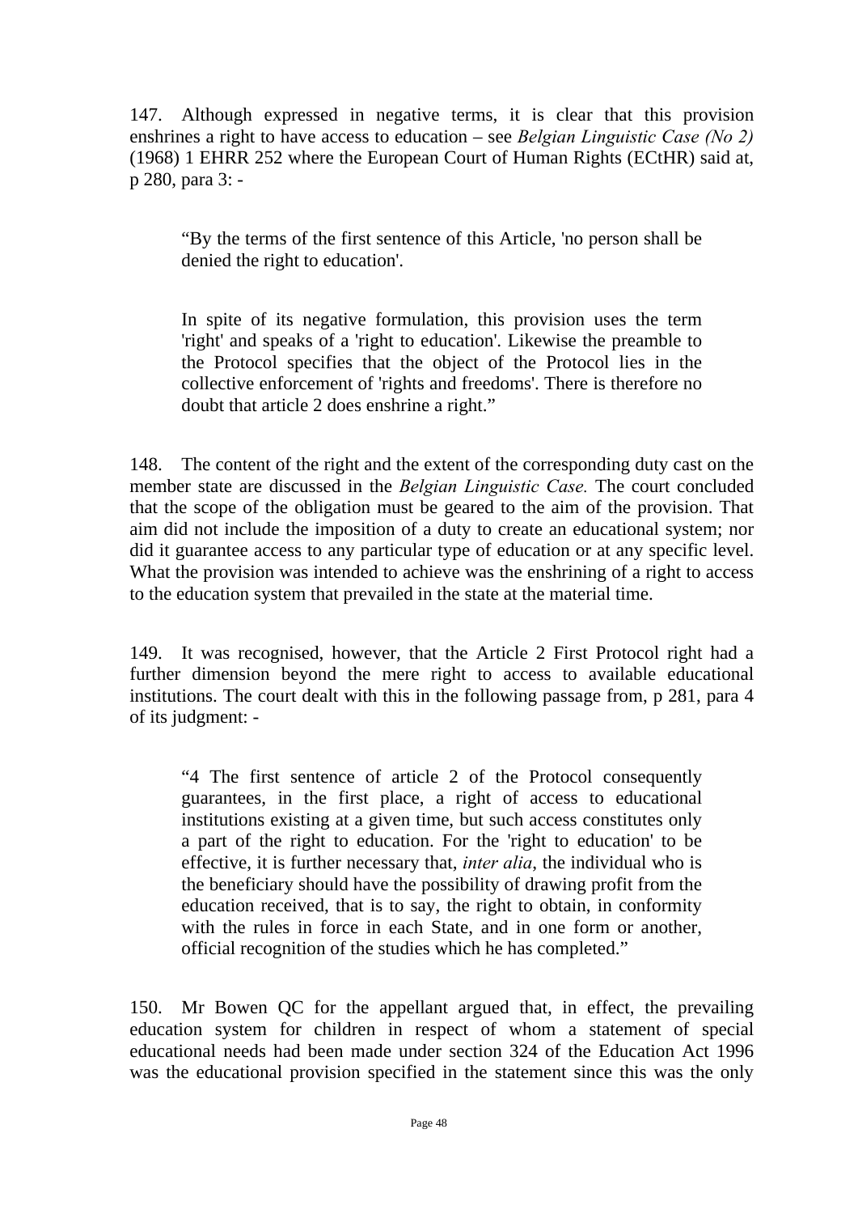147. Although expressed in negative terms, it is clear that this provision enshrines a right to have access to education – see *Belgian Linguistic Case (No 2)* (1968) 1 EHRR 252 where the European Court of Human Rights (ECtHR) said at, p 280, para 3: -

> "By the terms of the first sentence of this Article, 'no person shall be denied the right to education'.
>
> In spite of its negative formulation, this provision uses the term 'right' and speaks of a 'right to education'. Likewise the preamble to the Protocol specifies that the object of the Protocol lies in the collective enforcement of 'rights and freedoms'. There is therefore no doubt that article 2 does enshrine a right."

148. The content of the right and the extent of the corresponding duty cast on the member state are discussed in the *Belgian Linguistic Case.* The court concluded that the scope of the obligation must be geared to the aim of the provision. That aim did not include the imposition of a duty to create an educational system; nor did it guarantee access to any particular type of education or at any specific level. What the provision was intended to achieve was the enshrining of a right to access to the education system that prevailed in the state at the material time.

149. It was recognised, however, that the Article 2 First Protocol right had a further dimension beyond the mere right to access to available educational institutions. The court dealt with this in the following passage from, p 281, para 4 of its judgment: -

> "4 The first sentence of article 2 of the Protocol consequently guarantees, in the first place, a right of access to educational institutions existing at a given time, but such access constitutes only a part of the right to education. For the 'right to education' to be effective, it is further necessary that, *inter alia*, the individual who is the beneficiary should have the possibility of drawing profit from the education received, that is to say, the right to obtain, in conformity with the rules in force in each State, and in one form or another, official recognition of the studies which he has completed."

150. Mr Bowen QC for the appellant argued that, in effect, the prevailing education system for children in respect of whom a statement of special educational needs had been made under section 324 of the Education Act 1996 was the educational provision specified in the statement since this was the only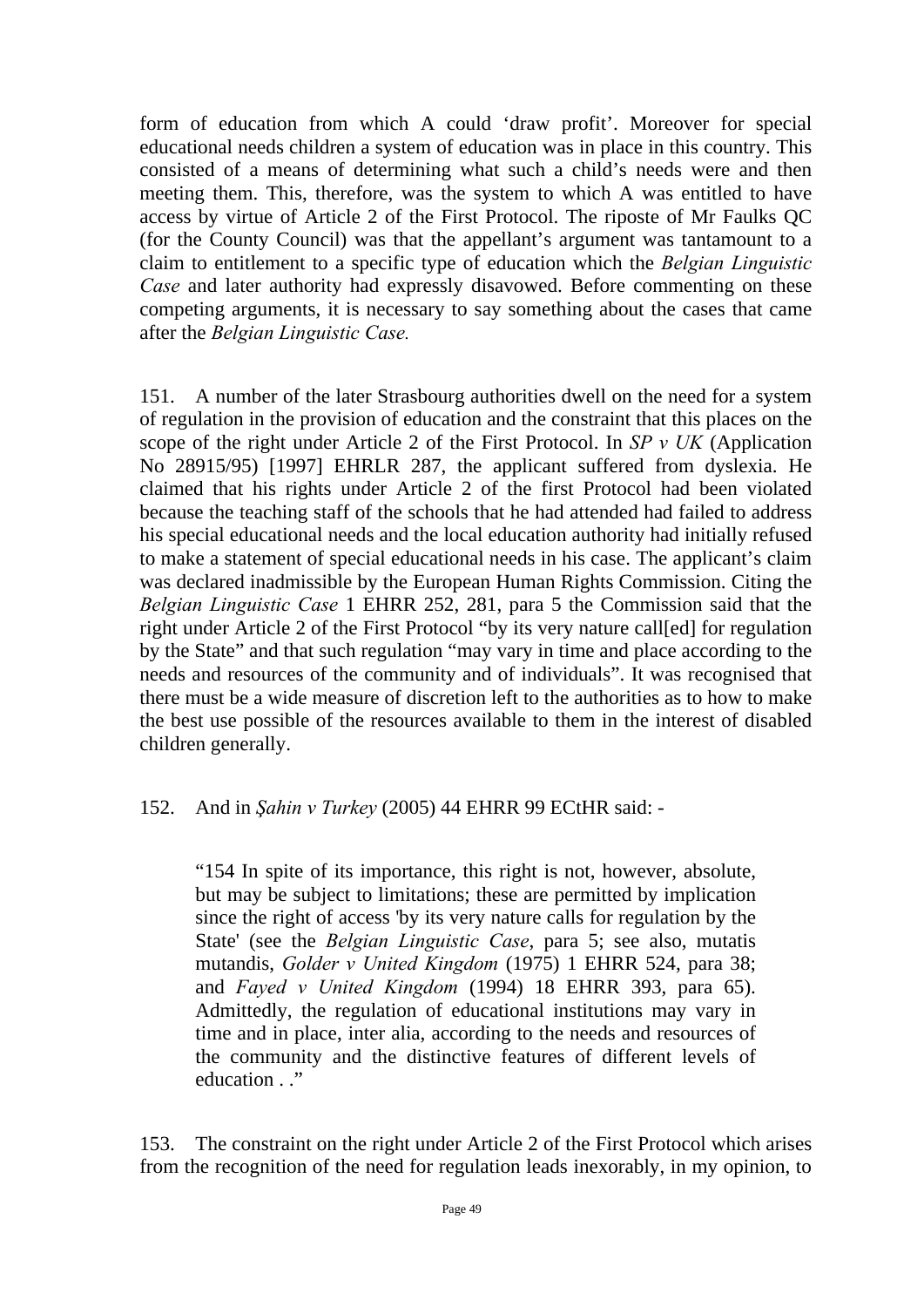form of education from which A could 'draw profit'. Moreover for special educational needs children a system of education was in place in this country. This consisted of a means of determining what such a child's needs were and then meeting them. This, therefore, was the system to which A was entitled to have access by virtue of Article 2 of the First Protocol. The riposte of Mr Faulks QC (for the County Council) was that the appellant's argument was tantamount to a claim to entitlement to a specific type of education which the *Belgian Linguistic Case* and later authority had expressly disavowed. Before commenting on these competing arguments, it is necessary to say something about the cases that came after the *Belgian Linguistic Case.*

151. A number of the later Strasbourg authorities dwell on the need for a system of regulation in the provision of education and the constraint that this places on the scope of the right under Article 2 of the First Protocol. In *SP v UK* (Application No 28915/95) [1997] EHRLR 287, the applicant suffered from dyslexia. He claimed that his rights under Article 2 of the first Protocol had been violated because the teaching staff of the schools that he had attended had failed to address his special educational needs and the local education authority had initially refused to make a statement of special educational needs in his case. The applicant's claim was declared inadmissible by the European Human Rights Commission. Citing the *Belgian Linguistic Case* 1 EHRR 252, 281, para 5 the Commission said that the right under Article 2 of the First Protocol "by its very nature call[ed] for regulation by the State" and that such regulation "may vary in time and place according to the needs and resources of the community and of individuals". It was recognised that there must be a wide measure of discretion left to the authorities as to how to make the best use possible of the resources available to them in the interest of disabled children generally.

152. And in *Şahin v Turkey* (2005) 44 EHRR 99 ECtHR said: -

> "154 In spite of its importance, this right is not, however, absolute, but may be subject to limitations; these are permitted by implication since the right of access 'by its very nature calls for regulation by the State' (see the *Belgian Linguistic Case*, para 5; see also, mutatis mutandis, *Golder v United Kingdom* (1975) 1 EHRR 524, para 38; and *Fayed v United Kingdom* (1994) 18 EHRR 393, para 65). Admittedly, the regulation of educational institutions may vary in time and in place, inter alia, according to the needs and resources of the community and the distinctive features of different levels of education . ."

153. The constraint on the right under Article 2 of the First Protocol which arises from the recognition of the need for regulation leads inexorably, in my opinion, to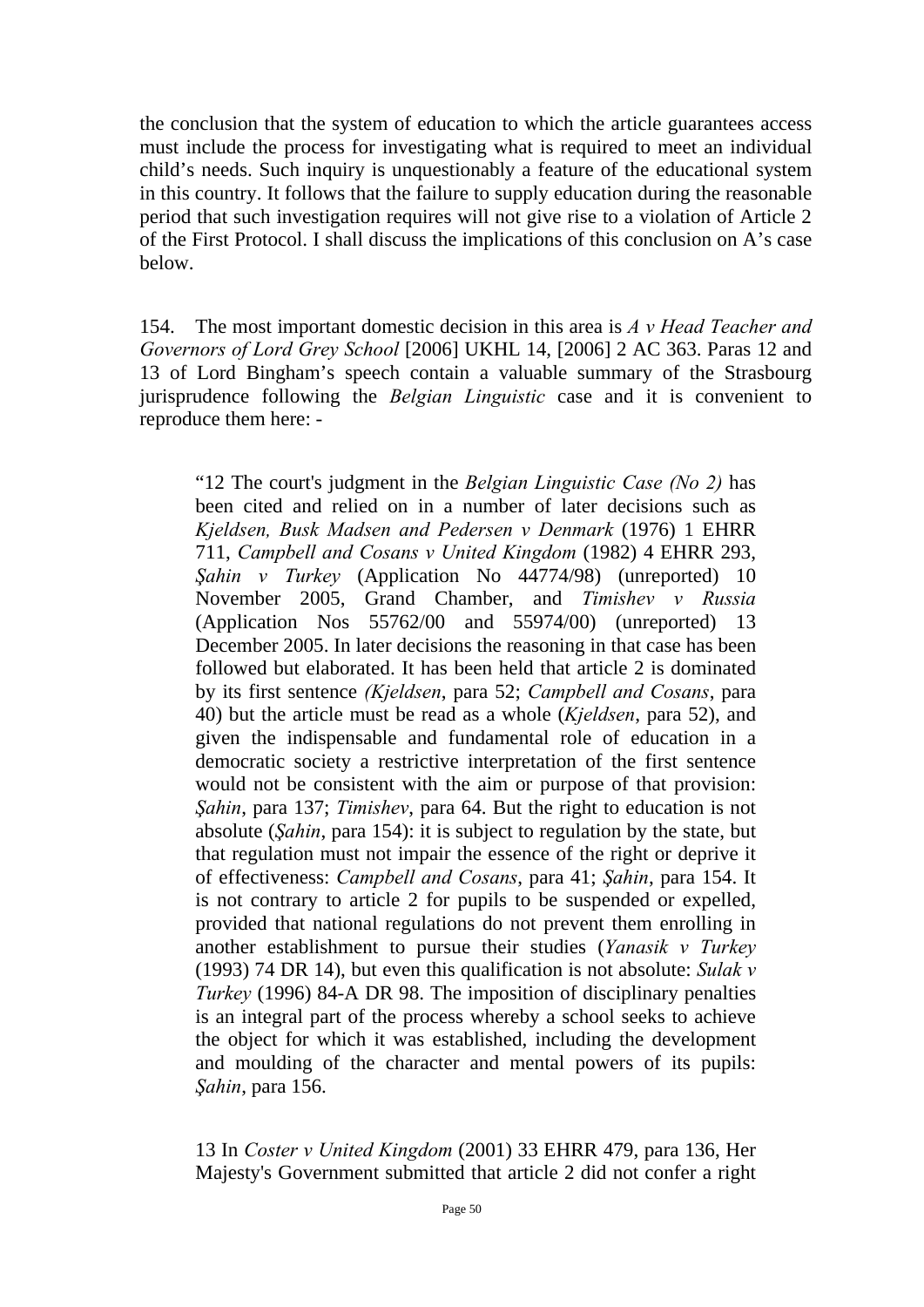the conclusion that the system of education to which the article guarantees access must include the process for investigating what is required to meet an individual child's needs. Such inquiry is unquestionably a feature of the educational system in this country. It follows that the failure to supply education during the reasonable period that such investigation requires will not give rise to a violation of Article 2 of the First Protocol. I shall discuss the implications of this conclusion on A's case below.

154. The most important domestic decision in this area is *A v Head Teacher and Governors of Lord Grey School* [2006] UKHL 14, [2006] 2 AC 363. Paras 12 and 13 of Lord Bingham's speech contain a valuable summary of the Strasbourg jurisprudence following the *Belgian Linguistic* case and it is convenient to reproduce them here: -

> "12 The court's judgment in the *Belgian Linguistic Case (No 2)* has been cited and relied on in a number of later decisions such as *Kjeldsen, Busk Madsen and Pedersen v Denmark* (1976) 1 EHRR 711, *Campbell and Cosans v United Kingdom* (1982) 4 EHRR 293, *Şahin v Turkey* (Application No 44774/98) (unreported) 10 November 2005, Grand Chamber, and *Timishev v Russia* (Application Nos 55762/00 and 55974/00) (unreported) 13 December 2005. In later decisions the reasoning in that case has been followed but elaborated. It has been held that article 2 is dominated by its first sentence *(Kjeldsen*, para 52; *Campbell and Cosans*, para 40) but the article must be read as a whole (*Kjeldsen*, para 52), and given the indispensable and fundamental role of education in a democratic society a restrictive interpretation of the first sentence would not be consistent with the aim or purpose of that provision: *Şahin*, para 137; *Timishev*, para 64. But the right to education is not absolute (*Şahin*, para 154): it is subject to regulation by the state, but that regulation must not impair the essence of the right or deprive it of effectiveness: *Campbell and Cosans*, para 41; *Şahin*, para 154. It is not contrary to article 2 for pupils to be suspended or expelled, provided that national regulations do not prevent them enrolling in another establishment to pursue their studies (*Yanasik v Turkey* (1993) 74 DR 14), but even this qualification is not absolute: *Sulak v Turkey* (1996) 84-A DR 98. The imposition of disciplinary penalties is an integral part of the process whereby a school seeks to achieve the object for which it was established, including the development and moulding of the character and mental powers of its pupils: *Şahin*, para 156.
>
> 13 In *Coster v United Kingdom* (2001) 33 EHRR 479, para 136, Her Majesty's Government submitted that article 2 did not confer a right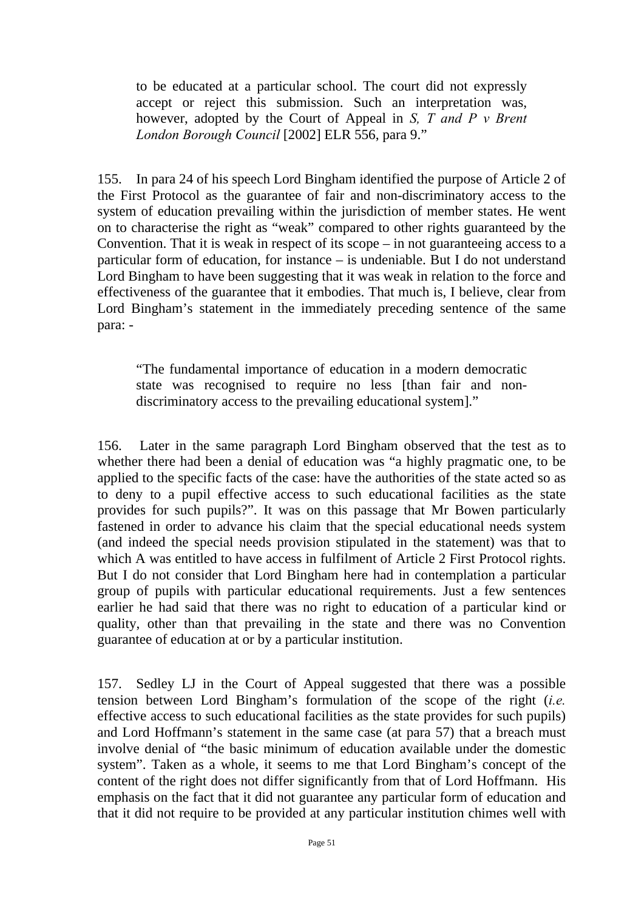> to be educated at a particular school. The court did not expressly accept or reject this submission. Such an interpretation was, however, adopted by the Court of Appeal in *S, T and P v Brent London Borough Council* [2002] ELR 556, para 9."

155. In para 24 of his speech Lord Bingham identified the purpose of Article 2 of the First Protocol as the guarantee of fair and non-discriminatory access to the system of education prevailing within the jurisdiction of member states. He went on to characterise the right as "weak" compared to other rights guaranteed by the Convention. That it is weak in respect of its scope – in not guaranteeing access to a particular form of education, for instance – is undeniable. But I do not understand Lord Bingham to have been suggesting that it was weak in relation to the force and effectiveness of the guarantee that it embodies. That much is, I believe, clear from Lord Bingham's statement in the immediately preceding sentence of the same para: -

> "The fundamental importance of education in a modern democratic state was recognised to require no less [than fair and non-discriminatory access to the prevailing educational system]."

156. Later in the same paragraph Lord Bingham observed that the test as to whether there had been a denial of education was "a highly pragmatic one, to be applied to the specific facts of the case: have the authorities of the state acted so as to deny to a pupil effective access to such educational facilities as the state provides for such pupils?". It was on this passage that Mr Bowen particularly fastened in order to advance his claim that the special educational needs system (and indeed the special needs provision stipulated in the statement) was that to which A was entitled to have access in fulfilment of Article 2 First Protocol rights. But I do not consider that Lord Bingham here had in contemplation a particular group of pupils with particular educational requirements. Just a few sentences earlier he had said that there was no right to education of a particular kind or quality, other than that prevailing in the state and there was no Convention guarantee of education at or by a particular institution.

157. Sedley LJ in the Court of Appeal suggested that there was a possible tension between Lord Bingham's formulation of the scope of the right (*i.e.* effective access to such educational facilities as the state provides for such pupils) and Lord Hoffmann's statement in the same case (at para 57) that a breach must involve denial of "the basic minimum of education available under the domestic system". Taken as a whole, it seems to me that Lord Bingham's concept of the content of the right does not differ significantly from that of Lord Hoffmann. His emphasis on the fact that it did not guarantee any particular form of education and that it did not require to be provided at any particular institution chimes well with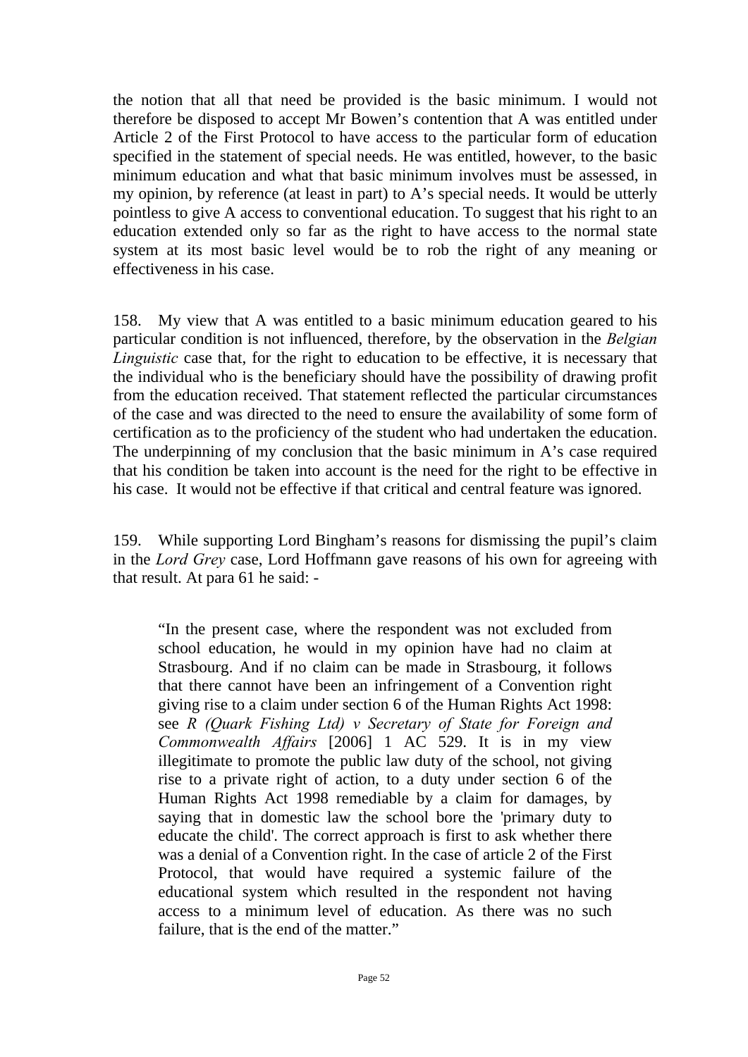the notion that all that need be provided is the basic minimum. I would not therefore be disposed to accept Mr Bowen's contention that A was entitled under Article 2 of the First Protocol to have access to the particular form of education specified in the statement of special needs. He was entitled, however, to the basic minimum education and what that basic minimum involves must be assessed, in my opinion, by reference (at least in part) to A's special needs. It would be utterly pointless to give A access to conventional education. To suggest that his right to an education extended only so far as the right to have access to the normal state system at its most basic level would be to rob the right of any meaning or effectiveness in his case.

158. My view that A was entitled to a basic minimum education geared to his particular condition is not influenced, therefore, by the observation in the *Belgian Linguistic* case that, for the right to education to be effective, it is necessary that the individual who is the beneficiary should have the possibility of drawing profit from the education received. That statement reflected the particular circumstances of the case and was directed to the need to ensure the availability of some form of certification as to the proficiency of the student who had undertaken the education. The underpinning of my conclusion that the basic minimum in A's case required that his condition be taken into account is the need for the right to be effective in his case. It would not be effective if that critical and central feature was ignored.

159. While supporting Lord Bingham's reasons for dismissing the pupil's claim in the *Lord Grey* case, Lord Hoffmann gave reasons of his own for agreeing with that result. At para 61 he said: -

> "In the present case, where the respondent was not excluded from school education, he would in my opinion have had no claim at Strasbourg. And if no claim can be made in Strasbourg, it follows that there cannot have been an infringement of a Convention right giving rise to a claim under section 6 of the Human Rights Act 1998: see *R (Quark Fishing Ltd) v Secretary of State for Foreign and Commonwealth Affairs* [2006] 1 AC 529. It is in my view illegitimate to promote the public law duty of the school, not giving rise to a private right of action, to a duty under section 6 of the Human Rights Act 1998 remediable by a claim for damages, by saying that in domestic law the school bore the 'primary duty to educate the child'. The correct approach is first to ask whether there was a denial of a Convention right. In the case of article 2 of the First Protocol, that would have required a systemic failure of the educational system which resulted in the respondent not having access to a minimum level of education. As there was no such failure, that is the end of the matter."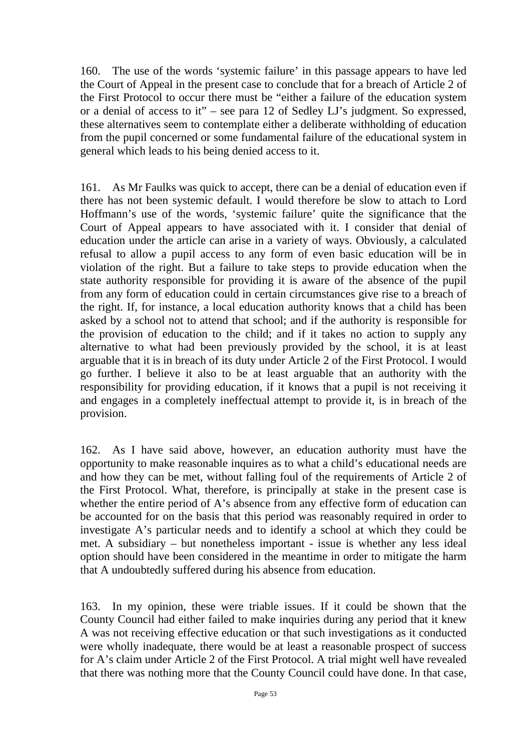160. The use of the words 'systemic failure' in this passage appears to have led the Court of Appeal in the present case to conclude that for a breach of Article 2 of the First Protocol to occur there must be "either a failure of the education system or a denial of access to it" – see para 12 of Sedley LJ's judgment. So expressed, these alternatives seem to contemplate either a deliberate withholding of education from the pupil concerned or some fundamental failure of the educational system in general which leads to his being denied access to it.

161. As Mr Faulks was quick to accept, there can be a denial of education even if there has not been systemic default. I would therefore be slow to attach to Lord Hoffmann's use of the words, 'systemic failure' quite the significance that the Court of Appeal appears to have associated with it. I consider that denial of education under the article can arise in a variety of ways. Obviously, a calculated refusal to allow a pupil access to any form of even basic education will be in violation of the right. But a failure to take steps to provide education when the state authority responsible for providing it is aware of the absence of the pupil from any form of education could in certain circumstances give rise to a breach of the right. If, for instance, a local education authority knows that a child has been asked by a school not to attend that school; and if the authority is responsible for the provision of education to the child; and if it takes no action to supply any alternative to what had been previously provided by the school, it is at least arguable that it is in breach of its duty under Article 2 of the First Protocol. I would go further. I believe it also to be at least arguable that an authority with the responsibility for providing education, if it knows that a pupil is not receiving it and engages in a completely ineffectual attempt to provide it, is in breach of the provision.

162. As I have said above, however, an education authority must have the opportunity to make reasonable inquires as to what a child's educational needs are and how they can be met, without falling foul of the requirements of Article 2 of the First Protocol. What, therefore, is principally at stake in the present case is whether the entire period of A's absence from any effective form of education can be accounted for on the basis that this period was reasonably required in order to investigate A's particular needs and to identify a school at which they could be met. A subsidiary – but nonetheless important - issue is whether any less ideal option should have been considered in the meantime in order to mitigate the harm that A undoubtedly suffered during his absence from education.

163. In my opinion, these were triable issues. If it could be shown that the County Council had either failed to make inquiries during any period that it knew A was not receiving effective education or that such investigations as it conducted were wholly inadequate, there would be at least a reasonable prospect of success for A's claim under Article 2 of the First Protocol. A trial might well have revealed that there was nothing more that the County Council could have done. In that case,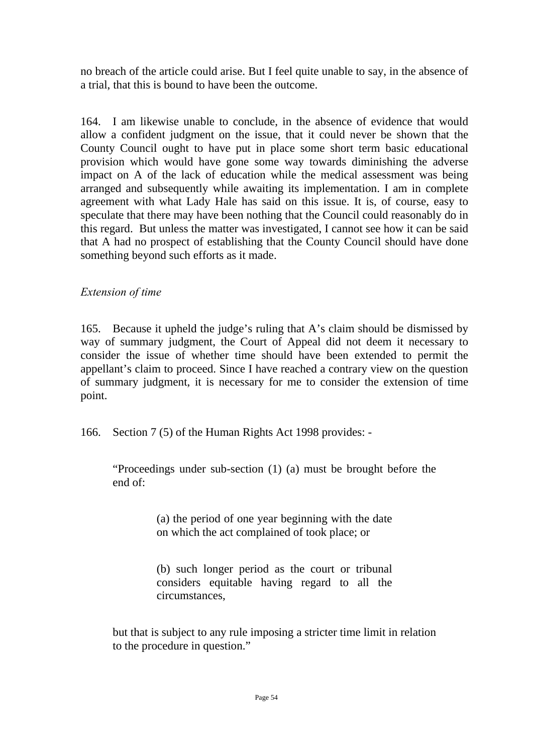no breach of the article could arise. But I feel quite unable to say, in the absence of a trial, that this is bound to have been the outcome.

164. I am likewise unable to conclude, in the absence of evidence that would allow a confident judgment on the issue, that it could never be shown that the County Council ought to have put in place some short term basic educational provision which would have gone some way towards diminishing the adverse impact on A of the lack of education while the medical assessment was being arranged and subsequently while awaiting its implementation. I am in complete agreement with what Lady Hale has said on this issue. It is, of course, easy to speculate that there may have been nothing that the Council could reasonably do in this regard. But unless the matter was investigated, I cannot see how it can be said that A had no prospect of establishing that the County Council should have done something beyond such efforts as it made.

*Extension of time*

165. Because it upheld the judge's ruling that A's claim should be dismissed by way of summary judgment, the Court of Appeal did not deem it necessary to consider the issue of whether time should have been extended to permit the appellant's claim to proceed. Since I have reached a contrary view on the question of summary judgment, it is necessary for me to consider the extension of time point.

166. Section 7 (5) of the Human Rights Act 1998 provides: -

> "Proceedings under sub-section (1) (a) must be brought before the end of:
>
> > (a) the period of one year beginning with the date on which the act complained of took place; or
> >
> > (b) such longer period as the court or tribunal considers equitable having regard to all the circumstances,
>
> but that is subject to any rule imposing a stricter time limit in relation to the procedure in question."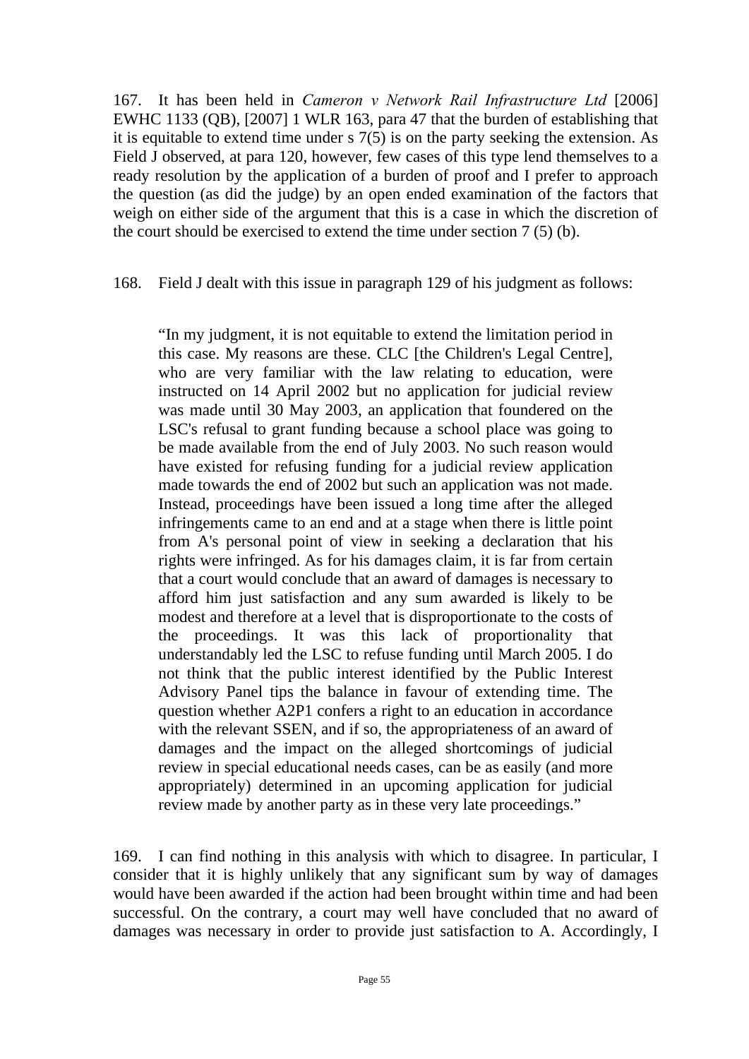167. It has been held in *Cameron v Network Rail Infrastructure Ltd* [2006] EWHC 1133 (QB), [2007] 1 WLR 163, para 47 that the burden of establishing that it is equitable to extend time under s 7(5) is on the party seeking the extension. As Field J observed, at para 120, however, few cases of this type lend themselves to a ready resolution by the application of a burden of proof and I prefer to approach the question (as did the judge) by an open ended examination of the factors that weigh on either side of the argument that this is a case in which the discretion of the court should be exercised to extend the time under section 7 (5) (b).

168. Field J dealt with this issue in paragraph 129 of his judgment as follows:

> "In my judgment, it is not equitable to extend the limitation period in this case. My reasons are these. CLC [the Children's Legal Centre], who are very familiar with the law relating to education, were instructed on 14 April 2002 but no application for judicial review was made until 30 May 2003, an application that foundered on the LSC's refusal to grant funding because a school place was going to be made available from the end of July 2003. No such reason would have existed for refusing funding for a judicial review application made towards the end of 2002 but such an application was not made. Instead, proceedings have been issued a long time after the alleged infringements came to an end and at a stage when there is little point from A's personal point of view in seeking a declaration that his rights were infringed. As for his damages claim, it is far from certain that a court would conclude that an award of damages is necessary to afford him just satisfaction and any sum awarded is likely to be modest and therefore at a level that is disproportionate to the costs of the proceedings. It was this lack of proportionality that understandably led the LSC to refuse funding until March 2005. I do not think that the public interest identified by the Public Interest Advisory Panel tips the balance in favour of extending time. The question whether A2P1 confers a right to an education in accordance with the relevant SSEN, and if so, the appropriateness of an award of damages and the impact on the alleged shortcomings of judicial review in special educational needs cases, can be as easily (and more appropriately) determined in an upcoming application for judicial review made by another party as in these very late proceedings."

169. I can find nothing in this analysis with which to disagree. In particular, I consider that it is highly unlikely that any significant sum by way of damages would have been awarded if the action had been brought within time and had been successful. On the contrary, a court may well have concluded that no award of damages was necessary in order to provide just satisfaction to A. Accordingly, I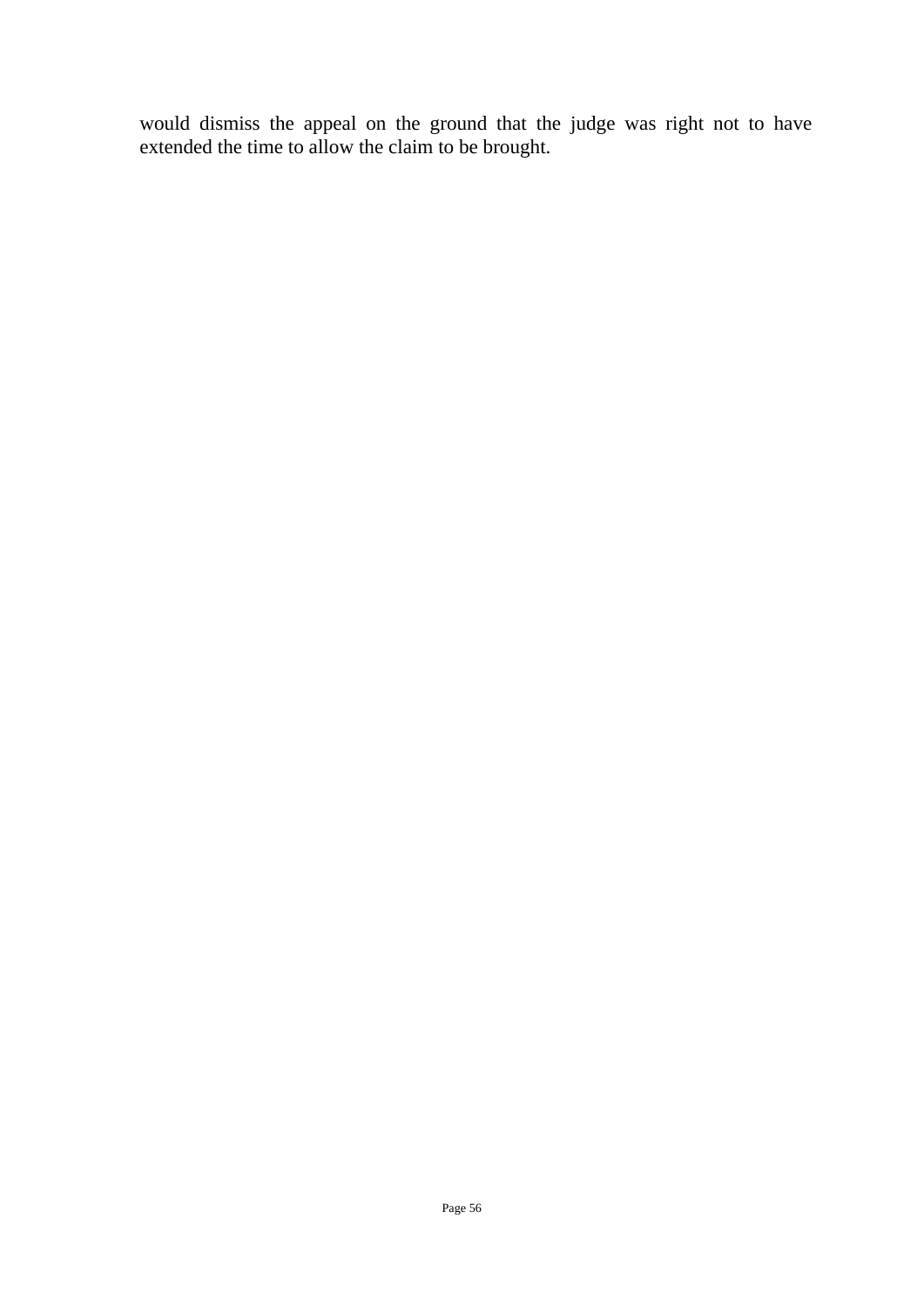would dismiss the appeal on the ground that the judge was right not to have extended the time to allow the claim to be brought.